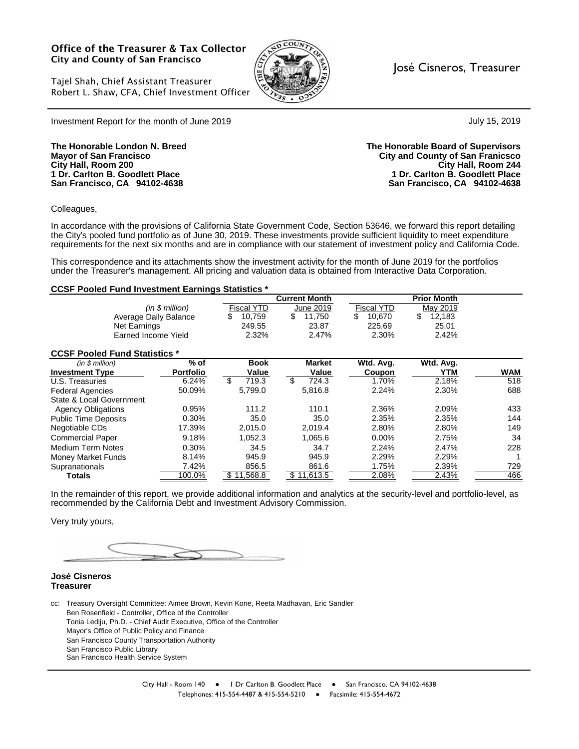**Office of the Treasurer & Tax Collector**
**City and County of San Francisco**

Tajel Shah, Chief Assistant Treasurer
Robert L. Shaw, CFA, Chief Investment Officer

José Cisneros, Treasurer

Investment Report for the month of June 2019

July 15, 2019

**The Honorable London N. Breed**
**Mayor of San Francisco**
**City Hall, Room 200**
**1 Dr. Carlton B. Goodlett Place**
**San Francisco, CA 94102-4638**

**The Honorable Board of Supervisors**
**City and County of San Franicsco**
**City Hall, Room 244**
**1 Dr. Carlton B. Goodlett Place**
**San Francisco, CA 94102-4638**

Colleagues,

In accordance with the provisions of California State Government Code, Section 53646, we forward this report detailing the City's pooled fund portfolio as of June 30, 2019. These investments provide sufficient liquidity to meet expenditure requirements for the next six months and are in compliance with our statement of investment policy and California Code.

This correspondence and its attachments show the investment activity for the month of June 2019 for the portfolios under the Treasurer's management. All pricing and valuation data is obtained from Interactive Data Corporation.

**CCSF Pooled Fund Investment Earnings Statistics ***

| | Current Month | | Prior Month | |
|---|---|---|---|---|
| *(in $ million)* | Fiscal YTD | June 2019 | Fiscal YTD | May 2019 |
| Average Daily Balance | $ 10,759 | $ 11,750 | $ 10,670 | $ 12,183 |
| Net Earnings | 249.55 | 23.87 | 225.69 | 25.01 |
| Earned Income Yield | 2.32% | 2.47% | 2.30% | 2.42% |

**CCSF Pooled Fund Statistics ***

| *(in $ million)* Investment Type | % of Portfolio | Book Value | Market Value | Wtd. Avg. Coupon | Wtd. Avg. YTM | WAM |
|---|---|---|---|---|---|---|
| U.S. Treasuries | 6.24% | $ 719.3 | $ 724.3 | 1.70% | 2.18% | 518 |
| Federal Agencies | 50.09% | 5,799.0 | 5,816.8 | 2.24% | 2.30% | 688 |
| State & Local Government Agency Obligations | 0.95% | 111.2 | 110.1 | 2.36% | 2.09% | 433 |
| Public Time Deposits | 0.30% | 35.0 | 35.0 | 2.35% | 2.35% | 144 |
| Negotiable CDs | 17.39% | 2,015.0 | 2,019.4 | 2.80% | 2.80% | 149 |
| Commercial Paper | 9.18% | 1,052.3 | 1,065.6 | 0.00% | 2.75% | 34 |
| Medium Term Notes | 0.30% | 34.5 | 34.7 | 2.24% | 2.47% | 228 |
| Money Market Funds | 8.14% | 945.9 | 945.9 | 2.29% | 2.29% | 1 |
| Supranationals | 7.42% | 856.5 | 861.6 | 1.75% | 2.39% | 729 |
| **Totals** | 100.0% | $ 11,568.8 | $ 11,613.5 | 2.08% | 2.43% | 466 |

In the remainder of this report, we provide additional information and analytics at the security-level and portfolio-level, as recommended by the California Debt and Investment Advisory Commission.

Very truly yours,

**José Cisneros**
**Treasurer**

cc: Treasury Oversight Committee: Aimee Brown, Kevin Kone, Reeta Madhavan, Eric Sandler
Ben Rosenfield - Controller, Office of the Controller
Tonia Lediju, Ph.D. - Chief Audit Executive, Office of the Controller
Mayor's Office of Public Policy and Finance
San Francisco County Transportation Authority
San Francisco Public Library
San Francisco Health Service System

City Hall - Room 140 ● 1 Dr Carlton B. Goodlett Place ● San Francisco, CA 94102-4638
Telephones: 415-554-4487 & 415-554-5210 ● Facsimile: 415-554-4672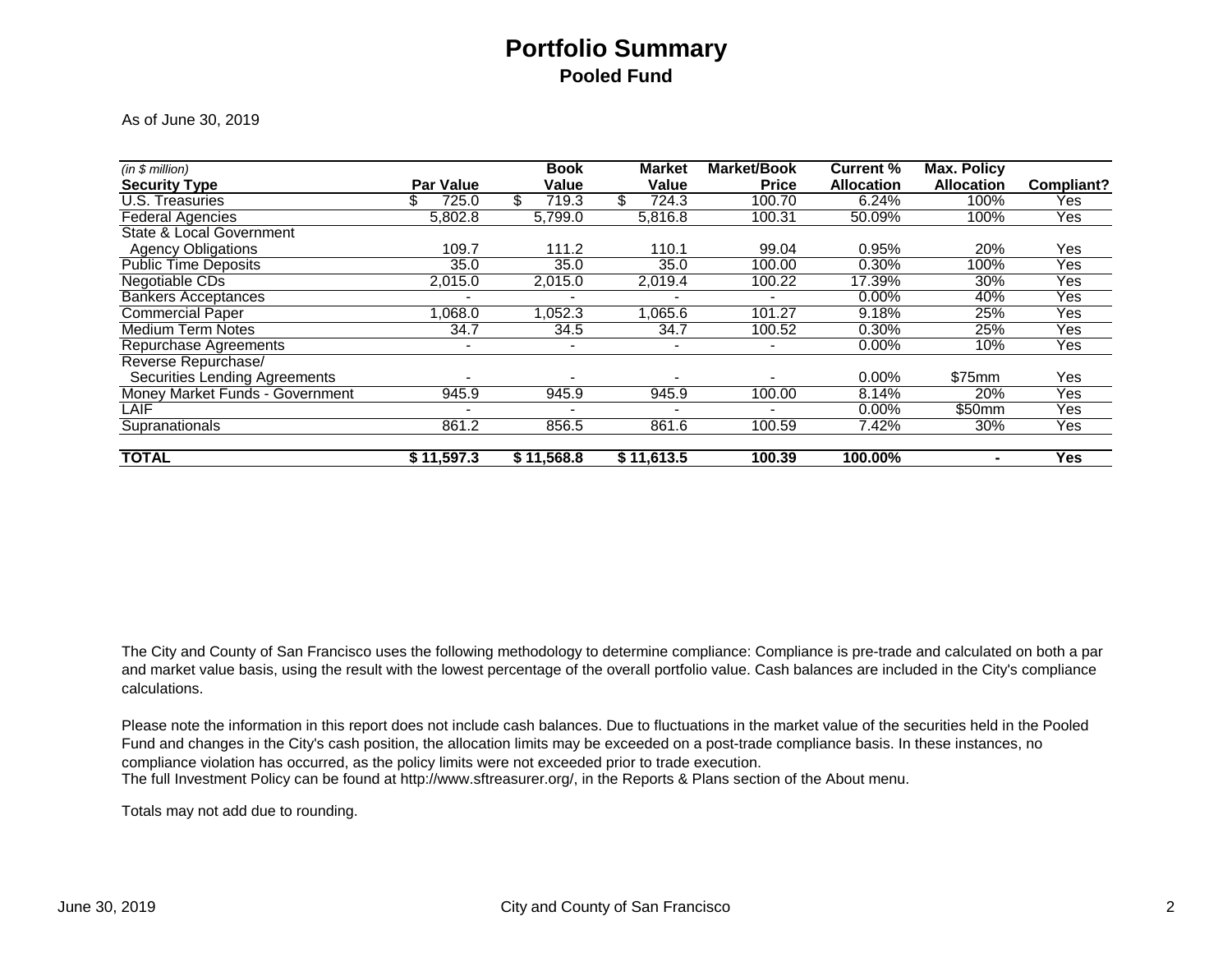# Portfolio Summary

## Pooled Fund

As of June 30, 2019

| *(in $ million)* Security Type | Par Value | Book Value | Market Value | Market/Book Price | Current % Allocation | Max. Policy Allocation | Compliant? |
|---|---|---|---|---|---|---|---|
| U.S. Treasuries | $ 725.0 | $ 719.3 | $ 724.3 | 100.70 | 6.24% | 100% | Yes |
| Federal Agencies | 5,802.8 | 5,799.0 | 5,816.8 | 100.31 | 50.09% | 100% | Yes |
| State & Local Government Agency Obligations | 109.7 | 111.2 | 110.1 | 99.04 | 0.95% | 20% | Yes |
| Public Time Deposits | 35.0 | 35.0 | 35.0 | 100.00 | 0.30% | 100% | Yes |
| Negotiable CDs | 2,015.0 | 2,015.0 | 2,019.4 | 100.22 | 17.39% | 30% | Yes |
| Bankers Acceptances | - | - | - | - | 0.00% | 40% | Yes |
| Commercial Paper | 1,068.0 | 1,052.3 | 1,065.6 | 101.27 | 9.18% | 25% | Yes |
| Medium Term Notes | 34.7 | 34.5 | 34.7 | 100.52 | 0.30% | 25% | Yes |
| Repurchase Agreements | - | - | - | - | 0.00% | 10% | Yes |
| Reverse Repurchase/ Securities Lending Agreements | - | - | - | - | 0.00% | $75mm | Yes |
| Money Market Funds - Government | 945.9 | 945.9 | 945.9 | 100.00 | 8.14% | 20% | Yes |
| LAIF | - | - | - | - | 0.00% | $50mm | Yes |
| Supranationals | 861.2 | 856.5 | 861.6 | 100.59 | 7.42% | 30% | Yes |
| **TOTAL** | **$ 11,597.3** | **$ 11,568.8** | **$ 11,613.5** | **100.39** | **100.00%** | **-** | **Yes** |

The City and County of San Francisco uses the following methodology to determine compliance: Compliance is pre-trade and calculated on both a par and market value basis, using the result with the lowest percentage of the overall portfolio value. Cash balances are included in the City's compliance calculations.

Please note the information in this report does not include cash balances. Due to fluctuations in the market value of the securities held in the Pooled Fund and changes in the City's cash position, the allocation limits may be exceeded on a post-trade compliance basis. In these instances, no compliance violation has occurred, as the policy limits were not exceeded prior to trade execution.
The full Investment Policy can be found at http://www.sftreasurer.org/, in the Reports & Plans section of the About menu.

Totals may not add due to rounding.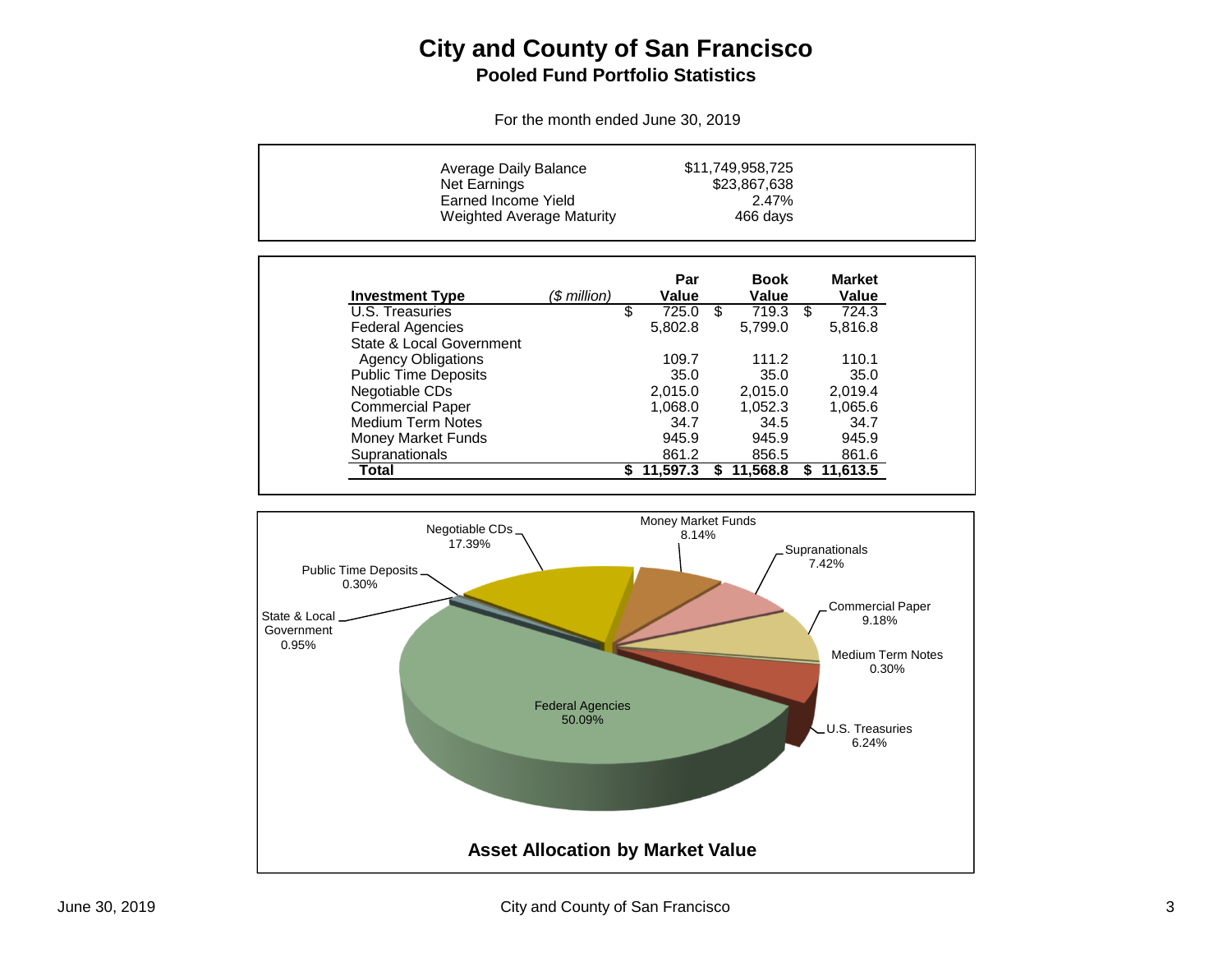# City and County of San Francisco

## Pooled Fund Portfolio Statistics

For the month ended June 30, 2019

| | |
|---|---|
| Average Daily Balance | $11,749,958,725 |
| Net Earnings | $23,867,638 |
| Earned Income Yield | 2.47% |
| Weighted Average Maturity | 466 days |

| Investment Type | ($ million) | Par Value | Book Value | Market Value |
|---|---|---|---|---|
| U.S. Treasuries | | $ 725.0 | $ 719.3 | $ 724.3 |
| Federal Agencies | | 5,802.8 | 5,799.0 | 5,816.8 |
| State & Local Government Agency Obligations | | 109.7 | 111.2 | 110.1 |
| Public Time Deposits | | 35.0 | 35.0 | 35.0 |
| Negotiable CDs | | 2,015.0 | 2,015.0 | 2,019.4 |
| Commercial Paper | | 1,068.0 | 1,052.3 | 1,065.6 |
| Medium Term Notes | | 34.7 | 34.5 | 34.7 |
| Money Market Funds | | 945.9 | 945.9 | 945.9 |
| Supranationals | | 861.2 | 856.5 | 861.6 |
| **Total** | | **$ 11,597.3** | **$ 11,568.8** | **$ 11,613.5** |

| Asset Type | Allocation |
|---|---|
| Federal Agencies | 50.09% |
| Negotiable CDs | 17.39% |
| Commercial Paper | 9.18% |
| Money Market Funds | 8.14% |
| Supranationals | 7.42% |
| U.S. Treasuries | 6.24% |
| State & Local Government | 0.95% |
| Public Time Deposits | 0.30% |
| Medium Term Notes | 0.30% |

**Asset Allocation by Market Value**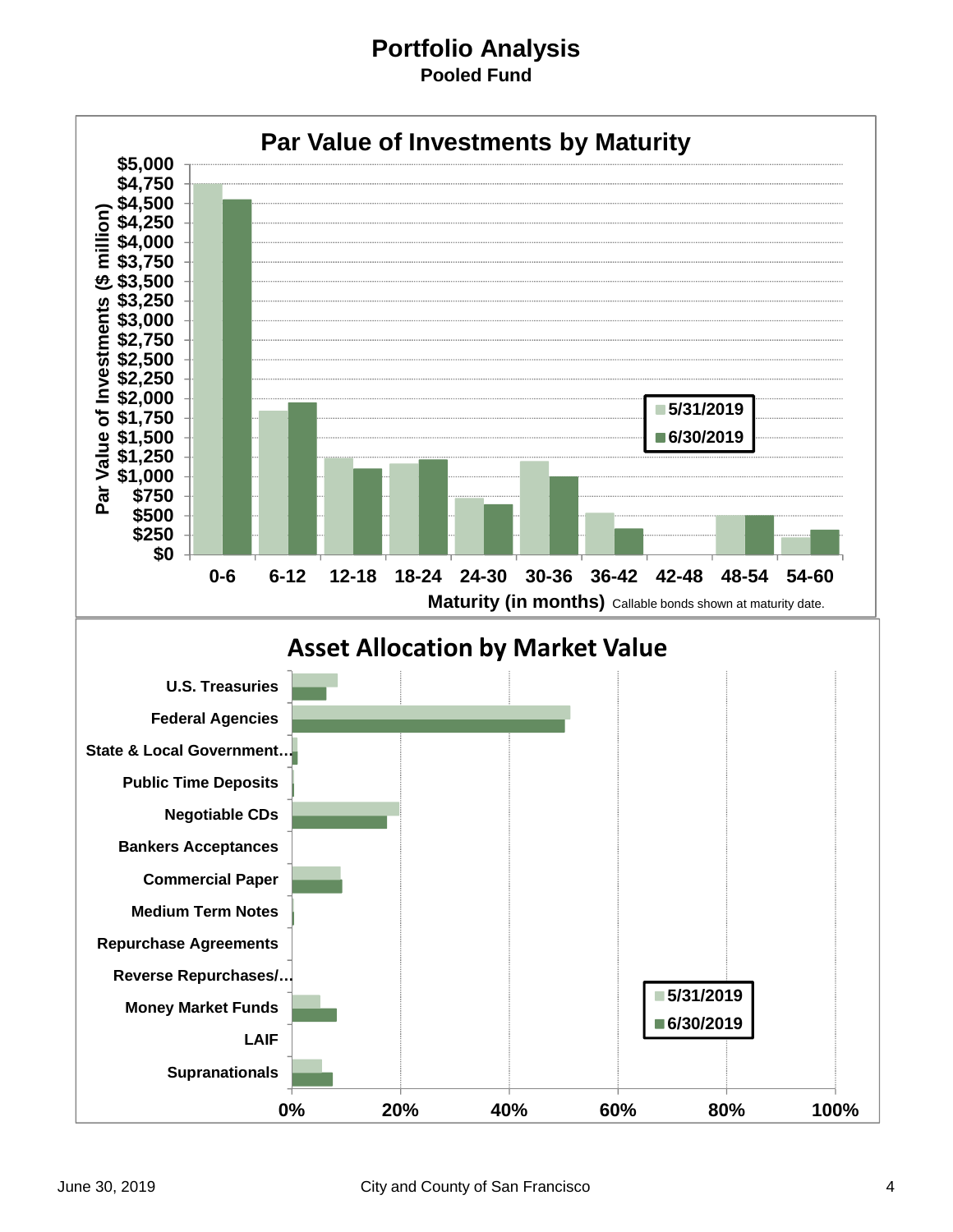# Portfolio Analysis

## Pooled Fund

### Par Value of Investments by Maturity

Par Value of Investments ($ million)

$5,000
$4,750
$4,500
$4,250
$4,000
$3,750
$3,500
$3,250
$3,000
$2,750
$2,500
$2,250
$2,000
$1,750
$1,500
$1,250
$1,000
$750
$500
$250
$0

0-6 | 6-12 | 12-18 | 18-24 | 24-30 | 30-36 | 36-42 | 42-48 | 48-54 | 54-60

Maturity (in months) Callable bonds shown at maturity date.

5/31/2019
6/30/2019

### Asset Allocation by Market Value

U.S. Treasuries
Federal Agencies
State & Local Government…
Public Time Deposits
Negotiable CDs
Bankers Acceptances
Commercial Paper
Medium Term Notes
Repurchase Agreements
Reverse Repurchases/…
Money Market Funds
LAIF
Supranationals

0% | 20% | 40% | 60% | 80% | 100%

5/31/2019
6/30/2019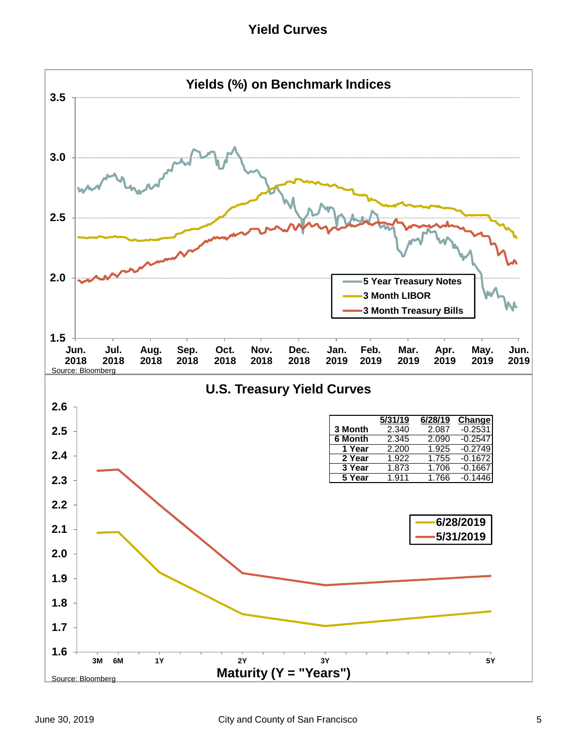# Yield Curves

## Yields (%) on Benchmark Indices

Source: Bloomberg

## U.S. Treasury Yield Curves

| | 5/31/19 | 6/28/19 | Change |
|---|---|---|---|
| 3 Month | 2.340 | 2.087 | -0.2531 |
| 6 Month | 2.345 | 2.090 | -0.2547 |
| 1 Year | 2.200 | 1.925 | -0.2749 |
| 2 Year | 1.922 | 1.755 | -0.1672 |
| 3 Year | 1.873 | 1.706 | -0.1667 |
| 5 Year | 1.911 | 1.766 | -0.1446 |

Source: Bloomberg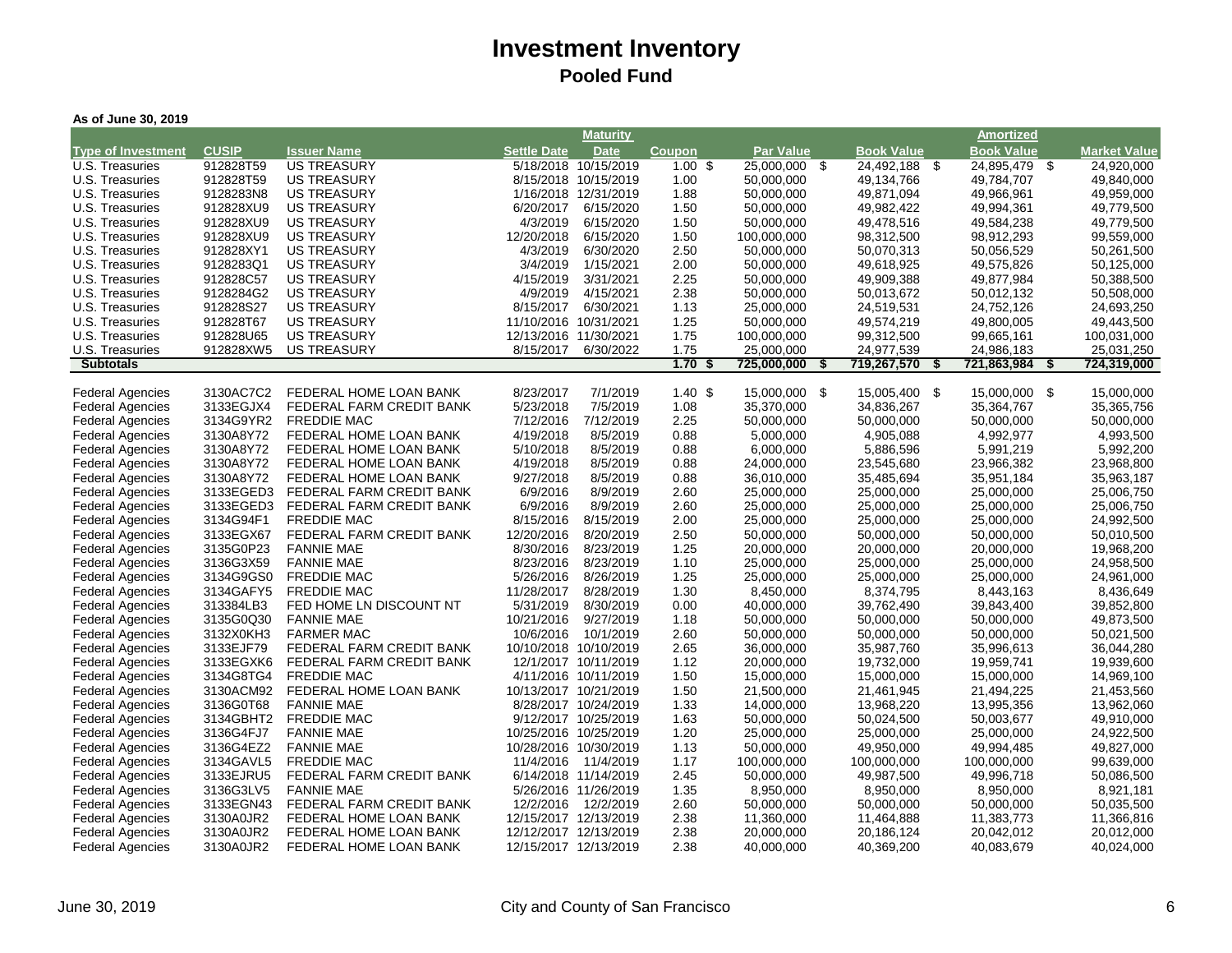# Investment Inventory

## Pooled Fund

**As of June 30, 2019**

| Type of Investment | CUSIP | Issuer Name | Settle Date | Maturity Date | Coupon | Par Value | Book Value | Amortized Book Value | Market Value |
|---|---|---|---|---|---|---|---|---|---|
| U.S. Treasuries | 912828T59 | US TREASURY | 5/18/2018 | 10/15/2019 | 1.00 | $ 25,000,000 | $ 24,492,188 | $ 24,895,479 | $ 24,920,000 |
| U.S. Treasuries | 912828T59 | US TREASURY | 8/15/2018 | 10/15/2019 | 1.00 | 50,000,000 | 49,134,766 | 49,784,707 | 49,840,000 |
| U.S. Treasuries | 9128283N8 | US TREASURY | 1/16/2018 | 12/31/2019 | 1.88 | 50,000,000 | 49,871,094 | 49,966,961 | 49,959,000 |
| U.S. Treasuries | 912828XU9 | US TREASURY | 6/20/2017 | 6/15/2020 | 1.50 | 50,000,000 | 49,982,422 | 49,994,361 | 49,779,500 |
| U.S. Treasuries | 912828XU9 | US TREASURY | 4/3/2019 | 6/15/2020 | 1.50 | 50,000,000 | 49,478,516 | 49,584,238 | 49,779,500 |
| U.S. Treasuries | 912828XU9 | US TREASURY | 12/20/2018 | 6/15/2020 | 1.50 | 100,000,000 | 98,312,500 | 98,912,293 | 99,559,000 |
| U.S. Treasuries | 912828XY1 | US TREASURY | 4/3/2019 | 6/30/2020 | 2.50 | 50,000,000 | 50,070,313 | 50,056,529 | 50,261,500 |
| U.S. Treasuries | 9128283Q1 | US TREASURY | 3/4/2019 | 1/15/2021 | 2.00 | 50,000,000 | 49,618,925 | 49,575,826 | 50,125,000 |
| U.S. Treasuries | 912828C57 | US TREASURY | 4/15/2019 | 3/31/2021 | 2.25 | 50,000,000 | 49,909,388 | 49,877,984 | 50,388,500 |
| U.S. Treasuries | 9128284G2 | US TREASURY | 4/9/2019 | 4/15/2021 | 2.38 | 50,000,000 | 50,013,672 | 50,012,132 | 50,508,000 |
| U.S. Treasuries | 912828S27 | US TREASURY | 8/15/2017 | 6/30/2021 | 1.13 | 25,000,000 | 24,519,531 | 24,752,126 | 24,693,250 |
| U.S. Treasuries | 912828T67 | US TREASURY | 11/10/2016 | 10/31/2021 | 1.25 | 50,000,000 | 49,574,219 | 49,800,005 | 49,443,500 |
| U.S. Treasuries | 912828U65 | US TREASURY | 12/13/2016 | 11/30/2021 | 1.75 | 100,000,000 | 99,312,500 | 99,665,161 | 100,031,000 |
| U.S. Treasuries | 912828XW5 | US TREASURY | 8/15/2017 | 6/30/2022 | 1.75 | 25,000,000 | 24,977,539 | 24,986,183 | 25,031,250 |
| **Subtotals** | | | | | **1.70** | **$ 725,000,000** | **$ 719,267,570** | **$ 721,863,984** | **$ 724,319,000** |
| | | | | | | | | | |
| Federal Agencies | 3130AC7C2 | FEDERAL HOME LOAN BANK | 8/23/2017 | 7/1/2019 | 1.40 | $ 15,000,000 | $ 15,005,400 | $ 15,000,000 | $ 15,000,000 |
| Federal Agencies | 3133EGJX4 | FEDERAL FARM CREDIT BANK | 5/23/2018 | 7/5/2019 | 1.08 | 35,370,000 | 34,836,267 | 35,364,767 | 35,365,756 |
| Federal Agencies | 3134G9YR2 | FREDDIE MAC | 7/12/2016 | 7/12/2019 | 2.25 | 50,000,000 | 50,000,000 | 50,000,000 | 50,000,000 |
| Federal Agencies | 3130A8Y72 | FEDERAL HOME LOAN BANK | 4/19/2018 | 8/5/2019 | 0.88 | 5,000,000 | 4,905,088 | 4,992,977 | 4,993,500 |
| Federal Agencies | 3130A8Y72 | FEDERAL HOME LOAN BANK | 5/10/2018 | 8/5/2019 | 0.88 | 6,000,000 | 5,886,596 | 5,991,219 | 5,992,200 |
| Federal Agencies | 3130A8Y72 | FEDERAL HOME LOAN BANK | 4/19/2018 | 8/5/2019 | 0.88 | 24,000,000 | 23,545,680 | 23,966,382 | 23,968,800 |
| Federal Agencies | 3130A8Y72 | FEDERAL HOME LOAN BANK | 9/27/2018 | 8/5/2019 | 0.88 | 36,010,000 | 35,485,694 | 35,951,184 | 35,963,187 |
| Federal Agencies | 3133EGED3 | FEDERAL FARM CREDIT BANK | 6/9/2016 | 8/9/2019 | 2.60 | 25,000,000 | 25,000,000 | 25,000,000 | 25,006,750 |
| Federal Agencies | 3133EGED3 | FEDERAL FARM CREDIT BANK | 6/9/2016 | 8/9/2019 | 2.60 | 25,000,000 | 25,000,000 | 25,000,000 | 25,006,750 |
| Federal Agencies | 3134G94F1 | FREDDIE MAC | 8/15/2016 | 8/15/2019 | 2.00 | 25,000,000 | 25,000,000 | 25,000,000 | 24,992,500 |
| Federal Agencies | 3133EGX67 | FEDERAL FARM CREDIT BANK | 12/20/2016 | 8/20/2019 | 2.50 | 50,000,000 | 50,000,000 | 50,000,000 | 50,010,500 |
| Federal Agencies | 3135G0P23 | FANNIE MAE | 8/30/2016 | 8/23/2019 | 1.25 | 20,000,000 | 20,000,000 | 20,000,000 | 19,968,200 |
| Federal Agencies | 3136G3X59 | FANNIE MAE | 8/23/2016 | 8/23/2019 | 1.10 | 25,000,000 | 25,000,000 | 25,000,000 | 24,958,500 |
| Federal Agencies | 3134G9GS0 | FREDDIE MAC | 5/26/2016 | 8/26/2019 | 1.25 | 25,000,000 | 25,000,000 | 25,000,000 | 24,961,000 |
| Federal Agencies | 3134GAFY5 | FREDDIE MAC | 11/28/2017 | 8/28/2019 | 1.30 | 8,450,000 | 8,374,795 | 8,443,163 | 8,436,649 |
| Federal Agencies | 313384LB3 | FED HOME LN DISCOUNT NT | 5/31/2019 | 8/30/2019 | 0.00 | 40,000,000 | 39,762,490 | 39,843,400 | 39,852,800 |
| Federal Agencies | 3135G0Q30 | FANNIE MAE | 10/21/2016 | 9/27/2019 | 1.18 | 50,000,000 | 50,000,000 | 50,000,000 | 49,873,500 |
| Federal Agencies | 3132X0KH3 | FARMER MAC | 10/6/2016 | 10/1/2019 | 2.60 | 50,000,000 | 50,000,000 | 50,000,000 | 50,021,500 |
| Federal Agencies | 3133EJF79 | FEDERAL FARM CREDIT BANK | 10/10/2018 | 10/10/2019 | 2.65 | 36,000,000 | 35,987,760 | 35,996,613 | 36,044,280 |
| Federal Agencies | 3133EGXK6 | FEDERAL FARM CREDIT BANK | 12/1/2017 | 10/11/2019 | 1.12 | 20,000,000 | 19,732,000 | 19,959,741 | 19,939,600 |
| Federal Agencies | 3134G8TG4 | FREDDIE MAC | 4/11/2016 | 10/11/2019 | 1.50 | 15,000,000 | 15,000,000 | 15,000,000 | 14,969,100 |
| Federal Agencies | 3130ACM92 | FEDERAL HOME LOAN BANK | 10/13/2017 | 10/21/2019 | 1.50 | 21,500,000 | 21,461,945 | 21,494,225 | 21,453,560 |
| Federal Agencies | 3136G0T68 | FANNIE MAE | 8/28/2017 | 10/24/2019 | 1.33 | 14,000,000 | 13,968,220 | 13,995,356 | 13,962,060 |
| Federal Agencies | 3134GBHT2 | FREDDIE MAC | 9/12/2017 | 10/25/2019 | 1.63 | 50,000,000 | 50,024,500 | 50,003,677 | 49,910,000 |
| Federal Agencies | 3136G4FJ7 | FANNIE MAE | 10/25/2016 | 10/25/2019 | 1.20 | 25,000,000 | 25,000,000 | 25,000,000 | 24,922,500 |
| Federal Agencies | 3136G4EZ2 | FANNIE MAE | 10/28/2016 | 10/30/2019 | 1.13 | 50,000,000 | 49,950,000 | 49,994,485 | 49,827,000 |
| Federal Agencies | 3134GAVL5 | FREDDIE MAC | 11/4/2016 | 11/4/2019 | 1.17 | 100,000,000 | 100,000,000 | 100,000,000 | 99,639,000 |
| Federal Agencies | 3133EJRU5 | FEDERAL FARM CREDIT BANK | 6/14/2018 | 11/14/2019 | 2.45 | 50,000,000 | 49,987,500 | 49,996,718 | 50,086,500 |
| Federal Agencies | 3136G3LV5 | FANNIE MAE | 5/26/2016 | 11/26/2019 | 1.35 | 8,950,000 | 8,950,000 | 8,950,000 | 8,921,181 |
| Federal Agencies | 3133EGN43 | FEDERAL FARM CREDIT BANK | 12/2/2016 | 12/2/2019 | 2.60 | 50,000,000 | 50,000,000 | 50,000,000 | 50,035,500 |
| Federal Agencies | 3130A0JR2 | FEDERAL HOME LOAN BANK | 12/15/2017 | 12/13/2019 | 2.38 | 11,360,000 | 11,464,888 | 11,383,773 | 11,366,816 |
| Federal Agencies | 3130A0JR2 | FEDERAL HOME LOAN BANK | 12/12/2017 | 12/13/2019 | 2.38 | 20,000,000 | 20,186,124 | 20,042,012 | 20,012,000 |
| Federal Agencies | 3130A0JR2 | FEDERAL HOME LOAN BANK | 12/15/2017 | 12/13/2019 | 2.38 | 40,000,000 | 40,369,200 | 40,083,679 | 40,024,000 |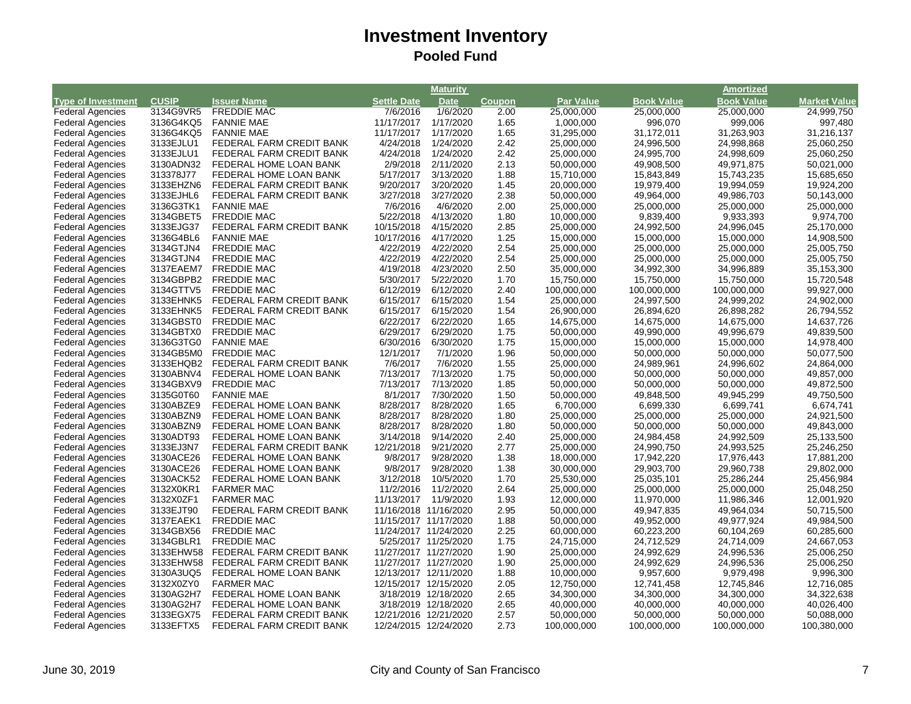# Investment Inventory

## Pooled Fund

| Type of Investment | CUSIP | Issuer Name | Settle Date | Maturity Date | Coupon | Par Value | Book Value | Amortized Book Value | Market Value |
|---|---|---|---|---|---|---|---|---|---|
| Federal Agencies | 3134G9VR5 | FREDDIE MAC | 7/6/2016 | 1/6/2020 | 2.00 | 25,000,000 | 25,000,000 | 25,000,000 | 24,999,750 |
| Federal Agencies | 3136G4KQ5 | FANNIE MAE | 11/17/2017 | 1/17/2020 | 1.65 | 1,000,000 | 996,070 | 999,006 | 997,480 |
| Federal Agencies | 3136G4KQ5 | FANNIE MAE | 11/17/2017 | 1/17/2020 | 1.65 | 31,295,000 | 31,172,011 | 31,263,903 | 31,216,137 |
| Federal Agencies | 3133EJLU1 | FEDERAL FARM CREDIT BANK | 4/24/2018 | 1/24/2020 | 2.42 | 25,000,000 | 24,996,500 | 24,998,868 | 25,060,250 |
| Federal Agencies | 3133EJLU1 | FEDERAL FARM CREDIT BANK | 4/24/2018 | 1/24/2020 | 2.42 | 25,000,000 | 24,995,700 | 24,998,609 | 25,060,250 |
| Federal Agencies | 3130ADN32 | FEDERAL HOME LOAN BANK | 2/9/2018 | 2/11/2020 | 2.13 | 50,000,000 | 49,908,500 | 49,971,875 | 50,021,000 |
| Federal Agencies | 313378J77 | FEDERAL HOME LOAN BANK | 5/17/2017 | 3/13/2020 | 1.88 | 15,710,000 | 15,843,849 | 15,743,235 | 15,685,650 |
| Federal Agencies | 3133EHZN6 | FEDERAL FARM CREDIT BANK | 9/20/2017 | 3/20/2020 | 1.45 | 20,000,000 | 19,979,400 | 19,994,059 | 19,924,200 |
| Federal Agencies | 3133EJHL6 | FEDERAL FARM CREDIT BANK | 3/27/2018 | 3/27/2020 | 2.38 | 50,000,000 | 49,964,000 | 49,986,703 | 50,143,000 |
| Federal Agencies | 3136G3TK1 | FANNIE MAE | 7/6/2016 | 4/6/2020 | 2.00 | 25,000,000 | 25,000,000 | 25,000,000 | 25,000,000 |
| Federal Agencies | 3134GBET5 | FREDDIE MAC | 5/22/2018 | 4/13/2020 | 1.80 | 10,000,000 | 9,839,400 | 9,933,393 | 9,974,700 |
| Federal Agencies | 3133EJG37 | FEDERAL FARM CREDIT BANK | 10/15/2018 | 4/15/2020 | 2.85 | 25,000,000 | 24,992,500 | 24,996,045 | 25,170,000 |
| Federal Agencies | 3136G4BL6 | FANNIE MAE | 10/17/2016 | 4/17/2020 | 1.25 | 15,000,000 | 15,000,000 | 15,000,000 | 14,908,500 |
| Federal Agencies | 3134GTJN4 | FREDDIE MAC | 4/22/2019 | 4/22/2020 | 2.54 | 25,000,000 | 25,000,000 | 25,000,000 | 25,005,750 |
| Federal Agencies | 3134GTJN4 | FREDDIE MAC | 4/22/2019 | 4/22/2020 | 2.54 | 25,000,000 | 25,000,000 | 25,000,000 | 25,005,750 |
| Federal Agencies | 3137EAEM7 | FREDDIE MAC | 4/19/2018 | 4/23/2020 | 2.50 | 35,000,000 | 34,992,300 | 34,996,889 | 35,153,300 |
| Federal Agencies | 3134GBPB2 | FREDDIE MAC | 5/30/2017 | 5/22/2020 | 1.70 | 15,750,000 | 15,750,000 | 15,750,000 | 15,720,548 |
| Federal Agencies | 3134GTTV5 | FREDDIE MAC | 6/12/2019 | 6/12/2020 | 2.40 | 100,000,000 | 100,000,000 | 100,000,000 | 99,927,000 |
| Federal Agencies | 3133EHNK5 | FEDERAL FARM CREDIT BANK | 6/15/2017 | 6/15/2020 | 1.54 | 25,000,000 | 24,997,500 | 24,999,202 | 24,902,000 |
| Federal Agencies | 3133EHNK5 | FEDERAL FARM CREDIT BANK | 6/15/2017 | 6/15/2020 | 1.54 | 26,900,000 | 26,894,620 | 26,898,282 | 26,794,552 |
| Federal Agencies | 3134GBST0 | FREDDIE MAC | 6/22/2017 | 6/22/2020 | 1.65 | 14,675,000 | 14,675,000 | 14,675,000 | 14,637,726 |
| Federal Agencies | 3134GBTX0 | FREDDIE MAC | 6/29/2017 | 6/29/2020 | 1.75 | 50,000,000 | 49,990,000 | 49,996,679 | 49,839,500 |
| Federal Agencies | 3136G3TG0 | FANNIE MAE | 6/30/2016 | 6/30/2020 | 1.75 | 15,000,000 | 15,000,000 | 15,000,000 | 14,978,400 |
| Federal Agencies | 3134GB5M0 | FREDDIE MAC | 12/1/2017 | 7/1/2020 | 1.96 | 50,000,000 | 50,000,000 | 50,000,000 | 50,077,500 |
| Federal Agencies | 3133EHQB2 | FEDERAL FARM CREDIT BANK | 7/6/2017 | 7/6/2020 | 1.55 | 25,000,000 | 24,989,961 | 24,996,602 | 24,864,000 |
| Federal Agencies | 3130ABNV4 | FEDERAL HOME LOAN BANK | 7/13/2017 | 7/13/2020 | 1.75 | 50,000,000 | 50,000,000 | 50,000,000 | 49,857,000 |
| Federal Agencies | 3134GBXV9 | FREDDIE MAC | 7/13/2017 | 7/13/2020 | 1.85 | 50,000,000 | 50,000,000 | 50,000,000 | 49,872,500 |
| Federal Agencies | 3135G0T60 | FANNIE MAE | 8/1/2017 | 7/30/2020 | 1.50 | 50,000,000 | 49,848,500 | 49,945,299 | 49,750,500 |
| Federal Agencies | 3130ABZE9 | FEDERAL HOME LOAN BANK | 8/28/2017 | 8/28/2020 | 1.65 | 6,700,000 | 6,699,330 | 6,699,741 | 6,674,741 |
| Federal Agencies | 3130ABZN9 | FEDERAL HOME LOAN BANK | 8/28/2017 | 8/28/2020 | 1.80 | 25,000,000 | 25,000,000 | 25,000,000 | 24,921,500 |
| Federal Agencies | 3130ABZN9 | FEDERAL HOME LOAN BANK | 8/28/2017 | 8/28/2020 | 1.80 | 50,000,000 | 50,000,000 | 50,000,000 | 49,843,000 |
| Federal Agencies | 3130ADT93 | FEDERAL HOME LOAN BANK | 3/14/2018 | 9/14/2020 | 2.40 | 25,000,000 | 24,984,458 | 24,992,509 | 25,133,500 |
| Federal Agencies | 3133EJ3N7 | FEDERAL FARM CREDIT BANK | 12/21/2018 | 9/21/2020 | 2.77 | 25,000,000 | 24,990,750 | 24,993,525 | 25,246,250 |
| Federal Agencies | 3130ACE26 | FEDERAL HOME LOAN BANK | 9/8/2017 | 9/28/2020 | 1.38 | 18,000,000 | 17,942,220 | 17,976,443 | 17,881,200 |
| Federal Agencies | 3130ACE26 | FEDERAL HOME LOAN BANK | 9/8/2017 | 9/28/2020 | 1.38 | 30,000,000 | 29,903,700 | 29,960,738 | 29,802,000 |
| Federal Agencies | 3130ACK52 | FEDERAL HOME LOAN BANK | 3/12/2018 | 10/5/2020 | 1.70 | 25,530,000 | 25,035,101 | 25,286,244 | 25,456,984 |
| Federal Agencies | 3132X0KR1 | FARMER MAC | 11/2/2016 | 11/2/2020 | 2.64 | 25,000,000 | 25,000,000 | 25,000,000 | 25,048,250 |
| Federal Agencies | 3132X0ZF1 | FARMER MAC | 11/13/2017 | 11/9/2020 | 1.93 | 12,000,000 | 11,970,000 | 11,986,346 | 12,001,920 |
| Federal Agencies | 3133EJT90 | FEDERAL FARM CREDIT BANK | 11/16/2018 | 11/16/2020 | 2.95 | 50,000,000 | 49,947,835 | 49,964,034 | 50,715,500 |
| Federal Agencies | 3137EAEK1 | FREDDIE MAC | 11/15/2017 | 11/17/2020 | 1.88 | 50,000,000 | 49,952,000 | 49,977,924 | 49,984,500 |
| Federal Agencies | 3134GBX56 | FREDDIE MAC | 11/24/2017 | 11/24/2020 | 2.25 | 60,000,000 | 60,223,200 | 60,104,269 | 60,285,600 |
| Federal Agencies | 3134GBLR1 | FREDDIE MAC | 5/25/2017 | 11/25/2020 | 1.75 | 24,715,000 | 24,712,529 | 24,714,009 | 24,667,053 |
| Federal Agencies | 3133EHW58 | FEDERAL FARM CREDIT BANK | 11/27/2017 | 11/27/2020 | 1.90 | 25,000,000 | 24,992,629 | 24,996,536 | 25,006,250 |
| Federal Agencies | 3133EHW58 | FEDERAL FARM CREDIT BANK | 11/27/2017 | 11/27/2020 | 1.90 | 25,000,000 | 24,992,629 | 24,996,536 | 25,006,250 |
| Federal Agencies | 3130A3UQ5 | FEDERAL HOME LOAN BANK | 12/13/2017 | 12/11/2020 | 1.88 | 10,000,000 | 9,957,600 | 9,979,498 | 9,996,300 |
| Federal Agencies | 3132X0ZY0 | FARMER MAC | 12/15/2017 | 12/15/2020 | 2.05 | 12,750,000 | 12,741,458 | 12,745,846 | 12,716,085 |
| Federal Agencies | 3130AG2H7 | FEDERAL HOME LOAN BANK | 3/18/2019 | 12/18/2020 | 2.65 | 34,300,000 | 34,300,000 | 34,300,000 | 34,322,638 |
| Federal Agencies | 3130AG2H7 | FEDERAL HOME LOAN BANK | 3/18/2019 | 12/18/2020 | 2.65 | 40,000,000 | 40,000,000 | 40,000,000 | 40,026,400 |
| Federal Agencies | 3133EGX75 | FEDERAL FARM CREDIT BANK | 12/21/2016 | 12/21/2020 | 2.57 | 50,000,000 | 50,000,000 | 50,000,000 | 50,088,000 |
| Federal Agencies | 3133EFTX5 | FEDERAL FARM CREDIT BANK | 12/24/2015 | 12/24/2020 | 2.73 | 100,000,000 | 100,000,000 | 100,000,000 | 100,380,000 |

June 30, 2019 — City and County of San Francisco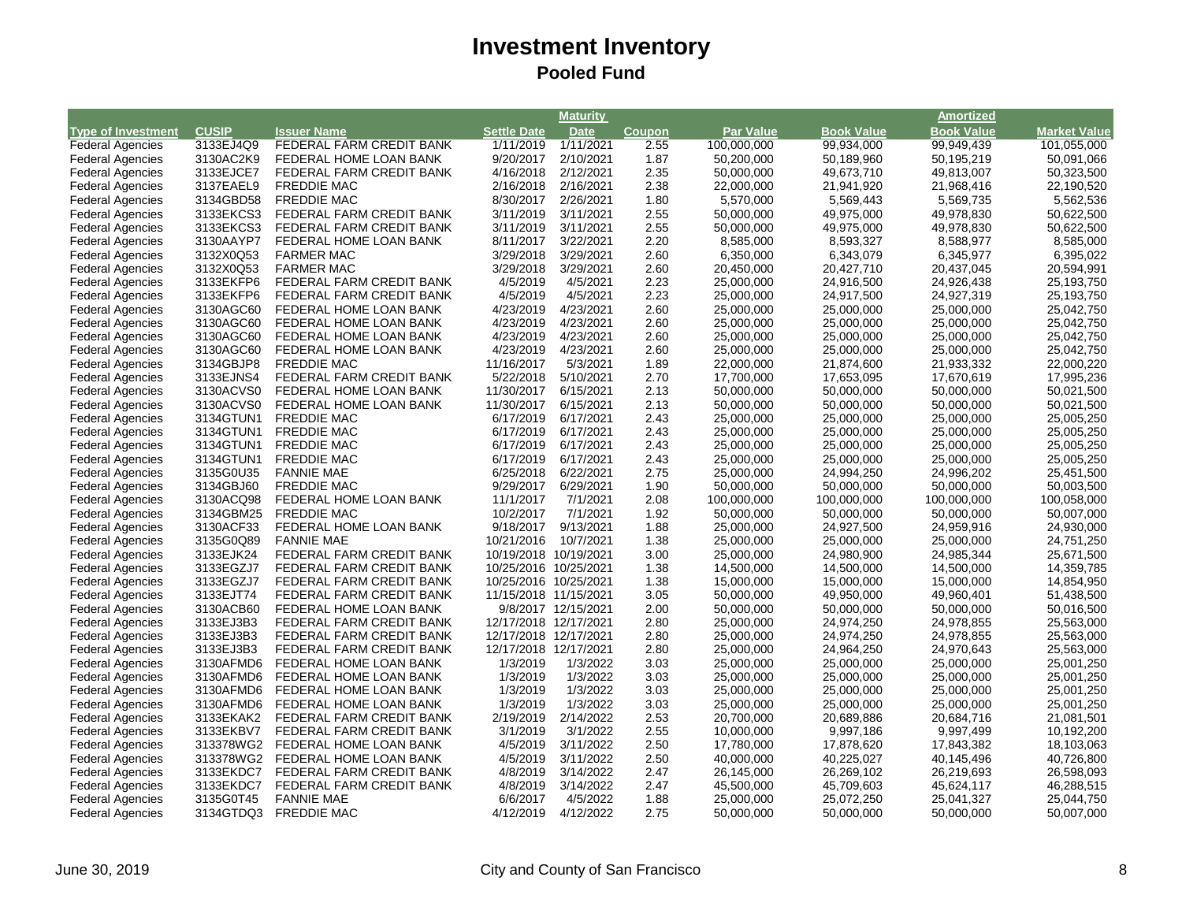# Investment Inventory

## Pooled Fund

| Type of Investment | CUSIP | Issuer Name | Settle Date | Maturity Date | Coupon | Par Value | Book Value | Amortized Book Value | Market Value |
|---|---|---|---|---|---|---|---|---|---|
| Federal Agencies | 3133EJ4Q9 | FEDERAL FARM CREDIT BANK | 1/11/2019 | 1/11/2021 | 2.55 | 100,000,000 | 99,934,000 | 99,949,439 | 101,055,000 |
| Federal Agencies | 3130AC2K9 | FEDERAL HOME LOAN BANK | 9/20/2017 | 2/10/2021 | 1.87 | 50,200,000 | 50,189,960 | 50,195,219 | 50,091,066 |
| Federal Agencies | 3133EJCE7 | FEDERAL FARM CREDIT BANK | 4/16/2018 | 2/12/2021 | 2.35 | 50,000,000 | 49,673,710 | 49,813,007 | 50,323,500 |
| Federal Agencies | 3137EAEL9 | FREDDIE MAC | 2/16/2018 | 2/16/2021 | 2.38 | 22,000,000 | 21,941,920 | 21,968,416 | 22,190,520 |
| Federal Agencies | 3134GBD58 | FREDDIE MAC | 8/30/2017 | 2/26/2021 | 1.80 | 5,570,000 | 5,569,443 | 5,569,735 | 5,562,536 |
| Federal Agencies | 3133EKCS3 | FEDERAL FARM CREDIT BANK | 3/11/2019 | 3/11/2021 | 2.55 | 50,000,000 | 49,975,000 | 49,978,830 | 50,622,500 |
| Federal Agencies | 3133EKCS3 | FEDERAL FARM CREDIT BANK | 3/11/2019 | 3/11/2021 | 2.55 | 50,000,000 | 49,975,000 | 49,978,830 | 50,622,500 |
| Federal Agencies | 3130AAYP7 | FEDERAL HOME LOAN BANK | 8/11/2017 | 3/22/2021 | 2.20 | 8,585,000 | 8,593,327 | 8,588,977 | 8,585,000 |
| Federal Agencies | 3132X0Q53 | FARMER MAC | 3/29/2018 | 3/29/2021 | 2.60 | 6,350,000 | 6,343,079 | 6,345,977 | 6,395,022 |
| Federal Agencies | 3132X0Q53 | FARMER MAC | 3/29/2018 | 3/29/2021 | 2.60 | 20,450,000 | 20,427,710 | 20,437,045 | 20,594,991 |
| Federal Agencies | 3133EKFP6 | FEDERAL FARM CREDIT BANK | 4/5/2019 | 4/5/2021 | 2.23 | 25,000,000 | 24,916,500 | 24,926,438 | 25,193,750 |
| Federal Agencies | 3133EKFP6 | FEDERAL FARM CREDIT BANK | 4/5/2019 | 4/5/2021 | 2.23 | 25,000,000 | 24,917,500 | 24,927,319 | 25,193,750 |
| Federal Agencies | 3130AGC60 | FEDERAL HOME LOAN BANK | 4/23/2019 | 4/23/2021 | 2.60 | 25,000,000 | 25,000,000 | 25,000,000 | 25,042,750 |
| Federal Agencies | 3130AGC60 | FEDERAL HOME LOAN BANK | 4/23/2019 | 4/23/2021 | 2.60 | 25,000,000 | 25,000,000 | 25,000,000 | 25,042,750 |
| Federal Agencies | 3130AGC60 | FEDERAL HOME LOAN BANK | 4/23/2019 | 4/23/2021 | 2.60 | 25,000,000 | 25,000,000 | 25,000,000 | 25,042,750 |
| Federal Agencies | 3130AGC60 | FEDERAL HOME LOAN BANK | 4/23/2019 | 4/23/2021 | 2.60 | 25,000,000 | 25,000,000 | 25,000,000 | 25,042,750 |
| Federal Agencies | 3134GBJP8 | FREDDIE MAC | 11/16/2017 | 5/3/2021 | 1.89 | 22,000,000 | 21,874,600 | 21,933,332 | 22,000,220 |
| Federal Agencies | 3133EJNS4 | FEDERAL FARM CREDIT BANK | 5/22/2018 | 5/10/2021 | 2.70 | 17,700,000 | 17,653,095 | 17,670,619 | 17,995,236 |
| Federal Agencies | 3130ACVS0 | FEDERAL HOME LOAN BANK | 11/30/2017 | 6/15/2021 | 2.13 | 50,000,000 | 50,000,000 | 50,000,000 | 50,021,500 |
| Federal Agencies | 3130ACVS0 | FEDERAL HOME LOAN BANK | 11/30/2017 | 6/15/2021 | 2.13 | 50,000,000 | 50,000,000 | 50,000,000 | 50,021,500 |
| Federal Agencies | 3134GTUN1 | FREDDIE MAC | 6/17/2019 | 6/17/2021 | 2.43 | 25,000,000 | 25,000,000 | 25,000,000 | 25,005,250 |
| Federal Agencies | 3134GTUN1 | FREDDIE MAC | 6/17/2019 | 6/17/2021 | 2.43 | 25,000,000 | 25,000,000 | 25,000,000 | 25,005,250 |
| Federal Agencies | 3134GTUN1 | FREDDIE MAC | 6/17/2019 | 6/17/2021 | 2.43 | 25,000,000 | 25,000,000 | 25,000,000 | 25,005,250 |
| Federal Agencies | 3134GTUN1 | FREDDIE MAC | 6/17/2019 | 6/17/2021 | 2.43 | 25,000,000 | 25,000,000 | 25,000,000 | 25,005,250 |
| Federal Agencies | 3135G0U35 | FANNIE MAE | 6/25/2018 | 6/22/2021 | 2.75 | 25,000,000 | 24,994,250 | 24,996,202 | 25,451,500 |
| Federal Agencies | 3134GBJ60 | FREDDIE MAC | 9/29/2017 | 6/29/2021 | 1.90 | 50,000,000 | 50,000,000 | 50,000,000 | 50,003,500 |
| Federal Agencies | 3130ACQ98 | FEDERAL HOME LOAN BANK | 11/1/2017 | 7/1/2021 | 2.08 | 100,000,000 | 100,000,000 | 100,000,000 | 100,058,000 |
| Federal Agencies | 3134GBM25 | FREDDIE MAC | 10/2/2017 | 7/1/2021 | 1.92 | 50,000,000 | 50,000,000 | 50,000,000 | 50,007,000 |
| Federal Agencies | 3130ACF33 | FEDERAL HOME LOAN BANK | 9/18/2017 | 9/13/2021 | 1.88 | 25,000,000 | 24,927,500 | 24,959,916 | 24,930,000 |
| Federal Agencies | 3135G0Q89 | FANNIE MAE | 10/21/2016 | 10/7/2021 | 1.38 | 25,000,000 | 25,000,000 | 25,000,000 | 24,751,250 |
| Federal Agencies | 3133EJK24 | FEDERAL FARM CREDIT BANK | 10/19/2018 | 10/19/2021 | 3.00 | 25,000,000 | 24,980,900 | 24,985,344 | 25,671,500 |
| Federal Agencies | 3133EGZJ7 | FEDERAL FARM CREDIT BANK | 10/25/2016 | 10/25/2021 | 1.38 | 14,500,000 | 14,500,000 | 14,500,000 | 14,359,785 |
| Federal Agencies | 3133EGZJ7 | FEDERAL FARM CREDIT BANK | 10/25/2016 | 10/25/2021 | 1.38 | 15,000,000 | 15,000,000 | 15,000,000 | 14,854,950 |
| Federal Agencies | 3133EJT74 | FEDERAL FARM CREDIT BANK | 11/15/2018 | 11/15/2021 | 3.05 | 50,000,000 | 49,950,000 | 49,960,401 | 51,438,500 |
| Federal Agencies | 3130ACB60 | FEDERAL HOME LOAN BANK | 9/8/2017 | 12/15/2021 | 2.00 | 50,000,000 | 50,000,000 | 50,000,000 | 50,016,500 |
| Federal Agencies | 3133EJ3B3 | FEDERAL FARM CREDIT BANK | 12/17/2018 | 12/17/2021 | 2.80 | 25,000,000 | 24,974,250 | 24,978,855 | 25,563,000 |
| Federal Agencies | 3133EJ3B3 | FEDERAL FARM CREDIT BANK | 12/17/2018 | 12/17/2021 | 2.80 | 25,000,000 | 24,974,250 | 24,978,855 | 25,563,000 |
| Federal Agencies | 3133EJ3B3 | FEDERAL FARM CREDIT BANK | 12/17/2018 | 12/17/2021 | 2.80 | 25,000,000 | 24,964,250 | 24,970,643 | 25,563,000 |
| Federal Agencies | 3130AFMD6 | FEDERAL HOME LOAN BANK | 1/3/2019 | 1/3/2022 | 3.03 | 25,000,000 | 25,000,000 | 25,000,000 | 25,001,250 |
| Federal Agencies | 3130AFMD6 | FEDERAL HOME LOAN BANK | 1/3/2019 | 1/3/2022 | 3.03 | 25,000,000 | 25,000,000 | 25,000,000 | 25,001,250 |
| Federal Agencies | 3130AFMD6 | FEDERAL HOME LOAN BANK | 1/3/2019 | 1/3/2022 | 3.03 | 25,000,000 | 25,000,000 | 25,000,000 | 25,001,250 |
| Federal Agencies | 3130AFMD6 | FEDERAL HOME LOAN BANK | 1/3/2019 | 1/3/2022 | 3.03 | 25,000,000 | 25,000,000 | 25,000,000 | 25,001,250 |
| Federal Agencies | 3133EKAK2 | FEDERAL FARM CREDIT BANK | 2/19/2019 | 2/14/2022 | 2.53 | 20,700,000 | 20,689,886 | 20,684,716 | 21,081,501 |
| Federal Agencies | 3133EKBV7 | FEDERAL FARM CREDIT BANK | 3/1/2019 | 3/1/2022 | 2.55 | 10,000,000 | 9,997,186 | 9,997,499 | 10,192,200 |
| Federal Agencies | 313378WG2 | FEDERAL HOME LOAN BANK | 4/5/2019 | 3/11/2022 | 2.50 | 17,780,000 | 17,878,620 | 17,843,382 | 18,103,063 |
| Federal Agencies | 313378WG2 | FEDERAL HOME LOAN BANK | 4/5/2019 | 3/11/2022 | 2.50 | 40,000,000 | 40,225,027 | 40,145,496 | 40,726,800 |
| Federal Agencies | 3133EKDC7 | FEDERAL FARM CREDIT BANK | 4/8/2019 | 3/14/2022 | 2.47 | 26,145,000 | 26,269,102 | 26,219,693 | 26,598,093 |
| Federal Agencies | 3133EKDC7 | FEDERAL FARM CREDIT BANK | 4/8/2019 | 3/14/2022 | 2.47 | 45,500,000 | 45,709,603 | 45,624,117 | 46,288,515 |
| Federal Agencies | 3135G0T45 | FANNIE MAE | 6/6/2017 | 4/5/2022 | 1.88 | 25,000,000 | 25,072,250 | 25,041,327 | 25,044,750 |
| Federal Agencies | 3134GTDQ3 | FREDDIE MAC | 4/12/2019 | 4/12/2022 | 2.75 | 50,000,000 | 50,000,000 | 50,000,000 | 50,007,000 |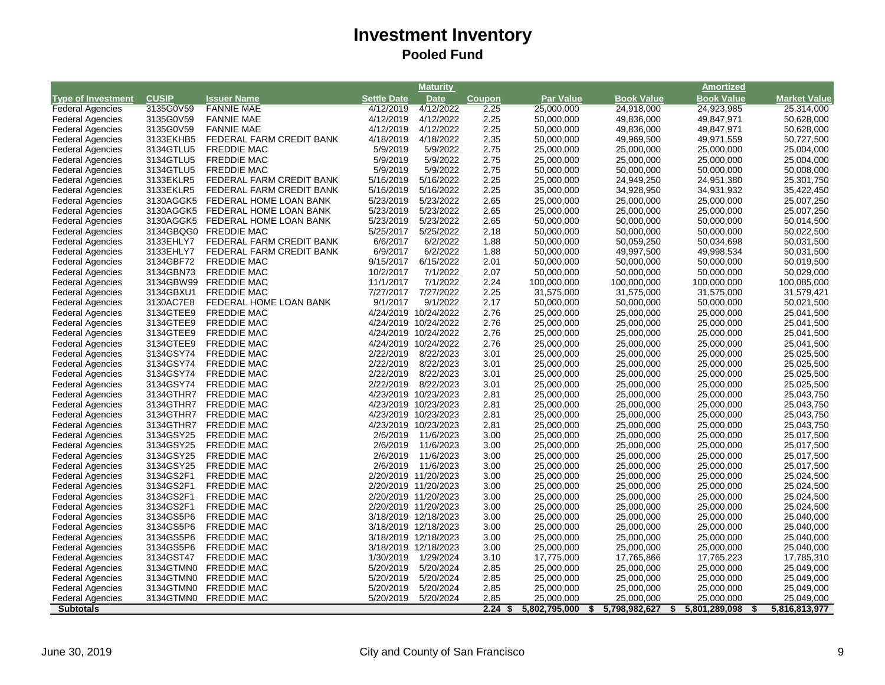# Investment Inventory

## Pooled Fund

| Type of Investment | CUSIP | Issuer Name | Settle Date | Maturity Date | Coupon | Par Value | Book Value | Amortized Book Value | Market Value |
|---|---|---|---|---|---|---|---|---|---|
| Federal Agencies | 3135G0V59 | FANNIE MAE | 4/12/2019 | 4/12/2022 | 2.25 | 25,000,000 | 24,918,000 | 24,923,985 | 25,314,000 |
| Federal Agencies | 3135G0V59 | FANNIE MAE | 4/12/2019 | 4/12/2022 | 2.25 | 50,000,000 | 49,836,000 | 49,847,971 | 50,628,000 |
| Federal Agencies | 3135G0V59 | FANNIE MAE | 4/12/2019 | 4/12/2022 | 2.25 | 50,000,000 | 49,836,000 | 49,847,971 | 50,628,000 |
| Federal Agencies | 3133EKHB5 | FEDERAL FARM CREDIT BANK | 4/18/2019 | 4/18/2022 | 2.35 | 50,000,000 | 49,969,500 | 49,971,559 | 50,727,500 |
| Federal Agencies | 3134GTLU5 | FREDDIE MAC | 5/9/2019 | 5/9/2022 | 2.75 | 25,000,000 | 25,000,000 | 25,000,000 | 25,004,000 |
| Federal Agencies | 3134GTLU5 | FREDDIE MAC | 5/9/2019 | 5/9/2022 | 2.75 | 25,000,000 | 25,000,000 | 25,000,000 | 25,004,000 |
| Federal Agencies | 3134GTLU5 | FREDDIE MAC | 5/9/2019 | 5/9/2022 | 2.75 | 50,000,000 | 50,000,000 | 50,000,000 | 50,008,000 |
| Federal Agencies | 3133EKLR5 | FEDERAL FARM CREDIT BANK | 5/16/2019 | 5/16/2022 | 2.25 | 25,000,000 | 24,949,250 | 24,951,380 | 25,301,750 |
| Federal Agencies | 3133EKLR5 | FEDERAL FARM CREDIT BANK | 5/16/2019 | 5/16/2022 | 2.25 | 35,000,000 | 34,928,950 | 34,931,932 | 35,422,450 |
| Federal Agencies | 3130AGGK5 | FEDERAL HOME LOAN BANK | 5/23/2019 | 5/23/2022 | 2.65 | 25,000,000 | 25,000,000 | 25,000,000 | 25,007,250 |
| Federal Agencies | 3130AGGK5 | FEDERAL HOME LOAN BANK | 5/23/2019 | 5/23/2022 | 2.65 | 25,000,000 | 25,000,000 | 25,000,000 | 25,007,250 |
| Federal Agencies | 3130AGGK5 | FEDERAL HOME LOAN BANK | 5/23/2019 | 5/23/2022 | 2.65 | 50,000,000 | 50,000,000 | 50,000,000 | 50,014,500 |
| Federal Agencies | 3134GBQG0 | FREDDIE MAC | 5/25/2017 | 5/25/2022 | 2.18 | 50,000,000 | 50,000,000 | 50,000,000 | 50,022,500 |
| Federal Agencies | 3133EHLY7 | FEDERAL FARM CREDIT BANK | 6/6/2017 | 6/2/2022 | 1.88 | 50,000,000 | 50,059,250 | 50,034,698 | 50,031,500 |
| Federal Agencies | 3133EHLY7 | FEDERAL FARM CREDIT BANK | 6/9/2017 | 6/2/2022 | 1.88 | 50,000,000 | 49,997,500 | 49,998,534 | 50,031,500 |
| Federal Agencies | 3134GBF72 | FREDDIE MAC | 9/15/2017 | 6/15/2022 | 2.01 | 50,000,000 | 50,000,000 | 50,000,000 | 50,019,500 |
| Federal Agencies | 3134GBN73 | FREDDIE MAC | 10/2/2017 | 7/1/2022 | 2.07 | 50,000,000 | 50,000,000 | 50,000,000 | 50,029,000 |
| Federal Agencies | 3134GBW99 | FREDDIE MAC | 11/1/2017 | 7/1/2022 | 2.24 | 100,000,000 | 100,000,000 | 100,000,000 | 100,085,000 |
| Federal Agencies | 3134GBXU1 | FREDDIE MAC | 7/27/2017 | 7/27/2022 | 2.25 | 31,575,000 | 31,575,000 | 31,575,000 | 31,579,421 |
| Federal Agencies | 3130AC7E8 | FEDERAL HOME LOAN BANK | 9/1/2017 | 9/1/2022 | 2.17 | 50,000,000 | 50,000,000 | 50,000,000 | 50,021,500 |
| Federal Agencies | 3134GTEE9 | FREDDIE MAC | 4/24/2019 | 10/24/2022 | 2.76 | 25,000,000 | 25,000,000 | 25,000,000 | 25,041,500 |
| Federal Agencies | 3134GTEE9 | FREDDIE MAC | 4/24/2019 | 10/24/2022 | 2.76 | 25,000,000 | 25,000,000 | 25,000,000 | 25,041,500 |
| Federal Agencies | 3134GTEE9 | FREDDIE MAC | 4/24/2019 | 10/24/2022 | 2.76 | 25,000,000 | 25,000,000 | 25,000,000 | 25,041,500 |
| Federal Agencies | 3134GTEE9 | FREDDIE MAC | 4/24/2019 | 10/24/2022 | 2.76 | 25,000,000 | 25,000,000 | 25,000,000 | 25,041,500 |
| Federal Agencies | 3134GSY74 | FREDDIE MAC | 2/22/2019 | 8/22/2023 | 3.01 | 25,000,000 | 25,000,000 | 25,000,000 | 25,025,500 |
| Federal Agencies | 3134GSY74 | FREDDIE MAC | 2/22/2019 | 8/22/2023 | 3.01 | 25,000,000 | 25,000,000 | 25,000,000 | 25,025,500 |
| Federal Agencies | 3134GSY74 | FREDDIE MAC | 2/22/2019 | 8/22/2023 | 3.01 | 25,000,000 | 25,000,000 | 25,000,000 | 25,025,500 |
| Federal Agencies | 3134GSY74 | FREDDIE MAC | 2/22/2019 | 8/22/2023 | 3.01 | 25,000,000 | 25,000,000 | 25,000,000 | 25,025,500 |
| Federal Agencies | 3134GTHR7 | FREDDIE MAC | 4/23/2019 | 10/23/2023 | 2.81 | 25,000,000 | 25,000,000 | 25,000,000 | 25,043,750 |
| Federal Agencies | 3134GTHR7 | FREDDIE MAC | 4/23/2019 | 10/23/2023 | 2.81 | 25,000,000 | 25,000,000 | 25,000,000 | 25,043,750 |
| Federal Agencies | 3134GTHR7 | FREDDIE MAC | 4/23/2019 | 10/23/2023 | 2.81 | 25,000,000 | 25,000,000 | 25,000,000 | 25,043,750 |
| Federal Agencies | 3134GTHR7 | FREDDIE MAC | 4/23/2019 | 10/23/2023 | 2.81 | 25,000,000 | 25,000,000 | 25,000,000 | 25,043,750 |
| Federal Agencies | 3134GSY25 | FREDDIE MAC | 2/6/2019 | 11/6/2023 | 3.00 | 25,000,000 | 25,000,000 | 25,000,000 | 25,017,500 |
| Federal Agencies | 3134GSY25 | FREDDIE MAC | 2/6/2019 | 11/6/2023 | 3.00 | 25,000,000 | 25,000,000 | 25,000,000 | 25,017,500 |
| Federal Agencies | 3134GSY25 | FREDDIE MAC | 2/6/2019 | 11/6/2023 | 3.00 | 25,000,000 | 25,000,000 | 25,000,000 | 25,017,500 |
| Federal Agencies | 3134GSY25 | FREDDIE MAC | 2/6/2019 | 11/6/2023 | 3.00 | 25,000,000 | 25,000,000 | 25,000,000 | 25,017,500 |
| Federal Agencies | 3134GS2F1 | FREDDIE MAC | 2/20/2019 | 11/20/2023 | 3.00 | 25,000,000 | 25,000,000 | 25,000,000 | 25,024,500 |
| Federal Agencies | 3134GS2F1 | FREDDIE MAC | 2/20/2019 | 11/20/2023 | 3.00 | 25,000,000 | 25,000,000 | 25,000,000 | 25,024,500 |
| Federal Agencies | 3134GS2F1 | FREDDIE MAC | 2/20/2019 | 11/20/2023 | 3.00 | 25,000,000 | 25,000,000 | 25,000,000 | 25,024,500 |
| Federal Agencies | 3134GS2F1 | FREDDIE MAC | 2/20/2019 | 11/20/2023 | 3.00 | 25,000,000 | 25,000,000 | 25,000,000 | 25,024,500 |
| Federal Agencies | 3134GS5P6 | FREDDIE MAC | 3/18/2019 | 12/18/2023 | 3.00 | 25,000,000 | 25,000,000 | 25,000,000 | 25,040,000 |
| Federal Agencies | 3134GS5P6 | FREDDIE MAC | 3/18/2019 | 12/18/2023 | 3.00 | 25,000,000 | 25,000,000 | 25,000,000 | 25,040,000 |
| Federal Agencies | 3134GS5P6 | FREDDIE MAC | 3/18/2019 | 12/18/2023 | 3.00 | 25,000,000 | 25,000,000 | 25,000,000 | 25,040,000 |
| Federal Agencies | 3134GS5P6 | FREDDIE MAC | 3/18/2019 | 12/18/2023 | 3.00 | 25,000,000 | 25,000,000 | 25,000,000 | 25,040,000 |
| Federal Agencies | 3134GST47 | FREDDIE MAC | 1/30/2019 | 1/29/2024 | 3.10 | 17,775,000 | 17,765,866 | 17,765,223 | 17,785,310 |
| Federal Agencies | 3134GTMN0 | FREDDIE MAC | 5/20/2019 | 5/20/2024 | 2.85 | 25,000,000 | 25,000,000 | 25,000,000 | 25,049,000 |
| Federal Agencies | 3134GTMN0 | FREDDIE MAC | 5/20/2019 | 5/20/2024 | 2.85 | 25,000,000 | 25,000,000 | 25,000,000 | 25,049,000 |
| Federal Agencies | 3134GTMN0 | FREDDIE MAC | 5/20/2019 | 5/20/2024 | 2.85 | 25,000,000 | 25,000,000 | 25,000,000 | 25,049,000 |
| Federal Agencies | 3134GTMN0 | FREDDIE MAC | 5/20/2019 | 5/20/2024 | 2.85 | 25,000,000 | 25,000,000 | 25,000,000 | 25,049,000 |
| **Subtotals** | | | | | **2.24** | **$ 5,802,795,000** | **$ 5,798,982,627** | **$ 5,801,289,098** | **$ 5,816,813,977** |

June 30, 2019 | City and County of San Francisco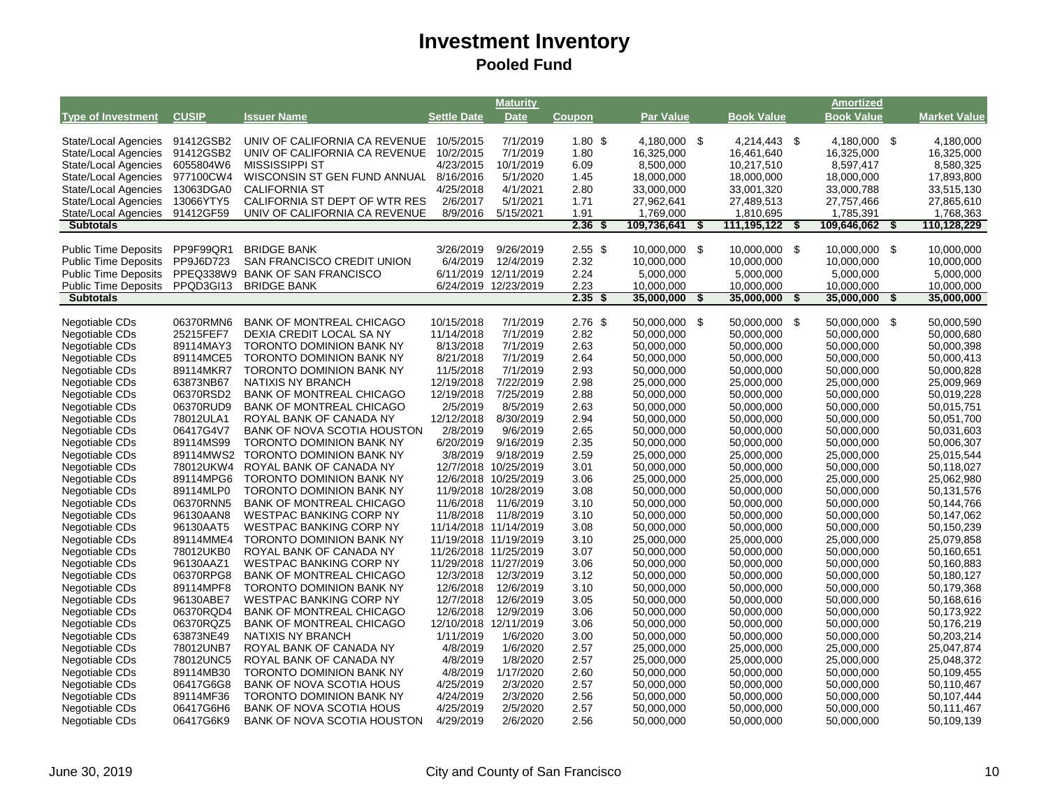# Investment Inventory

## Pooled Fund

| Type of Investment | CUSIP | Issuer Name | Settle Date | Maturity Date | Coupon | Par Value | Book Value | Amortized Book Value | Market Value |
|---|---|---|---|---|---|---|---|---|---|
| State/Local Agencies | 91412GSB2 | UNIV OF CALIFORNIA CA REVENUE | 10/5/2015 | 7/1/2019 | 1.80 | $ 4,180,000 | $ 4,214,443 | $ 4,180,000 | $ 4,180,000 |
| State/Local Agencies | 91412GSB2 | UNIV OF CALIFORNIA CA REVENUE | 10/2/2015 | 7/1/2019 | 1.80 | 16,325,000 | 16,461,640 | 16,325,000 | 16,325,000 |
| State/Local Agencies | 6055804W6 | MISSISSIPPI ST | 4/23/2015 | 10/1/2019 | 6.09 | 8,500,000 | 10,217,510 | 8,597,417 | 8,580,325 |
| State/Local Agencies | 977100CW4 | WISCONSIN ST GEN FUND ANNUAL | 8/16/2016 | 5/1/2020 | 1.45 | 18,000,000 | 18,000,000 | 18,000,000 | 17,893,800 |
| State/Local Agencies | 13063DGA0 | CALIFORNIA ST | 4/25/2018 | 4/1/2021 | 2.80 | 33,000,000 | 33,001,320 | 33,000,788 | 33,515,130 |
| State/Local Agencies | 13066YTY5 | CALIFORNIA ST DEPT OF WTR RES | 2/6/2017 | 5/1/2021 | 1.71 | 27,962,641 | 27,489,513 | 27,757,466 | 27,865,610 |
| State/Local Agencies | 91412GF59 | UNIV OF CALIFORNIA CA REVENUE | 8/9/2016 | 5/15/2021 | 1.91 | 1,769,000 | 1,810,695 | 1,785,391 | 1,768,363 |
| **Subtotals** | | | | | **2.36** | **$ 109,736,641** | **$ 111,195,122** | **$ 109,646,062** | **$ 110,128,229** |
| | | | | | | | | | |
| Public Time Deposits | PP9F99QR1 | BRIDGE BANK | 3/26/2019 | 9/26/2019 | 2.55 | $ 10,000,000 | $ 10,000,000 | $ 10,000,000 | $ 10,000,000 |
| Public Time Deposits | PP9J6D723 | SAN FRANCISCO CREDIT UNION | 6/4/2019 | 12/4/2019 | 2.32 | 10,000,000 | 10,000,000 | 10,000,000 | 10,000,000 |
| Public Time Deposits | PPEQ338W9 | BANK OF SAN FRANCISCO | 6/11/2019 | 12/11/2019 | 2.24 | 5,000,000 | 5,000,000 | 5,000,000 | 5,000,000 |
| Public Time Deposits | PPQD3GI13 | BRIDGE BANK | 6/24/2019 | 12/23/2019 | 2.23 | 10,000,000 | 10,000,000 | 10,000,000 | 10,000,000 |
| **Subtotals** | | | | | **2.35** | **$ 35,000,000** | **$ 35,000,000** | **$ 35,000,000** | **$ 35,000,000** |
| | | | | | | | | | |
| Negotiable CDs | 06370RMN6 | BANK OF MONTREAL CHICAGO | 10/15/2018 | 7/1/2019 | 2.76 | $ 50,000,000 | $ 50,000,000 | $ 50,000,000 | $ 50,000,590 |
| Negotiable CDs | 25215FEF7 | DEXIA CREDIT LOCAL SA NY | 11/14/2018 | 7/1/2019 | 2.82 | 50,000,000 | 50,000,000 | 50,000,000 | 50,000,680 |
| Negotiable CDs | 89114MAY3 | TORONTO DOMINION BANK NY | 8/13/2018 | 7/1/2019 | 2.63 | 50,000,000 | 50,000,000 | 50,000,000 | 50,000,398 |
| Negotiable CDs | 89114MCE5 | TORONTO DOMINION BANK NY | 8/21/2018 | 7/1/2019 | 2.64 | 50,000,000 | 50,000,000 | 50,000,000 | 50,000,413 |
| Negotiable CDs | 89114MKR7 | TORONTO DOMINION BANK NY | 11/5/2018 | 7/1/2019 | 2.93 | 50,000,000 | 50,000,000 | 50,000,000 | 50,000,828 |
| Negotiable CDs | 63873NB67 | NATIXIS NY BRANCH | 12/19/2018 | 7/22/2019 | 2.98 | 25,000,000 | 25,000,000 | 25,000,000 | 25,009,969 |
| Negotiable CDs | 06370RSD2 | BANK OF MONTREAL CHICAGO | 12/19/2018 | 7/25/2019 | 2.88 | 50,000,000 | 50,000,000 | 50,000,000 | 50,019,228 |
| Negotiable CDs | 06370RUD9 | BANK OF MONTREAL CHICAGO | 2/5/2019 | 8/5/2019 | 2.63 | 50,000,000 | 50,000,000 | 50,000,000 | 50,015,751 |
| Negotiable CDs | 78012ULA1 | ROYAL BANK OF CANADA NY | 12/12/2018 | 8/30/2019 | 2.94 | 50,000,000 | 50,000,000 | 50,000,000 | 50,051,700 |
| Negotiable CDs | 06417G4V7 | BANK OF NOVA SCOTIA HOUSTON | 2/8/2019 | 9/6/2019 | 2.65 | 50,000,000 | 50,000,000 | 50,000,000 | 50,031,603 |
| Negotiable CDs | 89114MS99 | TORONTO DOMINION BANK NY | 6/20/2019 | 9/16/2019 | 2.35 | 50,000,000 | 50,000,000 | 50,000,000 | 50,006,307 |
| Negotiable CDs | 89114MWS2 | TORONTO DOMINION BANK NY | 3/8/2019 | 9/18/2019 | 2.59 | 25,000,000 | 25,000,000 | 25,000,000 | 25,015,544 |
| Negotiable CDs | 78012UKW4 | ROYAL BANK OF CANADA NY | 12/7/2018 | 10/25/2019 | 3.01 | 50,000,000 | 50,000,000 | 50,000,000 | 50,118,027 |
| Negotiable CDs | 89114MPG6 | TORONTO DOMINION BANK NY | 12/6/2018 | 10/25/2019 | 3.06 | 25,000,000 | 25,000,000 | 25,000,000 | 25,062,980 |
| Negotiable CDs | 89114MLP0 | TORONTO DOMINION BANK NY | 11/9/2018 | 10/28/2019 | 3.08 | 50,000,000 | 50,000,000 | 50,000,000 | 50,131,576 |
| Negotiable CDs | 06370RNN5 | BANK OF MONTREAL CHICAGO | 11/6/2018 | 11/6/2019 | 3.10 | 50,000,000 | 50,000,000 | 50,000,000 | 50,144,766 |
| Negotiable CDs | 96130AAN8 | WESTPAC BANKING CORP NY | 11/8/2018 | 11/8/2019 | 3.10 | 50,000,000 | 50,000,000 | 50,000,000 | 50,147,062 |
| Negotiable CDs | 96130AAT5 | WESTPAC BANKING CORP NY | 11/14/2018 | 11/14/2019 | 3.08 | 50,000,000 | 50,000,000 | 50,000,000 | 50,150,239 |
| Negotiable CDs | 89114MME4 | TORONTO DOMINION BANK NY | 11/19/2018 | 11/19/2019 | 3.10 | 25,000,000 | 25,000,000 | 25,000,000 | 25,079,858 |
| Negotiable CDs | 78012UKB0 | ROYAL BANK OF CANADA NY | 11/26/2018 | 11/25/2019 | 3.07 | 50,000,000 | 50,000,000 | 50,000,000 | 50,160,651 |
| Negotiable CDs | 96130AAZ1 | WESTPAC BANKING CORP NY | 11/29/2018 | 11/27/2019 | 3.06 | 50,000,000 | 50,000,000 | 50,000,000 | 50,160,883 |
| Negotiable CDs | 06370RPG8 | BANK OF MONTREAL CHICAGO | 12/3/2018 | 12/3/2019 | 3.12 | 50,000,000 | 50,000,000 | 50,000,000 | 50,180,127 |
| Negotiable CDs | 89114MPF8 | TORONTO DOMINION BANK NY | 12/6/2018 | 12/6/2019 | 3.10 | 50,000,000 | 50,000,000 | 50,000,000 | 50,179,368 |
| Negotiable CDs | 96130ABE7 | WESTPAC BANKING CORP NY | 12/7/2018 | 12/6/2019 | 3.05 | 50,000,000 | 50,000,000 | 50,000,000 | 50,168,616 |
| Negotiable CDs | 06370RQD4 | BANK OF MONTREAL CHICAGO | 12/6/2018 | 12/9/2019 | 3.06 | 50,000,000 | 50,000,000 | 50,000,000 | 50,173,922 |
| Negotiable CDs | 06370RQZ5 | BANK OF MONTREAL CHICAGO | 12/10/2018 | 12/11/2019 | 3.06 | 50,000,000 | 50,000,000 | 50,000,000 | 50,176,219 |
| Negotiable CDs | 63873NE49 | NATIXIS NY BRANCH | 1/11/2019 | 1/6/2020 | 3.00 | 50,000,000 | 50,000,000 | 50,000,000 | 50,203,214 |
| Negotiable CDs | 78012UNB7 | ROYAL BANK OF CANADA NY | 4/8/2019 | 1/6/2020 | 2.57 | 25,000,000 | 25,000,000 | 25,000,000 | 25,047,874 |
| Negotiable CDs | 78012UNC5 | ROYAL BANK OF CANADA NY | 4/8/2019 | 1/8/2020 | 2.57 | 25,000,000 | 25,000,000 | 25,000,000 | 25,048,372 |
| Negotiable CDs | 89114MB30 | TORONTO DOMINION BANK NY | 4/8/2019 | 1/17/2020 | 2.60 | 50,000,000 | 50,000,000 | 50,000,000 | 50,109,455 |
| Negotiable CDs | 06417G6G8 | BANK OF NOVA SCOTIA HOUS | 4/25/2019 | 2/3/2020 | 2.57 | 50,000,000 | 50,000,000 | 50,000,000 | 50,110,467 |
| Negotiable CDs | 89114MF36 | TORONTO DOMINION BANK NY | 4/24/2019 | 2/3/2020 | 2.56 | 50,000,000 | 50,000,000 | 50,000,000 | 50,107,444 |
| Negotiable CDs | 06417G6H6 | BANK OF NOVA SCOTIA HOUS | 4/25/2019 | 2/5/2020 | 2.57 | 50,000,000 | 50,000,000 | 50,000,000 | 50,111,467 |
| Negotiable CDs | 06417G6K9 | BANK OF NOVA SCOTIA HOUSTON | 4/29/2019 | 2/6/2020 | 2.56 | 50,000,000 | 50,000,000 | 50,000,000 | 50,109,139 |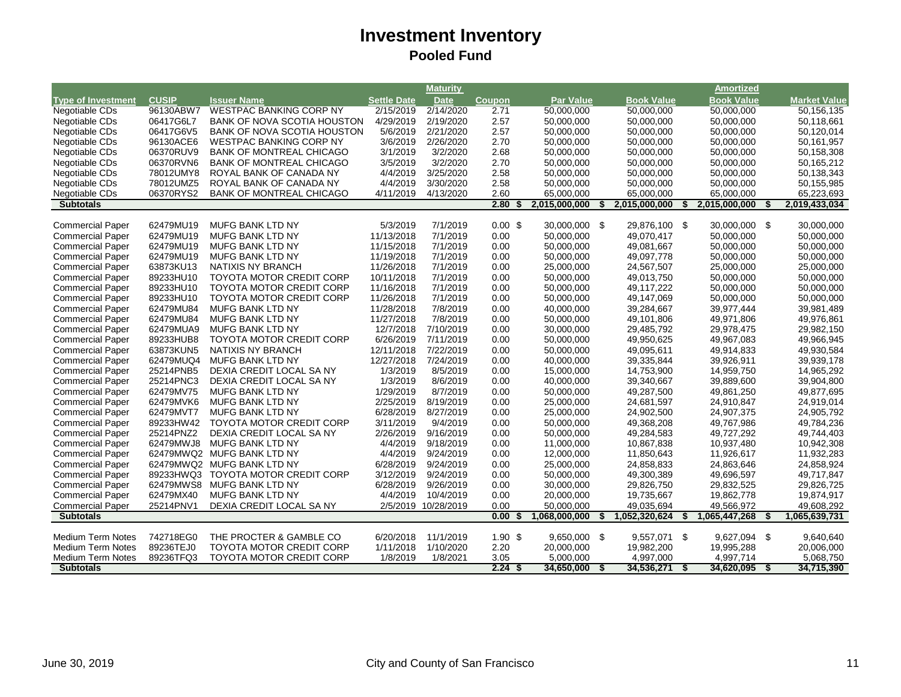# Investment Inventory

## Pooled Fund

| Type of Investment | CUSIP | Issuer Name | Settle Date | Maturity Date | Coupon | Par Value | Book Value | Amortized Book Value | Market Value |
|---|---|---|---|---|---|---|---|---|---|
| Negotiable CDs | 96130ABW7 | WESTPAC BANKING CORP NY | 2/15/2019 | 2/14/2020 | 2.71 | 50,000,000 | 50,000,000 | 50,000,000 | 50,156,135 |
| Negotiable CDs | 06417G6L7 | BANK OF NOVA SCOTIA HOUSTON | 4/29/2019 | 2/19/2020 | 2.57 | 50,000,000 | 50,000,000 | 50,000,000 | 50,118,661 |
| Negotiable CDs | 06417G6V5 | BANK OF NOVA SCOTIA HOUSTON | 5/6/2019 | 2/21/2020 | 2.57 | 50,000,000 | 50,000,000 | 50,000,000 | 50,120,014 |
| Negotiable CDs | 96130ACE6 | WESTPAC BANKING CORP NY | 3/6/2019 | 2/26/2020 | 2.70 | 50,000,000 | 50,000,000 | 50,000,000 | 50,161,957 |
| Negotiable CDs | 06370RUV9 | BANK OF MONTREAL CHICAGO | 3/1/2019 | 3/2/2020 | 2.68 | 50,000,000 | 50,000,000 | 50,000,000 | 50,158,308 |
| Negotiable CDs | 06370RVN6 | BANK OF MONTREAL CHICAGO | 3/5/2019 | 3/2/2020 | 2.70 | 50,000,000 | 50,000,000 | 50,000,000 | 50,165,212 |
| Negotiable CDs | 78012UMY8 | ROYAL BANK OF CANADA NY | 4/4/2019 | 3/25/2020 | 2.58 | 50,000,000 | 50,000,000 | 50,000,000 | 50,138,343 |
| Negotiable CDs | 78012UMZ5 | ROYAL BANK OF CANADA NY | 4/4/2019 | 3/30/2020 | 2.58 | 50,000,000 | 50,000,000 | 50,000,000 | 50,155,985 |
| Negotiable CDs | 06370RYS2 | BANK OF MONTREAL CHICAGO | 4/11/2019 | 4/13/2020 | 2.60 | 65,000,000 | 65,000,000 | 65,000,000 | 65,223,693 |
| **Subtotals** | | | | | **2.80** | **$ 2,015,000,000** | **$ 2,015,000,000** | **$ 2,015,000,000** | **$ 2,019,433,034** |
| | | | | | | | | | |
| Commercial Paper | 62479MU19 | MUFG BANK LTD NY | 5/3/2019 | 7/1/2019 | 0.00 | $ 30,000,000 | $ 29,876,100 | $ 30,000,000 | $ 30,000,000 |
| Commercial Paper | 62479MU19 | MUFG BANK LTD NY | 11/13/2018 | 7/1/2019 | 0.00 | 50,000,000 | 49,070,417 | 50,000,000 | 50,000,000 |
| Commercial Paper | 62479MU19 | MUFG BANK LTD NY | 11/15/2018 | 7/1/2019 | 0.00 | 50,000,000 | 49,081,667 | 50,000,000 | 50,000,000 |
| Commercial Paper | 62479MU19 | MUFG BANK LTD NY | 11/19/2018 | 7/1/2019 | 0.00 | 50,000,000 | 49,097,778 | 50,000,000 | 50,000,000 |
| Commercial Paper | 63873KU13 | NATIXIS NY BRANCH | 11/26/2018 | 7/1/2019 | 0.00 | 25,000,000 | 24,567,507 | 25,000,000 | 25,000,000 |
| Commercial Paper | 89233HU10 | TOYOTA MOTOR CREDIT CORP | 10/11/2018 | 7/1/2019 | 0.00 | 50,000,000 | 49,013,750 | 50,000,000 | 50,000,000 |
| Commercial Paper | 89233HU10 | TOYOTA MOTOR CREDIT CORP | 11/16/2018 | 7/1/2019 | 0.00 | 50,000,000 | 49,117,222 | 50,000,000 | 50,000,000 |
| Commercial Paper | 89233HU10 | TOYOTA MOTOR CREDIT CORP | 11/26/2018 | 7/1/2019 | 0.00 | 50,000,000 | 49,147,069 | 50,000,000 | 50,000,000 |
| Commercial Paper | 62479MU84 | MUFG BANK LTD NY | 11/28/2018 | 7/8/2019 | 0.00 | 40,000,000 | 39,284,667 | 39,977,444 | 39,981,489 |
| Commercial Paper | 62479MU84 | MUFG BANK LTD NY | 11/27/2018 | 7/8/2019 | 0.00 | 50,000,000 | 49,101,806 | 49,971,806 | 49,976,861 |
| Commercial Paper | 62479MUA9 | MUFG BANK LTD NY | 12/7/2018 | 7/10/2019 | 0.00 | 30,000,000 | 29,485,792 | 29,978,475 | 29,982,150 |
| Commercial Paper | 89233HUB8 | TOYOTA MOTOR CREDIT CORP | 6/26/2019 | 7/11/2019 | 0.00 | 50,000,000 | 49,950,625 | 49,967,083 | 49,966,945 |
| Commercial Paper | 63873KUN5 | NATIXIS NY BRANCH | 12/11/2018 | 7/22/2019 | 0.00 | 50,000,000 | 49,095,611 | 49,914,833 | 49,930,584 |
| Commercial Paper | 62479MUQ4 | MUFG BANK LTD NY | 12/27/2018 | 7/24/2019 | 0.00 | 40,000,000 | 39,335,844 | 39,926,911 | 39,939,178 |
| Commercial Paper | 25214PNB5 | DEXIA CREDIT LOCAL SA NY | 1/3/2019 | 8/5/2019 | 0.00 | 15,000,000 | 14,753,900 | 14,959,750 | 14,965,292 |
| Commercial Paper | 25214PNC3 | DEXIA CREDIT LOCAL SA NY | 1/3/2019 | 8/6/2019 | 0.00 | 40,000,000 | 39,340,667 | 39,889,600 | 39,904,800 |
| Commercial Paper | 62479MV75 | MUFG BANK LTD NY | 1/29/2019 | 8/7/2019 | 0.00 | 50,000,000 | 49,287,500 | 49,861,250 | 49,877,695 |
| Commercial Paper | 62479MVK6 | MUFG BANK LTD NY | 2/25/2019 | 8/19/2019 | 0.00 | 25,000,000 | 24,681,597 | 24,910,847 | 24,919,014 |
| Commercial Paper | 62479MVT7 | MUFG BANK LTD NY | 6/28/2019 | 8/27/2019 | 0.00 | 25,000,000 | 24,902,500 | 24,907,375 | 24,905,792 |
| Commercial Paper | 89233HW42 | TOYOTA MOTOR CREDIT CORP | 3/11/2019 | 9/4/2019 | 0.00 | 50,000,000 | 49,368,208 | 49,767,986 | 49,784,236 |
| Commercial Paper | 25214PNZ2 | DEXIA CREDIT LOCAL SA NY | 2/26/2019 | 9/16/2019 | 0.00 | 50,000,000 | 49,284,583 | 49,727,292 | 49,744,403 |
| Commercial Paper | 62479MWJ8 | MUFG BANK LTD NY | 4/4/2019 | 9/18/2019 | 0.00 | 11,000,000 | 10,867,838 | 10,937,480 | 10,942,308 |
| Commercial Paper | 62479MWQ2 | MUFG BANK LTD NY | 4/4/2019 | 9/24/2019 | 0.00 | 12,000,000 | 11,850,643 | 11,926,617 | 11,932,283 |
| Commercial Paper | 62479MWQ2 | MUFG BANK LTD NY | 6/28/2019 | 9/24/2019 | 0.00 | 25,000,000 | 24,858,833 | 24,863,646 | 24,858,924 |
| Commercial Paper | 89233HWQ3 | TOYOTA MOTOR CREDIT CORP | 3/12/2019 | 9/24/2019 | 0.00 | 50,000,000 | 49,300,389 | 49,696,597 | 49,717,847 |
| Commercial Paper | 62479MWS8 | MUFG BANK LTD NY | 6/28/2019 | 9/26/2019 | 0.00 | 30,000,000 | 29,826,750 | 29,832,525 | 29,826,725 |
| Commercial Paper | 62479MX40 | MUFG BANK LTD NY | 4/4/2019 | 10/4/2019 | 0.00 | 20,000,000 | 19,735,667 | 19,862,778 | 19,874,917 |
| Commercial Paper | 25214PNV1 | DEXIA CREDIT LOCAL SA NY | 2/5/2019 | 10/28/2019 | 0.00 | 50,000,000 | 49,035,694 | 49,566,972 | 49,608,292 |
| **Subtotals** | | | | | **0.00** | **$ 1,068,000,000** | **$ 1,052,320,624** | **$ 1,065,447,268** | **$ 1,065,639,731** |
| | | | | | | | | | |
| Medium Term Notes | 742718EG0 | THE PROCTER & GAMBLE CO | 6/20/2018 | 11/1/2019 | 1.90 | $ 9,650,000 | $ 9,557,071 | $ 9,627,094 | $ 9,640,640 |
| Medium Term Notes | 89236TEJ0 | TOYOTA MOTOR CREDIT CORP | 1/11/2018 | 1/10/2020 | 2.20 | 20,000,000 | 19,982,200 | 19,995,288 | 20,006,000 |
| Medium Term Notes | 89236TFQ3 | TOYOTA MOTOR CREDIT CORP | 1/8/2019 | 1/8/2021 | 3.05 | 5,000,000 | 4,997,000 | 4,997,714 | 5,068,750 |
| **Subtotals** | | | | | **2.24** | **$ 34,650,000** | **$ 34,536,271** | **$ 34,620,095** | **$ 34,715,390** |

June 30, 2019 City and County of San Francisco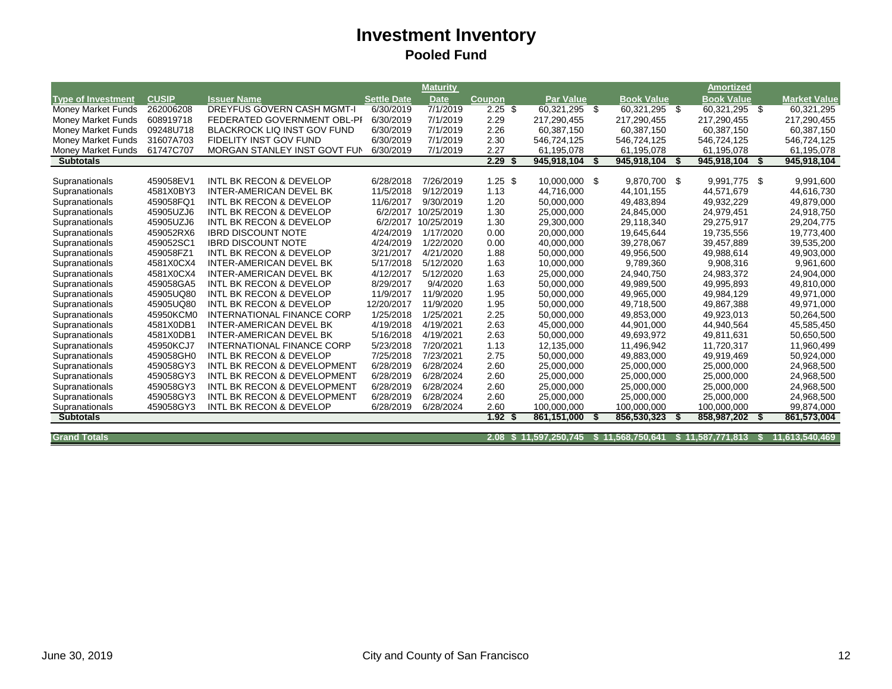# Investment Inventory

## Pooled Fund

| Type of Investment | CUSIP | Issuer Name | Settle Date | Maturity Date | Coupon | Par Value | Book Value | Amortized Book Value | Market Value |
|---|---|---|---|---|---|---|---|---|---|
| Money Market Funds | 262006208 | DREYFUS GOVERN CASH MGMT-I | 6/30/2019 | 7/1/2019 | 2.25 | $ 60,321,295 | $ 60,321,295 | $ 60,321,295 | $ 60,321,295 |
| Money Market Funds | 608919718 | FEDERATED GOVERNMENT OBL-PI | 6/30/2019 | 7/1/2019 | 2.29 | 217,290,455 | 217,290,455 | 217,290,455 | 217,290,455 |
| Money Market Funds | 09248U718 | BLACKROCK LIQ INST GOV FUND | 6/30/2019 | 7/1/2019 | 2.26 | 60,387,150 | 60,387,150 | 60,387,150 | 60,387,150 |
| Money Market Funds | 31607A703 | FIDELITY INST GOV FUND | 6/30/2019 | 7/1/2019 | 2.30 | 546,724,125 | 546,724,125 | 546,724,125 | 546,724,125 |
| Money Market Funds | 61747C707 | MORGAN STANLEY INST GOVT FUN | 6/30/2019 | 7/1/2019 | 2.27 | 61,195,078 | 61,195,078 | 61,195,078 | 61,195,078 |
| **Subtotals** | | | | | **2.29** | **$ 945,918,104** | **$ 945,918,104** | **$ 945,918,104** | **$ 945,918,104** |
| Supranationals | 459058EV1 | INTL BK RECON & DEVELOP | 6/28/2018 | 7/26/2019 | 1.25 | $ 10,000,000 | $ 9,870,700 | $ 9,991,775 | $ 9,991,600 |
| Supranationals | 4581X0BY3 | INTER-AMERICAN DEVEL BK | 11/5/2018 | 9/12/2019 | 1.13 | 44,716,000 | 44,101,155 | 44,571,679 | 44,616,730 |
| Supranationals | 459058FQ1 | INTL BK RECON & DEVELOP | 11/6/2017 | 9/30/2019 | 1.20 | 50,000,000 | 49,483,894 | 49,932,229 | 49,879,000 |
| Supranationals | 45905UZJ6 | INTL BK RECON & DEVELOP | 6/2/2017 | 10/25/2019 | 1.30 | 25,000,000 | 24,845,000 | 24,979,451 | 24,918,750 |
| Supranationals | 45905UZJ6 | INTL BK RECON & DEVELOP | 6/2/2017 | 10/25/2019 | 1.30 | 29,300,000 | 29,118,340 | 29,275,917 | 29,204,775 |
| Supranationals | 459052RX6 | IBRD DISCOUNT NOTE | 4/24/2019 | 1/17/2020 | 0.00 | 20,000,000 | 19,645,644 | 19,735,556 | 19,773,400 |
| Supranationals | 459052SC1 | IBRD DISCOUNT NOTE | 4/24/2019 | 1/22/2020 | 0.00 | 40,000,000 | 39,278,067 | 39,457,889 | 39,535,200 |
| Supranationals | 459058FZ1 | INTL BK RECON & DEVELOP | 3/21/2017 | 4/21/2020 | 1.88 | 50,000,000 | 49,956,500 | 49,988,614 | 49,903,000 |
| Supranationals | 4581X0CX4 | INTER-AMERICAN DEVEL BK | 5/17/2018 | 5/12/2020 | 1.63 | 10,000,000 | 9,789,360 | 9,908,316 | 9,961,600 |
| Supranationals | 4581X0CX4 | INTER-AMERICAN DEVEL BK | 4/12/2017 | 5/12/2020 | 1.63 | 25,000,000 | 24,940,750 | 24,983,372 | 24,904,000 |
| Supranationals | 459058GA5 | INTL BK RECON & DEVELOP | 8/29/2017 | 9/4/2020 | 1.63 | 50,000,000 | 49,989,500 | 49,995,893 | 49,810,000 |
| Supranationals | 45905UQ80 | INTL BK RECON & DEVELOP | 11/9/2017 | 11/9/2020 | 1.95 | 50,000,000 | 49,965,000 | 49,984,129 | 49,971,000 |
| Supranationals | 45905UQ80 | INTL BK RECON & DEVELOP | 12/20/2017 | 11/9/2020 | 1.95 | 50,000,000 | 49,718,500 | 49,867,388 | 49,971,000 |
| Supranationals | 45950KCM0 | INTERNATIONAL FINANCE CORP | 1/25/2018 | 1/25/2021 | 2.25 | 50,000,000 | 49,853,000 | 49,923,013 | 50,264,500 |
| Supranationals | 4581X0DB1 | INTER-AMERICAN DEVEL BK | 4/19/2018 | 4/19/2021 | 2.63 | 45,000,000 | 44,901,000 | 44,940,564 | 45,585,450 |
| Supranationals | 4581X0DB1 | INTER-AMERICAN DEVEL BK | 5/16/2018 | 4/19/2021 | 2.63 | 50,000,000 | 49,693,972 | 49,811,631 | 50,650,500 |
| Supranationals | 45950KCJ7 | INTERNATIONAL FINANCE CORP | 5/23/2018 | 7/20/2021 | 1.13 | 12,135,000 | 11,496,942 | 11,720,317 | 11,960,499 |
| Supranationals | 459058GH0 | INTL BK RECON & DEVELOP | 7/25/2018 | 7/23/2021 | 2.75 | 50,000,000 | 49,883,000 | 49,919,469 | 50,924,000 |
| Supranationals | 459058GY3 | INTL BK RECON & DEVELOPMENT | 6/28/2019 | 6/28/2024 | 2.60 | 25,000,000 | 25,000,000 | 25,000,000 | 24,968,500 |
| Supranationals | 459058GY3 | INTL BK RECON & DEVELOPMENT | 6/28/2019 | 6/28/2024 | 2.60 | 25,000,000 | 25,000,000 | 25,000,000 | 24,968,500 |
| Supranationals | 459058GY3 | INTL BK RECON & DEVELOPMENT | 6/28/2019 | 6/28/2024 | 2.60 | 25,000,000 | 25,000,000 | 25,000,000 | 24,968,500 |
| Supranationals | 459058GY3 | INTL BK RECON & DEVELOPMENT | 6/28/2019 | 6/28/2024 | 2.60 | 25,000,000 | 25,000,000 | 25,000,000 | 24,968,500 |
| Supranationals | 459058GY3 | INTL BK RECON & DEVELOP | 6/28/2019 | 6/28/2024 | 2.60 | 100,000,000 | 100,000,000 | 100,000,000 | 99,874,000 |
| **Subtotals** | | | | | **1.92** | **$ 861,151,000** | **$ 856,530,323** | **$ 858,987,202** | **$ 861,573,004** |
| **Grand Totals** | | | | | **2.08** | **$ 11,597,250,745** | **$ 11,568,750,641** | **$ 11,587,771,813** | **$ 11,613,540,469** |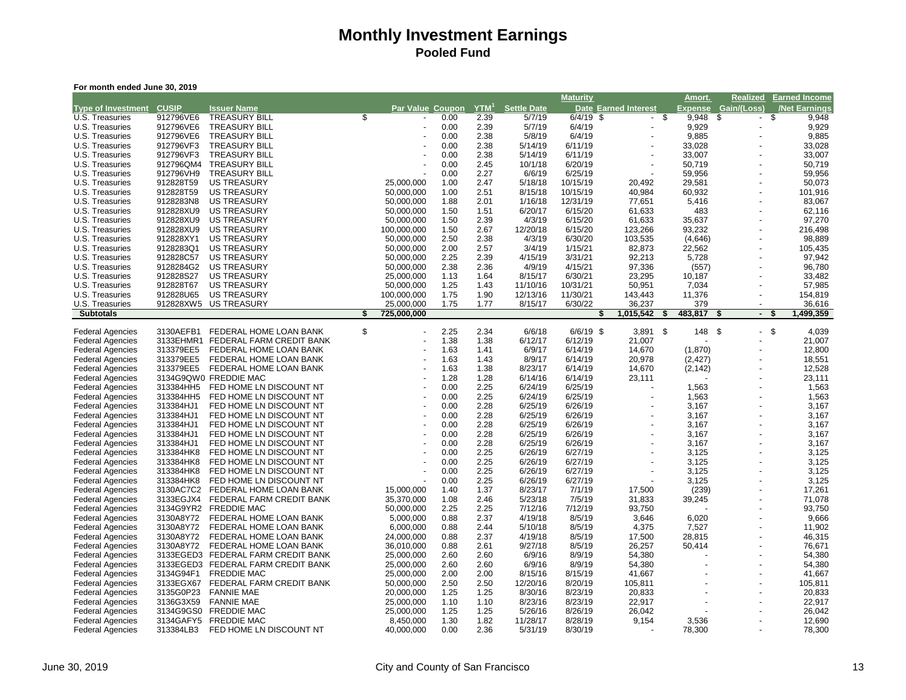# Monthly Investment Earnings

## Pooled Fund

**For month ended June 30, 2019**

| Type of Investment | CUSIP | Issuer Name | Par Value | Coupon | YTM[1] | Settle Date | Maturity Date | Earned Interest | Amort. Expense | Realized Gain/(Loss) | Earned Income /Net Earnings |
|---|---|---|---|---|---|---|---|---|---|---|---|
| U.S. Treasuries | 912796VE6 | TREASURY BILL | $ - | 0.00 | 2.39 | 5/7/19 | 6/4/19 | $ - | $ 9,948 | $ - | $ 9,948 |
| U.S. Treasuries | 912796VE6 | TREASURY BILL | - | 0.00 | 2.39 | 5/7/19 | 6/4/19 | - | 9,929 | - | 9,929 |
| U.S. Treasuries | 912796VE6 | TREASURY BILL | - | 0.00 | 2.38 | 5/8/19 | 6/4/19 | - | 9,885 | - | 9,885 |
| U.S. Treasuries | 912796VF3 | TREASURY BILL | - | 0.00 | 2.38 | 5/14/19 | 6/11/19 | - | 33,028 | - | 33,028 |
| U.S. Treasuries | 912796VF3 | TREASURY BILL | - | 0.00 | 2.38 | 5/14/19 | 6/11/19 | - | 33,007 | - | 33,007 |
| U.S. Treasuries | 912796QM4 | TREASURY BILL | - | 0.00 | 2.45 | 10/1/18 | 6/20/19 | - | 50,719 | - | 50,719 |
| U.S. Treasuries | 912796VH9 | TREASURY BILL | - | 0.00 | 2.27 | 6/6/19 | 6/25/19 | - | 59,956 | - | 59,956 |
| U.S. Treasuries | 912828T59 | US TREASURY | 25,000,000 | 1.00 | 2.47 | 5/18/18 | 10/15/19 | 20,492 | 29,581 | - | 50,073 |
| U.S. Treasuries | 912828T59 | US TREASURY | 50,000,000 | 1.00 | 2.51 | 8/15/18 | 10/15/19 | 40,984 | 60,932 | - | 101,916 |
| U.S. Treasuries | 9128283N8 | US TREASURY | 50,000,000 | 1.88 | 2.01 | 1/16/18 | 12/31/19 | 77,651 | 5,416 | - | 83,067 |
| U.S. Treasuries | 912828XU9 | US TREASURY | 50,000,000 | 1.50 | 1.51 | 6/20/17 | 6/15/20 | 61,633 | 483 | - | 62,116 |
| U.S. Treasuries | 912828XU9 | US TREASURY | 50,000,000 | 1.50 | 2.39 | 4/3/19 | 6/15/20 | 61,633 | 35,637 | - | 97,270 |
| U.S. Treasuries | 912828XU9 | US TREASURY | 100,000,000 | 1.50 | 2.67 | 12/20/18 | 6/15/20 | 123,266 | 93,232 | - | 216,498 |
| U.S. Treasuries | 912828XY1 | US TREASURY | 50,000,000 | 2.50 | 2.38 | 4/3/19 | 6/30/20 | 103,535 | (4,646) | - | 98,889 |
| U.S. Treasuries | 9128283Q1 | US TREASURY | 50,000,000 | 2.00 | 2.57 | 3/4/19 | 1/15/21 | 82,873 | 22,562 | - | 105,435 |
| U.S. Treasuries | 912828C57 | US TREASURY | 50,000,000 | 2.25 | 2.39 | 4/15/19 | 3/31/21 | 92,213 | 5,728 | - | 97,942 |
| U.S. Treasuries | 9128284G2 | US TREASURY | 50,000,000 | 2.38 | 2.36 | 4/9/19 | 4/15/21 | 97,336 | (557) | - | 96,780 |
| U.S. Treasuries | 912828S27 | US TREASURY | 25,000,000 | 1.13 | 1.64 | 8/15/17 | 6/30/21 | 23,295 | 10,187 | - | 33,482 |
| U.S. Treasuries | 912828T67 | US TREASURY | 50,000,000 | 1.25 | 1.43 | 11/10/16 | 10/31/21 | 50,951 | 7,034 | - | 57,985 |
| U.S. Treasuries | 912828U65 | US TREASURY | 100,000,000 | 1.75 | 1.90 | 12/13/16 | 11/30/21 | 143,443 | 11,376 | - | 154,819 |
| U.S. Treasuries | 912828XW5 | US TREASURY | 25,000,000 | 1.75 | 1.77 | 8/15/17 | 6/30/22 | 36,237 | 379 | - | 36,616 |
| **Subtotals** | | | **$ 725,000,000** | | | | | **$ 1,015,542** | **$ 483,817** | **$ -** | **$ 1,499,359** |
| | | | | | | | | | | | |
| Federal Agencies | 3130AEFB1 | FEDERAL HOME LOAN BANK | $ - | 2.25 | 2.34 | 6/6/18 | 6/6/19 | $ 3,891 | $ 148 | $ - | $ 4,039 |
| Federal Agencies | 3133EHMR1 | FEDERAL FARM CREDIT BANK | - | 1.38 | 1.38 | 6/12/17 | 6/12/19 | 21,007 | - | - | 21,007 |
| Federal Agencies | 313379EE5 | FEDERAL HOME LOAN BANK | - | 1.63 | 1.41 | 6/9/17 | 6/14/19 | 14,670 | (1,870) | - | 12,800 |
| Federal Agencies | 313379EE5 | FEDERAL HOME LOAN BANK | - | 1.63 | 1.43 | 8/9/17 | 6/14/19 | 20,978 | (2,427) | - | 18,551 |
| Federal Agencies | 313379EE5 | FEDERAL HOME LOAN BANK | - | 1.63 | 1.38 | 8/23/17 | 6/14/19 | 14,670 | (2,142) | - | 12,528 |
| Federal Agencies | 3134G9QW0 | FREDDIE MAC | - | 1.28 | 1.28 | 6/14/16 | 6/14/19 | 23,111 | - | - | 23,111 |
| Federal Agencies | 313384HH5 | FED HOME LN DISCOUNT NT | - | 0.00 | 2.25 | 6/24/19 | 6/25/19 | - | 1,563 | - | 1,563 |
| Federal Agencies | 313384HH5 | FED HOME LN DISCOUNT NT | - | 0.00 | 2.25 | 6/24/19 | 6/25/19 | - | 1,563 | - | 1,563 |
| Federal Agencies | 313384HJ1 | FED HOME LN DISCOUNT NT | - | 0.00 | 2.28 | 6/25/19 | 6/26/19 | - | 3,167 | - | 3,167 |
| Federal Agencies | 313384HJ1 | FED HOME LN DISCOUNT NT | - | 0.00 | 2.28 | 6/25/19 | 6/26/19 | - | 3,167 | - | 3,167 |
| Federal Agencies | 313384HJ1 | FED HOME LN DISCOUNT NT | - | 0.00 | 2.28 | 6/25/19 | 6/26/19 | - | 3,167 | - | 3,167 |
| Federal Agencies | 313384HJ1 | FED HOME LN DISCOUNT NT | - | 0.00 | 2.28 | 6/25/19 | 6/26/19 | - | 3,167 | - | 3,167 |
| Federal Agencies | 313384HJ1 | FED HOME LN DISCOUNT NT | - | 0.00 | 2.28 | 6/25/19 | 6/26/19 | - | 3,167 | - | 3,167 |
| Federal Agencies | 313384HK8 | FED HOME LN DISCOUNT NT | - | 0.00 | 2.25 | 6/26/19 | 6/27/19 | - | 3,125 | - | 3,125 |
| Federal Agencies | 313384HK8 | FED HOME LN DISCOUNT NT | - | 0.00 | 2.25 | 6/26/19 | 6/27/19 | - | 3,125 | - | 3,125 |
| Federal Agencies | 313384HK8 | FED HOME LN DISCOUNT NT | - | 0.00 | 2.25 | 6/26/19 | 6/27/19 | - | 3,125 | - | 3,125 |
| Federal Agencies | 313384HK8 | FED HOME LN DISCOUNT NT | - | 0.00 | 2.25 | 6/26/19 | 6/27/19 | - | 3,125 | - | 3,125 |
| Federal Agencies | 3130AC7C2 | FEDERAL HOME LOAN BANK | 15,000,000 | 1.40 | 1.37 | 8/23/17 | 7/1/19 | 17,500 | (239) | - | 17,261 |
| Federal Agencies | 3133EGJX4 | FEDERAL FARM CREDIT BANK | 35,370,000 | 1.08 | 2.46 | 5/23/18 | 7/5/19 | 31,833 | 39,245 | - | 71,078 |
| Federal Agencies | 3134G9YR2 | FREDDIE MAC | 50,000,000 | 2.25 | 2.25 | 7/12/16 | 7/12/19 | 93,750 | - | - | 93,750 |
| Federal Agencies | 3130A8Y72 | FEDERAL HOME LOAN BANK | 5,000,000 | 0.88 | 2.37 | 4/19/18 | 8/5/19 | 3,646 | 6,020 | - | 9,666 |
| Federal Agencies | 3130A8Y72 | FEDERAL HOME LOAN BANK | 6,000,000 | 0.88 | 2.44 | 5/10/18 | 8/5/19 | 4,375 | 7,527 | - | 11,902 |
| Federal Agencies | 3130A8Y72 | FEDERAL HOME LOAN BANK | 24,000,000 | 0.88 | 2.37 | 4/19/18 | 8/5/19 | 17,500 | 28,815 | - | 46,315 |
| Federal Agencies | 3130A8Y72 | FEDERAL HOME LOAN BANK | 36,010,000 | 0.88 | 2.61 | 9/27/18 | 8/5/19 | 26,257 | 50,414 | - | 76,671 |
| Federal Agencies | 3133EGED3 | FEDERAL FARM CREDIT BANK | 25,000,000 | 2.60 | 2.60 | 6/9/16 | 8/9/19 | 54,380 | - | - | 54,380 |
| Federal Agencies | 3133EGED3 | FEDERAL FARM CREDIT BANK | 25,000,000 | 2.60 | 2.60 | 6/9/16 | 8/9/19 | 54,380 | - | - | 54,380 |
| Federal Agencies | 3134G94F1 | FREDDIE MAC | 25,000,000 | 2.00 | 2.00 | 8/15/16 | 8/15/19 | 41,667 | - | - | 41,667 |
| Federal Agencies | 3133EGX67 | FEDERAL FARM CREDIT BANK | 50,000,000 | 2.50 | 2.50 | 12/20/16 | 8/20/19 | 105,811 | - | - | 105,811 |
| Federal Agencies | 3135G0P23 | FANNIE MAE | 20,000,000 | 1.25 | 1.25 | 8/30/16 | 8/23/19 | 20,833 | - | - | 20,833 |
| Federal Agencies | 3136G3X59 | FANNIE MAE | 25,000,000 | 1.10 | 1.10 | 8/23/16 | 8/23/19 | 22,917 | - | - | 22,917 |
| Federal Agencies | 3134G9GS0 | FREDDIE MAC | 25,000,000 | 1.25 | 1.25 | 5/26/16 | 8/26/19 | 26,042 | - | - | 26,042 |
| Federal Agencies | 3134GAFY5 | FREDDIE MAC | 8,450,000 | 1.30 | 1.82 | 11/28/17 | 8/28/19 | 9,154 | 3,536 | - | 12,690 |
| Federal Agencies | 313384LB3 | FED HOME LN DISCOUNT NT | 40,000,000 | 0.00 | 2.36 | 5/31/19 | 8/30/19 | - | 78,300 | - | 78,300 |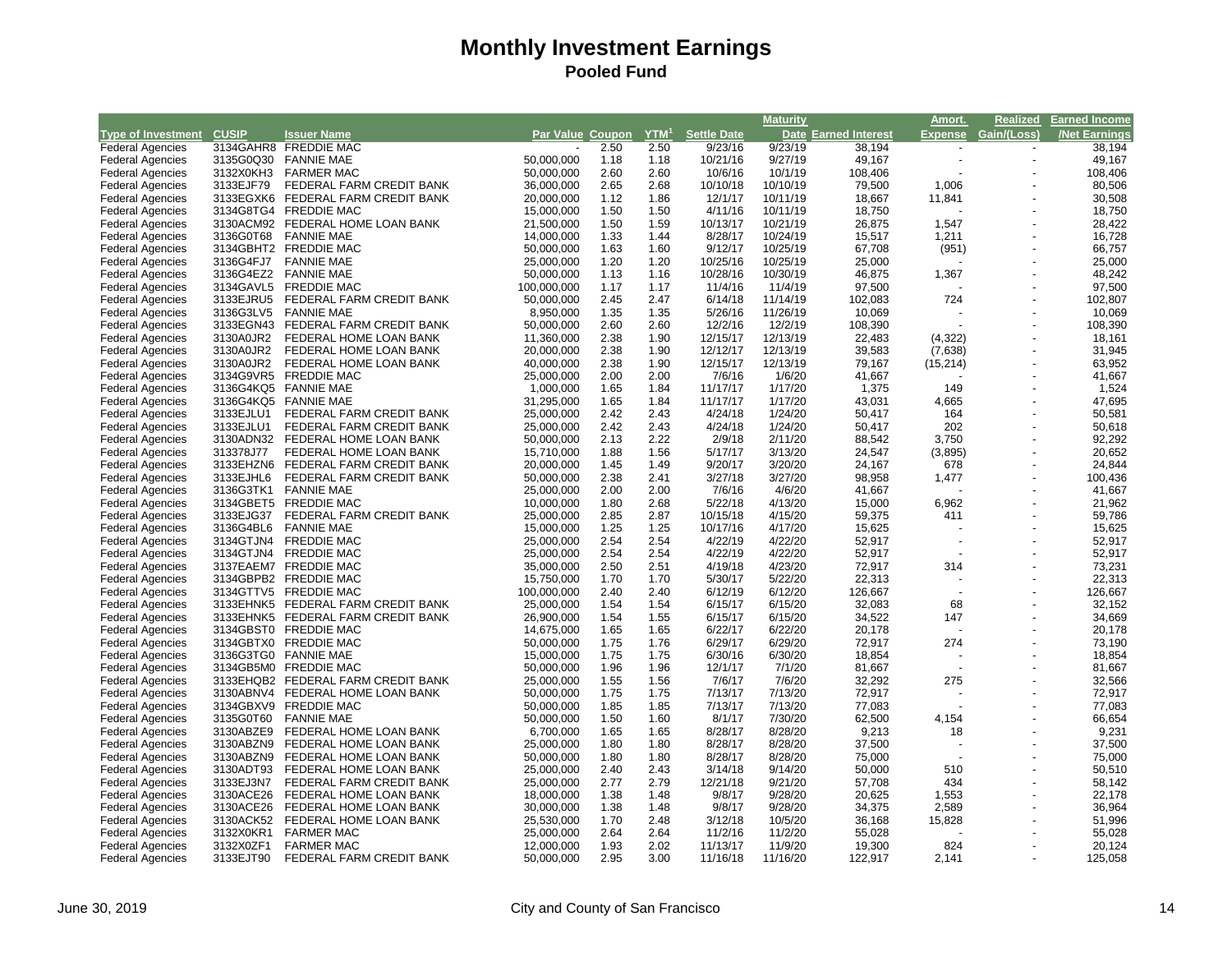# Monthly Investment Earnings

## Pooled Fund

| Type of Investment | CUSIP | Issuer Name | Par Value | Coupon | YTM[1] | Settle Date | Maturity Date | Earned Interest | Amort. Expense | Realized Gain/(Loss) | Earned Income /Net Earnings |
|---|---|---|---|---|---|---|---|---|---|---|---|
| Federal Agencies | 3134GAHR8 | FREDDIE MAC | - | 2.50 | 2.50 | 9/23/16 | 9/23/19 | 38,194 | - | - | 38,194 |
| Federal Agencies | 3135G0Q30 | FANNIE MAE | 50,000,000 | 1.18 | 1.18 | 10/21/16 | 9/27/19 | 49,167 | - | - | 49,167 |
| Federal Agencies | 3132X0KH3 | FARMER MAC | 50,000,000 | 2.60 | 2.60 | 10/6/16 | 10/1/19 | 108,406 | - | - | 108,406 |
| Federal Agencies | 3133EJF79 | FEDERAL FARM CREDIT BANK | 36,000,000 | 2.65 | 2.68 | 10/10/18 | 10/10/19 | 79,500 | 1,006 | - | 80,506 |
| Federal Agencies | 3133EGXK6 | FEDERAL FARM CREDIT BANK | 20,000,000 | 1.12 | 1.86 | 12/1/17 | 10/11/19 | 18,667 | 11,841 | - | 30,508 |
| Federal Agencies | 3134G8TG4 | FREDDIE MAC | 15,000,000 | 1.50 | 1.50 | 4/11/16 | 10/11/19 | 18,750 | - | - | 18,750 |
| Federal Agencies | 3130ACM92 | FEDERAL HOME LOAN BANK | 21,500,000 | 1.50 | 1.59 | 10/13/17 | 10/21/19 | 26,875 | 1,547 | - | 28,422 |
| Federal Agencies | 3136G0T68 | FANNIE MAE | 14,000,000 | 1.33 | 1.44 | 8/28/17 | 10/24/19 | 15,517 | 1,211 | - | 16,728 |
| Federal Agencies | 3134GBHT2 | FREDDIE MAC | 50,000,000 | 1.63 | 1.60 | 9/12/17 | 10/25/19 | 67,708 | (951) | - | 66,757 |
| Federal Agencies | 3136G4FJ7 | FANNIE MAE | 25,000,000 | 1.20 | 1.20 | 10/25/16 | 10/25/19 | 25,000 | - | - | 25,000 |
| Federal Agencies | 3136G4EZ2 | FANNIE MAE | 50,000,000 | 1.13 | 1.16 | 10/28/16 | 10/30/19 | 46,875 | 1,367 | - | 48,242 |
| Federal Agencies | 3134GAVL5 | FREDDIE MAC | 100,000,000 | 1.17 | 1.17 | 11/4/16 | 11/4/19 | 97,500 | - | - | 97,500 |
| Federal Agencies | 3133EJRU5 | FEDERAL FARM CREDIT BANK | 50,000,000 | 2.45 | 2.47 | 6/14/18 | 11/14/19 | 102,083 | 724 | - | 102,807 |
| Federal Agencies | 3136G3LV5 | FANNIE MAE | 8,950,000 | 1.35 | 1.35 | 5/26/16 | 11/26/19 | 10,069 | - | - | 10,069 |
| Federal Agencies | 3133EGN43 | FEDERAL FARM CREDIT BANK | 50,000,000 | 2.60 | 2.60 | 12/2/16 | 12/2/19 | 108,390 | - | - | 108,390 |
| Federal Agencies | 3130A0JR2 | FEDERAL HOME LOAN BANK | 11,360,000 | 2.38 | 1.90 | 12/15/17 | 12/13/19 | 22,483 | (4,322) | - | 18,161 |
| Federal Agencies | 3130A0JR2 | FEDERAL HOME LOAN BANK | 20,000,000 | 2.38 | 1.90 | 12/12/17 | 12/13/19 | 39,583 | (7,638) | - | 31,945 |
| Federal Agencies | 3130A0JR2 | FEDERAL HOME LOAN BANK | 40,000,000 | 2.38 | 1.90 | 12/15/17 | 12/13/19 | 79,167 | (15,214) | - | 63,952 |
| Federal Agencies | 3134G9VR5 | FREDDIE MAC | 25,000,000 | 2.00 | 2.00 | 7/6/16 | 1/6/20 | 41,667 | - | - | 41,667 |
| Federal Agencies | 3136G4KQ5 | FANNIE MAE | 1,000,000 | 1.65 | 1.84 | 11/17/17 | 1/17/20 | 1,375 | 149 | - | 1,524 |
| Federal Agencies | 3136G4KQ5 | FANNIE MAE | 31,295,000 | 1.65 | 1.84 | 11/17/17 | 1/17/20 | 43,031 | 4,665 | - | 47,695 |
| Federal Agencies | 3133EJLU1 | FEDERAL FARM CREDIT BANK | 25,000,000 | 2.42 | 2.43 | 4/24/18 | 1/24/20 | 50,417 | 164 | - | 50,581 |
| Federal Agencies | 3133EJLU1 | FEDERAL FARM CREDIT BANK | 25,000,000 | 2.42 | 2.43 | 4/24/18 | 1/24/20 | 50,417 | 202 | - | 50,618 |
| Federal Agencies | 3130ADN32 | FEDERAL HOME LOAN BANK | 50,000,000 | 2.13 | 2.22 | 2/9/18 | 2/11/20 | 88,542 | 3,750 | - | 92,292 |
| Federal Agencies | 313378J77 | FEDERAL HOME LOAN BANK | 15,710,000 | 1.88 | 1.56 | 5/17/17 | 3/13/20 | 24,547 | (3,895) | - | 20,652 |
| Federal Agencies | 3133EHZN6 | FEDERAL FARM CREDIT BANK | 20,000,000 | 1.45 | 1.49 | 9/20/17 | 3/20/20 | 24,167 | 678 | - | 24,844 |
| Federal Agencies | 3133EJHL6 | FEDERAL FARM CREDIT BANK | 50,000,000 | 2.38 | 2.41 | 3/27/18 | 3/27/20 | 98,958 | 1,477 | - | 100,436 |
| Federal Agencies | 3136G3TK1 | FANNIE MAE | 25,000,000 | 2.00 | 2.00 | 7/6/16 | 4/6/20 | 41,667 | - | - | 41,667 |
| Federal Agencies | 3134GBET5 | FREDDIE MAC | 10,000,000 | 1.80 | 2.68 | 5/22/18 | 4/13/20 | 15,000 | 6,962 | - | 21,962 |
| Federal Agencies | 3133EJG37 | FEDERAL FARM CREDIT BANK | 25,000,000 | 2.85 | 2.87 | 10/15/18 | 4/15/20 | 59,375 | 411 | - | 59,786 |
| Federal Agencies | 3136G4BL6 | FANNIE MAE | 15,000,000 | 1.25 | 1.25 | 10/17/16 | 4/17/20 | 15,625 | - | - | 15,625 |
| Federal Agencies | 3134GTJN4 | FREDDIE MAC | 25,000,000 | 2.54 | 2.54 | 4/22/19 | 4/22/20 | 52,917 | - | - | 52,917 |
| Federal Agencies | 3134GTJN4 | FREDDIE MAC | 25,000,000 | 2.54 | 2.54 | 4/22/19 | 4/22/20 | 52,917 | - | - | 52,917 |
| Federal Agencies | 3137EAEM7 | FREDDIE MAC | 35,000,000 | 2.50 | 2.51 | 4/19/18 | 4/23/20 | 72,917 | 314 | - | 73,231 |
| Federal Agencies | 3134GBPB2 | FREDDIE MAC | 15,750,000 | 1.70 | 1.70 | 5/30/17 | 5/22/20 | 22,313 | - | - | 22,313 |
| Federal Agencies | 3134GTTV5 | FREDDIE MAC | 100,000,000 | 2.40 | 2.40 | 6/12/19 | 6/12/20 | 126,667 | - | - | 126,667 |
| Federal Agencies | 3133EHNK5 | FEDERAL FARM CREDIT BANK | 25,000,000 | 1.54 | 1.54 | 6/15/17 | 6/15/20 | 32,083 | 68 | - | 32,152 |
| Federal Agencies | 3133EHNK5 | FEDERAL FARM CREDIT BANK | 26,900,000 | 1.54 | 1.55 | 6/15/17 | 6/15/20 | 34,522 | 147 | - | 34,669 |
| Federal Agencies | 3134GBST0 | FREDDIE MAC | 14,675,000 | 1.65 | 1.65 | 6/22/17 | 6/22/20 | 20,178 | - | - | 20,178 |
| Federal Agencies | 3134GBTX0 | FREDDIE MAC | 50,000,000 | 1.75 | 1.76 | 6/29/17 | 6/29/20 | 72,917 | 274 | - | 73,190 |
| Federal Agencies | 3136G3TG0 | FANNIE MAE | 15,000,000 | 1.75 | 1.75 | 6/30/16 | 6/30/20 | 18,854 | - | - | 18,854 |
| Federal Agencies | 3134GB5M0 | FREDDIE MAC | 50,000,000 | 1.96 | 1.96 | 12/1/17 | 7/1/20 | 81,667 | - | - | 81,667 |
| Federal Agencies | 3133EHQB2 | FEDERAL FARM CREDIT BANK | 25,000,000 | 1.55 | 1.56 | 7/6/17 | 7/6/20 | 32,292 | 275 | - | 32,566 |
| Federal Agencies | 3130ABNV4 | FEDERAL HOME LOAN BANK | 50,000,000 | 1.75 | 1.75 | 7/13/17 | 7/13/20 | 72,917 | - | - | 72,917 |
| Federal Agencies | 3134GBXV9 | FREDDIE MAC | 50,000,000 | 1.85 | 1.85 | 7/13/17 | 7/13/20 | 77,083 | - | - | 77,083 |
| Federal Agencies | 3135G0T60 | FANNIE MAE | 50,000,000 | 1.50 | 1.60 | 8/1/17 | 7/30/20 | 62,500 | 4,154 | - | 66,654 |
| Federal Agencies | 3130ABZE9 | FEDERAL HOME LOAN BANK | 6,700,000 | 1.65 | 1.65 | 8/28/17 | 8/28/20 | 9,213 | 18 | - | 9,231 |
| Federal Agencies | 3130ABZN9 | FEDERAL HOME LOAN BANK | 25,000,000 | 1.80 | 1.80 | 8/28/17 | 8/28/20 | 37,500 | - | - | 37,500 |
| Federal Agencies | 3130ABZN9 | FEDERAL HOME LOAN BANK | 50,000,000 | 1.80 | 1.80 | 8/28/17 | 8/28/20 | 75,000 | - | - | 75,000 |
| Federal Agencies | 3130ADT93 | FEDERAL HOME LOAN BANK | 25,000,000 | 2.40 | 2.43 | 3/14/18 | 9/14/20 | 50,000 | 510 | - | 50,510 |
| Federal Agencies | 3133EJ3N7 | FEDERAL FARM CREDIT BANK | 25,000,000 | 2.77 | 2.79 | 12/21/18 | 9/21/20 | 57,708 | 434 | - | 58,142 |
| Federal Agencies | 3130ACE26 | FEDERAL HOME LOAN BANK | 18,000,000 | 1.38 | 1.48 | 9/8/17 | 9/28/20 | 20,625 | 1,553 | - | 22,178 |
| Federal Agencies | 3130ACE26 | FEDERAL HOME LOAN BANK | 30,000,000 | 1.38 | 1.48 | 9/8/17 | 9/28/20 | 34,375 | 2,589 | - | 36,964 |
| Federal Agencies | 3130ACK52 | FEDERAL HOME LOAN BANK | 25,530,000 | 1.70 | 2.48 | 3/12/18 | 10/5/20 | 36,168 | 15,828 | - | 51,996 |
| Federal Agencies | 3132X0KR1 | FARMER MAC | 25,000,000 | 2.64 | 2.64 | 11/2/16 | 11/2/20 | 55,028 | - | - | 55,028 |
| Federal Agencies | 3132X0ZF1 | FARMER MAC | 12,000,000 | 1.93 | 2.02 | 11/13/17 | 11/9/20 | 19,300 | 824 | - | 20,124 |
| Federal Agencies | 3133EJT90 | FEDERAL FARM CREDIT BANK | 50,000,000 | 2.95 | 3.00 | 11/16/18 | 11/16/20 | 122,917 | 2,141 | - | 125,058 |

June 30, 2019 — City and County of San Francisco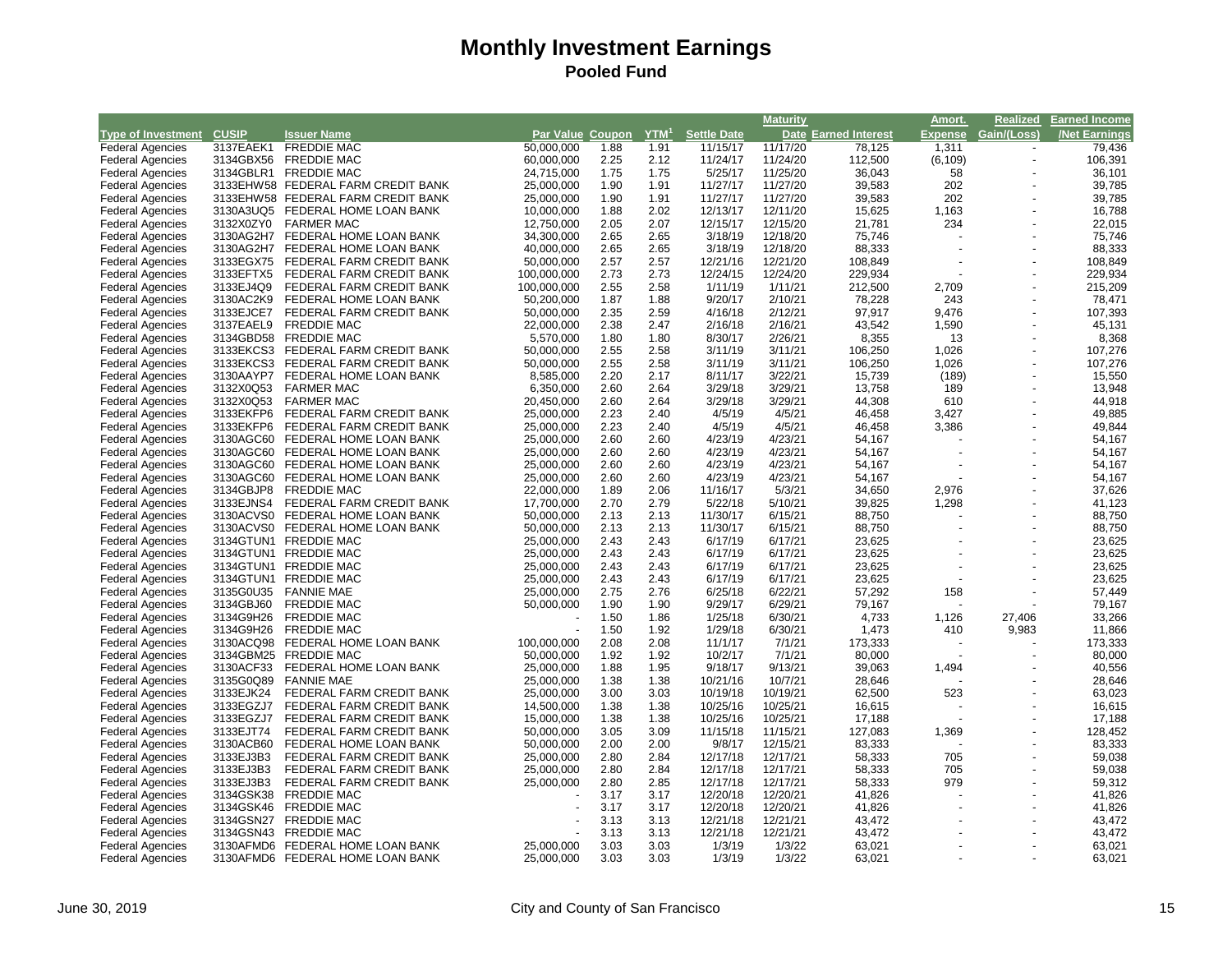# Monthly Investment Earnings

## Pooled Fund

| Type of Investment | CUSIP | Issuer Name | Par Value | Coupon | YTM[1] | Settle Date | Maturity Date | Earned Interest | Amort. Expense | Realized Gain/(Loss) | Earned Income /Net Earnings |
|---|---|---|---|---|---|---|---|---|---|---|---|
| Federal Agencies | 3137EAEK1 | FREDDIE MAC | 50,000,000 | 1.88 | 1.91 | 11/15/17 | 11/17/20 | 78,125 | 1,311 | - | 79,436 |
| Federal Agencies | 3134GBX56 | FREDDIE MAC | 60,000,000 | 2.25 | 2.12 | 11/24/17 | 11/24/20 | 112,500 | (6,109) | - | 106,391 |
| Federal Agencies | 3134GBLR1 | FREDDIE MAC | 24,715,000 | 1.75 | 1.75 | 5/25/17 | 11/25/20 | 36,043 | 58 | - | 36,101 |
| Federal Agencies | 3133EHW58 | FEDERAL FARM CREDIT BANK | 25,000,000 | 1.90 | 1.91 | 11/27/17 | 11/27/20 | 39,583 | 202 | - | 39,785 |
| Federal Agencies | 3133EHW58 | FEDERAL FARM CREDIT BANK | 25,000,000 | 1.90 | 1.91 | 11/27/17 | 11/27/20 | 39,583 | 202 | - | 39,785 |
| Federal Agencies | 3130A3UQ5 | FEDERAL HOME LOAN BANK | 10,000,000 | 1.88 | 2.02 | 12/13/17 | 12/11/20 | 15,625 | 1,163 | - | 16,788 |
| Federal Agencies | 3132X0ZY0 | FARMER MAC | 12,750,000 | 2.05 | 2.07 | 12/15/17 | 12/15/20 | 21,781 | 234 | - | 22,015 |
| Federal Agencies | 3130AG2H7 | FEDERAL HOME LOAN BANK | 34,300,000 | 2.65 | 2.65 | 3/18/19 | 12/18/20 | 75,746 | - | - | 75,746 |
| Federal Agencies | 3130AG2H7 | FEDERAL HOME LOAN BANK | 40,000,000 | 2.65 | 2.65 | 3/18/19 | 12/18/20 | 88,333 | - | - | 88,333 |
| Federal Agencies | 3133EGX75 | FEDERAL FARM CREDIT BANK | 50,000,000 | 2.57 | 2.57 | 12/21/16 | 12/21/20 | 108,849 | - | - | 108,849 |
| Federal Agencies | 3133EFTX5 | FEDERAL FARM CREDIT BANK | 100,000,000 | 2.73 | 2.73 | 12/24/15 | 12/24/20 | 229,934 | - | - | 229,934 |
| Federal Agencies | 3133EJ4Q9 | FEDERAL FARM CREDIT BANK | 100,000,000 | 2.55 | 2.58 | 1/11/19 | 1/11/21 | 212,500 | 2,709 | - | 215,209 |
| Federal Agencies | 3130AC2K9 | FEDERAL HOME LOAN BANK | 50,200,000 | 1.87 | 1.88 | 9/20/17 | 2/10/21 | 78,228 | 243 | - | 78,471 |
| Federal Agencies | 3133EJCE7 | FEDERAL FARM CREDIT BANK | 50,000,000 | 2.35 | 2.59 | 4/16/18 | 2/12/21 | 97,917 | 9,476 | - | 107,393 |
| Federal Agencies | 3137EAEL9 | FREDDIE MAC | 22,000,000 | 2.38 | 2.47 | 2/16/18 | 2/16/21 | 43,542 | 1,590 | - | 45,131 |
| Federal Agencies | 3134GBD58 | FREDDIE MAC | 5,570,000 | 1.80 | 1.80 | 8/30/17 | 2/26/21 | 8,355 | 13 | - | 8,368 |
| Federal Agencies | 3133EKCS3 | FEDERAL FARM CREDIT BANK | 50,000,000 | 2.55 | 2.58 | 3/11/19 | 3/11/21 | 106,250 | 1,026 | - | 107,276 |
| Federal Agencies | 3133EKCS3 | FEDERAL FARM CREDIT BANK | 50,000,000 | 2.55 | 2.58 | 3/11/19 | 3/11/21 | 106,250 | 1,026 | - | 107,276 |
| Federal Agencies | 3130AAYP7 | FEDERAL HOME LOAN BANK | 8,585,000 | 2.20 | 2.17 | 8/11/17 | 3/22/21 | 15,739 | (189) | - | 15,550 |
| Federal Agencies | 3132X0Q53 | FARMER MAC | 6,350,000 | 2.60 | 2.64 | 3/29/18 | 3/29/21 | 13,758 | 189 | - | 13,948 |
| Federal Agencies | 3132X0Q53 | FARMER MAC | 20,450,000 | 2.60 | 2.64 | 3/29/18 | 3/29/21 | 44,308 | 610 | - | 44,918 |
| Federal Agencies | 3133EKFP6 | FEDERAL FARM CREDIT BANK | 25,000,000 | 2.23 | 2.40 | 4/5/19 | 4/5/21 | 46,458 | 3,427 | - | 49,885 |
| Federal Agencies | 3133EKFP6 | FEDERAL FARM CREDIT BANK | 25,000,000 | 2.23 | 2.40 | 4/5/19 | 4/5/21 | 46,458 | 3,386 | - | 49,844 |
| Federal Agencies | 3130AGC60 | FEDERAL HOME LOAN BANK | 25,000,000 | 2.60 | 2.60 | 4/23/19 | 4/23/21 | 54,167 | - | - | 54,167 |
| Federal Agencies | 3130AGC60 | FEDERAL HOME LOAN BANK | 25,000,000 | 2.60 | 2.60 | 4/23/19 | 4/23/21 | 54,167 | - | - | 54,167 |
| Federal Agencies | 3130AGC60 | FEDERAL HOME LOAN BANK | 25,000,000 | 2.60 | 2.60 | 4/23/19 | 4/23/21 | 54,167 | - | - | 54,167 |
| Federal Agencies | 3130AGC60 | FEDERAL HOME LOAN BANK | 25,000,000 | 2.60 | 2.60 | 4/23/19 | 4/23/21 | 54,167 | - | - | 54,167 |
| Federal Agencies | 3134GBJP8 | FREDDIE MAC | 22,000,000 | 1.89 | 2.06 | 11/16/17 | 5/3/21 | 34,650 | 2,976 | - | 37,626 |
| Federal Agencies | 3133EJNS4 | FEDERAL FARM CREDIT BANK | 17,700,000 | 2.70 | 2.79 | 5/22/18 | 5/10/21 | 39,825 | 1,298 | - | 41,123 |
| Federal Agencies | 3130ACVS0 | FEDERAL HOME LOAN BANK | 50,000,000 | 2.13 | 2.13 | 11/30/17 | 6/15/21 | 88,750 | - | - | 88,750 |
| Federal Agencies | 3130ACVS0 | FEDERAL HOME LOAN BANK | 50,000,000 | 2.13 | 2.13 | 11/30/17 | 6/15/21 | 88,750 | - | - | 88,750 |
| Federal Agencies | 3134GTUN1 | FREDDIE MAC | 25,000,000 | 2.43 | 2.43 | 6/17/19 | 6/17/21 | 23,625 | - | - | 23,625 |
| Federal Agencies | 3134GTUN1 | FREDDIE MAC | 25,000,000 | 2.43 | 2.43 | 6/17/19 | 6/17/21 | 23,625 | - | - | 23,625 |
| Federal Agencies | 3134GTUN1 | FREDDIE MAC | 25,000,000 | 2.43 | 2.43 | 6/17/19 | 6/17/21 | 23,625 | - | - | 23,625 |
| Federal Agencies | 3134GTUN1 | FREDDIE MAC | 25,000,000 | 2.43 | 2.43 | 6/17/19 | 6/17/21 | 23,625 | - | - | 23,625 |
| Federal Agencies | 3135G0U35 | FANNIE MAE | 25,000,000 | 2.75 | 2.76 | 6/25/18 | 6/22/21 | 57,292 | 158 | - | 57,449 |
| Federal Agencies | 3134GBJ60 | FREDDIE MAC | 50,000,000 | 1.90 | 1.90 | 9/29/17 | 6/29/21 | 79,167 | - | - | 79,167 |
| Federal Agencies | 3134G9H26 | FREDDIE MAC | - | 1.50 | 1.86 | 1/25/18 | 6/30/21 | 4,733 | 1,126 | 27,406 | 33,266 |
| Federal Agencies | 3134G9H26 | FREDDIE MAC | - | 1.50 | 1.92 | 1/29/18 | 6/30/21 | 1,473 | 410 | 9,983 | 11,866 |
| Federal Agencies | 3130ACQ98 | FEDERAL HOME LOAN BANK | 100,000,000 | 2.08 | 2.08 | 11/1/17 | 7/1/21 | 173,333 | - | - | 173,333 |
| Federal Agencies | 3134GBM25 | FREDDIE MAC | 50,000,000 | 1.92 | 1.92 | 10/2/17 | 7/1/21 | 80,000 | - | - | 80,000 |
| Federal Agencies | 3130ACF33 | FEDERAL HOME LOAN BANK | 25,000,000 | 1.88 | 1.95 | 9/18/17 | 9/13/21 | 39,063 | 1,494 | - | 40,556 |
| Federal Agencies | 3135G0Q89 | FANNIE MAE | 25,000,000 | 1.38 | 1.38 | 10/21/16 | 10/7/21 | 28,646 | - | - | 28,646 |
| Federal Agencies | 3133EJK24 | FEDERAL FARM CREDIT BANK | 25,000,000 | 3.00 | 3.03 | 10/19/18 | 10/19/21 | 62,500 | 523 | - | 63,023 |
| Federal Agencies | 3133EGZJ7 | FEDERAL FARM CREDIT BANK | 14,500,000 | 1.38 | 1.38 | 10/25/16 | 10/25/21 | 16,615 | - | - | 16,615 |
| Federal Agencies | 3133EGZJ7 | FEDERAL FARM CREDIT BANK | 15,000,000 | 1.38 | 1.38 | 10/25/16 | 10/25/21 | 17,188 | - | - | 17,188 |
| Federal Agencies | 3133EJT74 | FEDERAL FARM CREDIT BANK | 50,000,000 | 3.05 | 3.09 | 11/15/18 | 11/15/21 | 127,083 | 1,369 | - | 128,452 |
| Federal Agencies | 3130ACB60 | FEDERAL HOME LOAN BANK | 50,000,000 | 2.00 | 2.00 | 9/8/17 | 12/15/21 | 83,333 | - | - | 83,333 |
| Federal Agencies | 3133EJ3B3 | FEDERAL FARM CREDIT BANK | 25,000,000 | 2.80 | 2.84 | 12/17/18 | 12/17/21 | 58,333 | 705 | - | 59,038 |
| Federal Agencies | 3133EJ3B3 | FEDERAL FARM CREDIT BANK | 25,000,000 | 2.80 | 2.84 | 12/17/18 | 12/17/21 | 58,333 | 705 | - | 59,038 |
| Federal Agencies | 3133EJ3B3 | FEDERAL FARM CREDIT BANK | 25,000,000 | 2.80 | 2.85 | 12/17/18 | 12/17/21 | 58,333 | 979 | - | 59,312 |
| Federal Agencies | 3134GSK38 | FREDDIE MAC | - | 3.17 | 3.17 | 12/20/18 | 12/20/21 | 41,826 | - | - | 41,826 |
| Federal Agencies | 3134GSK46 | FREDDIE MAC | - | 3.17 | 3.17 | 12/20/18 | 12/20/21 | 41,826 | - | - | 41,826 |
| Federal Agencies | 3134GSN27 | FREDDIE MAC | - | 3.13 | 3.13 | 12/21/18 | 12/21/21 | 43,472 | - | - | 43,472 |
| Federal Agencies | 3134GSN43 | FREDDIE MAC | - | 3.13 | 3.13 | 12/21/18 | 12/21/21 | 43,472 | - | - | 43,472 |
| Federal Agencies | 3130AFMD6 | FEDERAL HOME LOAN BANK | 25,000,000 | 3.03 | 3.03 | 1/3/19 | 1/3/22 | 63,021 | - | - | 63,021 |
| Federal Agencies | 3130AFMD6 | FEDERAL HOME LOAN BANK | 25,000,000 | 3.03 | 3.03 | 1/3/19 | 1/3/22 | 63,021 | - | - | 63,021 |

June 30, 2019 City and County of San Francisco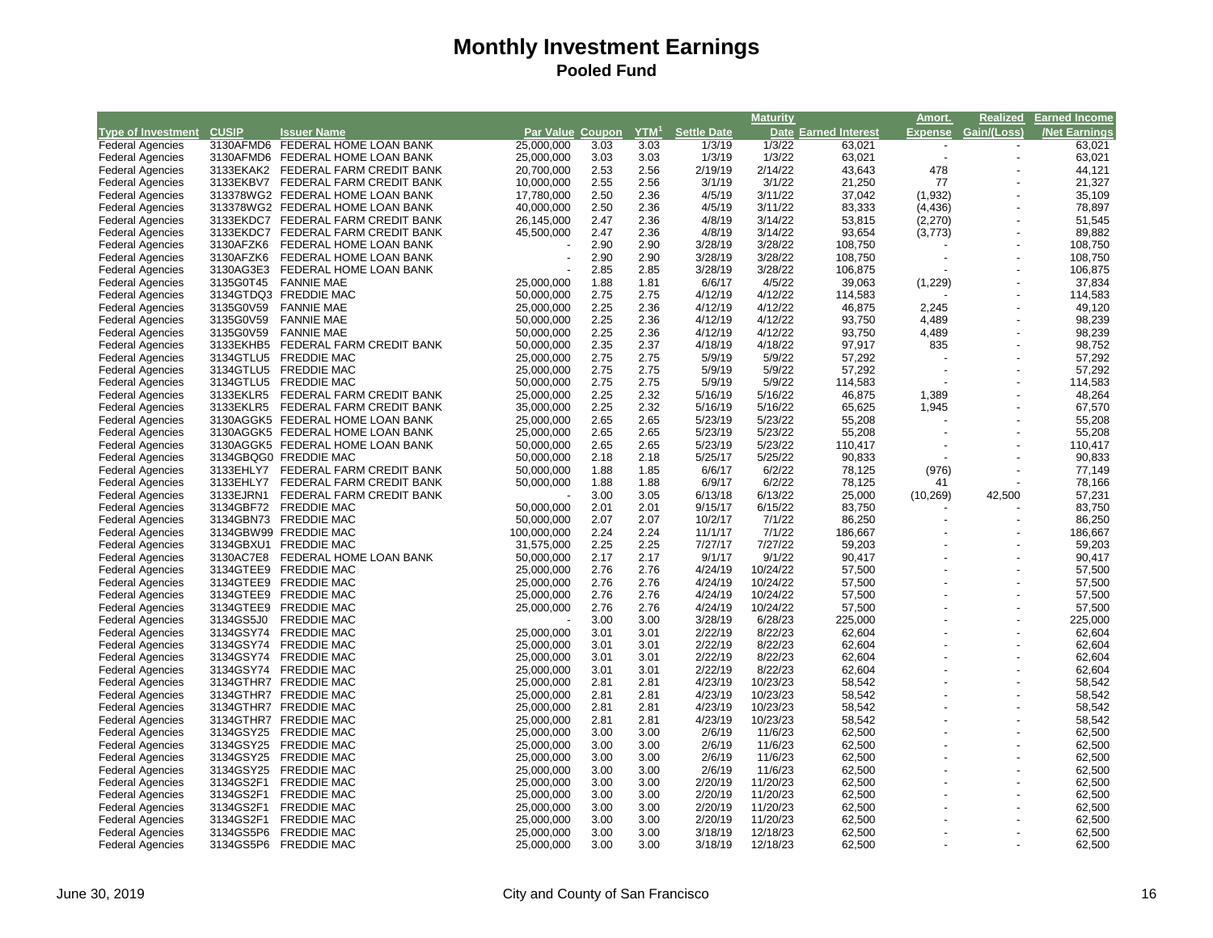# Monthly Investment Earnings

## Pooled Fund

| Type of Investment | CUSIP | Issuer Name | Par Value | Coupon | YTM[1] | Settle Date | Maturity Date | Earned Interest | Amort. Expense | Realized Gain/(Loss) | Earned Income /Net Earnings |
|---|---|---|---|---|---|---|---|---|---|---|---|
| Federal Agencies | 3130AFMD6 | FEDERAL HOME LOAN BANK | 25,000,000 | 3.03 | 3.03 | 1/3/19 | 1/3/22 | 63,021 | - | - | 63,021 |
| Federal Agencies | 3130AFMD6 | FEDERAL HOME LOAN BANK | 25,000,000 | 3.03 | 3.03 | 1/3/19 | 1/3/22 | 63,021 | - | - | 63,021 |
| Federal Agencies | 3133EKAK2 | FEDERAL FARM CREDIT BANK | 20,700,000 | 2.53 | 2.56 | 2/19/19 | 2/14/22 | 43,643 | 478 | - | 44,121 |
| Federal Agencies | 3133EKBV7 | FEDERAL FARM CREDIT BANK | 10,000,000 | 2.55 | 2.56 | 3/1/19 | 3/1/22 | 21,250 | 77 | - | 21,327 |
| Federal Agencies | 313378WG2 | FEDERAL HOME LOAN BANK | 17,780,000 | 2.50 | 2.36 | 4/5/19 | 3/11/22 | 37,042 | (1,932) | - | 35,109 |
| Federal Agencies | 313378WG2 | FEDERAL HOME LOAN BANK | 40,000,000 | 2.50 | 2.36 | 4/5/19 | 3/11/22 | 83,333 | (4,436) | - | 78,897 |
| Federal Agencies | 3133EKDC7 | FEDERAL FARM CREDIT BANK | 26,145,000 | 2.47 | 2.36 | 4/8/19 | 3/14/22 | 53,815 | (2,270) | - | 51,545 |
| Federal Agencies | 3133EKDC7 | FEDERAL FARM CREDIT BANK | 45,500,000 | 2.47 | 2.36 | 4/8/19 | 3/14/22 | 93,654 | (3,773) | - | 89,882 |
| Federal Agencies | 3130AFZK6 | FEDERAL HOME LOAN BANK | - | 2.90 | 2.90 | 3/28/19 | 3/28/22 | 108,750 | - | - | 108,750 |
| Federal Agencies | 3130AFZK6 | FEDERAL HOME LOAN BANK | - | 2.90 | 2.90 | 3/28/19 | 3/28/22 | 108,750 | - | - | 108,750 |
| Federal Agencies | 3130AG3E3 | FEDERAL HOME LOAN BANK | - | 2.85 | 2.85 | 3/28/19 | 3/28/22 | 106,875 | - | - | 106,875 |
| Federal Agencies | 3135G0T45 | FANNIE MAE | 25,000,000 | 1.88 | 1.81 | 6/6/17 | 4/5/22 | 39,063 | (1,229) | - | 37,834 |
| Federal Agencies | 3134GTDQ3 | FREDDIE MAC | 50,000,000 | 2.75 | 2.75 | 4/12/19 | 4/12/22 | 114,583 | - | - | 114,583 |
| Federal Agencies | 3135G0V59 | FANNIE MAE | 25,000,000 | 2.25 | 2.36 | 4/12/19 | 4/12/22 | 46,875 | 2,245 | - | 49,120 |
| Federal Agencies | 3135G0V59 | FANNIE MAE | 50,000,000 | 2.25 | 2.36 | 4/12/19 | 4/12/22 | 93,750 | 4,489 | - | 98,239 |
| Federal Agencies | 3135G0V59 | FANNIE MAE | 50,000,000 | 2.25 | 2.36 | 4/12/19 | 4/12/22 | 93,750 | 4,489 | - | 98,239 |
| Federal Agencies | 3133EKHB5 | FEDERAL FARM CREDIT BANK | 50,000,000 | 2.35 | 2.37 | 4/18/19 | 4/18/22 | 97,917 | 835 | - | 98,752 |
| Federal Agencies | 3134GTLU5 | FREDDIE MAC | 25,000,000 | 2.75 | 2.75 | 5/9/19 | 5/9/22 | 57,292 | - | - | 57,292 |
| Federal Agencies | 3134GTLU5 | FREDDIE MAC | 25,000,000 | 2.75 | 2.75 | 5/9/19 | 5/9/22 | 57,292 | - | - | 57,292 |
| Federal Agencies | 3134GTLU5 | FREDDIE MAC | 50,000,000 | 2.75 | 2.75 | 5/9/19 | 5/9/22 | 114,583 | - | - | 114,583 |
| Federal Agencies | 3133EKLR5 | FEDERAL FARM CREDIT BANK | 25,000,000 | 2.25 | 2.32 | 5/16/19 | 5/16/22 | 46,875 | 1,389 | - | 48,264 |
| Federal Agencies | 3133EKLR5 | FEDERAL FARM CREDIT BANK | 35,000,000 | 2.25 | 2.32 | 5/16/19 | 5/16/22 | 65,625 | 1,945 | - | 67,570 |
| Federal Agencies | 3130AGGK5 | FEDERAL HOME LOAN BANK | 25,000,000 | 2.65 | 2.65 | 5/23/19 | 5/23/22 | 55,208 | - | - | 55,208 |
| Federal Agencies | 3130AGGK5 | FEDERAL HOME LOAN BANK | 25,000,000 | 2.65 | 2.65 | 5/23/19 | 5/23/22 | 55,208 | - | - | 55,208 |
| Federal Agencies | 3130AGGK5 | FEDERAL HOME LOAN BANK | 50,000,000 | 2.65 | 2.65 | 5/23/19 | 5/23/22 | 110,417 | - | - | 110,417 |
| Federal Agencies | 3134GBQG0 | FREDDIE MAC | 50,000,000 | 2.18 | 2.18 | 5/25/17 | 5/25/22 | 90,833 | - | - | 90,833 |
| Federal Agencies | 3133EHLY7 | FEDERAL FARM CREDIT BANK | 50,000,000 | 1.88 | 1.85 | 6/6/17 | 6/2/22 | 78,125 | (976) | - | 77,149 |
| Federal Agencies | 3133EHLY7 | FEDERAL FARM CREDIT BANK | 50,000,000 | 1.88 | 1.88 | 6/9/17 | 6/2/22 | 78,125 | 41 | - | 78,166 |
| Federal Agencies | 3133EJRN1 | FEDERAL FARM CREDIT BANK | - | 3.00 | 3.05 | 6/13/18 | 6/13/22 | 25,000 | (10,269) | 42,500 | 57,231 |
| Federal Agencies | 3134GBF72 | FREDDIE MAC | 50,000,000 | 2.01 | 2.01 | 9/15/17 | 6/15/22 | 83,750 | - | - | 83,750 |
| Federal Agencies | 3134GBN73 | FREDDIE MAC | 50,000,000 | 2.07 | 2.07 | 10/2/17 | 7/1/22 | 86,250 | - | - | 86,250 |
| Federal Agencies | 3134GBW99 | FREDDIE MAC | 100,000,000 | 2.24 | 2.24 | 11/1/17 | 7/1/22 | 186,667 | - | - | 186,667 |
| Federal Agencies | 3134GBXU1 | FREDDIE MAC | 31,575,000 | 2.25 | 2.25 | 7/27/17 | 7/27/22 | 59,203 | - | - | 59,203 |
| Federal Agencies | 3130AC7E8 | FEDERAL HOME LOAN BANK | 50,000,000 | 2.17 | 2.17 | 9/1/17 | 9/1/22 | 90,417 | - | - | 90,417 |
| Federal Agencies | 3134GTEE9 | FREDDIE MAC | 25,000,000 | 2.76 | 2.76 | 4/24/19 | 10/24/22 | 57,500 | - | - | 57,500 |
| Federal Agencies | 3134GTEE9 | FREDDIE MAC | 25,000,000 | 2.76 | 2.76 | 4/24/19 | 10/24/22 | 57,500 | - | - | 57,500 |
| Federal Agencies | 3134GTEE9 | FREDDIE MAC | 25,000,000 | 2.76 | 2.76 | 4/24/19 | 10/24/22 | 57,500 | - | - | 57,500 |
| Federal Agencies | 3134GTEE9 | FREDDIE MAC | 25,000,000 | 2.76 | 2.76 | 4/24/19 | 10/24/22 | 57,500 | - | - | 57,500 |
| Federal Agencies | 3134GS5J0 | FREDDIE MAC | - | 3.00 | 3.00 | 3/28/19 | 6/28/23 | 225,000 | - | - | 225,000 |
| Federal Agencies | 3134GSY74 | FREDDIE MAC | 25,000,000 | 3.01 | 3.01 | 2/22/19 | 8/22/23 | 62,604 | - | - | 62,604 |
| Federal Agencies | 3134GSY74 | FREDDIE MAC | 25,000,000 | 3.01 | 3.01 | 2/22/19 | 8/22/23 | 62,604 | - | - | 62,604 |
| Federal Agencies | 3134GSY74 | FREDDIE MAC | 25,000,000 | 3.01 | 3.01 | 2/22/19 | 8/22/23 | 62,604 | - | - | 62,604 |
| Federal Agencies | 3134GSY74 | FREDDIE MAC | 25,000,000 | 3.01 | 3.01 | 2/22/19 | 8/22/23 | 62,604 | - | - | 62,604 |
| Federal Agencies | 3134GTHR7 | FREDDIE MAC | 25,000,000 | 2.81 | 2.81 | 4/23/19 | 10/23/23 | 58,542 | - | - | 58,542 |
| Federal Agencies | 3134GTHR7 | FREDDIE MAC | 25,000,000 | 2.81 | 2.81 | 4/23/19 | 10/23/23 | 58,542 | - | - | 58,542 |
| Federal Agencies | 3134GTHR7 | FREDDIE MAC | 25,000,000 | 2.81 | 2.81 | 4/23/19 | 10/23/23 | 58,542 | - | - | 58,542 |
| Federal Agencies | 3134GTHR7 | FREDDIE MAC | 25,000,000 | 2.81 | 2.81 | 4/23/19 | 10/23/23 | 58,542 | - | - | 58,542 |
| Federal Agencies | 3134GSY25 | FREDDIE MAC | 25,000,000 | 3.00 | 3.00 | 2/6/19 | 11/6/23 | 62,500 | - | - | 62,500 |
| Federal Agencies | 3134GSY25 | FREDDIE MAC | 25,000,000 | 3.00 | 3.00 | 2/6/19 | 11/6/23 | 62,500 | - | - | 62,500 |
| Federal Agencies | 3134GSY25 | FREDDIE MAC | 25,000,000 | 3.00 | 3.00 | 2/6/19 | 11/6/23 | 62,500 | - | - | 62,500 |
| Federal Agencies | 3134GSY25 | FREDDIE MAC | 25,000,000 | 3.00 | 3.00 | 2/6/19 | 11/6/23 | 62,500 | - | - | 62,500 |
| Federal Agencies | 3134GS2F1 | FREDDIE MAC | 25,000,000 | 3.00 | 3.00 | 2/20/19 | 11/20/23 | 62,500 | - | - | 62,500 |
| Federal Agencies | 3134GS2F1 | FREDDIE MAC | 25,000,000 | 3.00 | 3.00 | 2/20/19 | 11/20/23 | 62,500 | - | - | 62,500 |
| Federal Agencies | 3134GS2F1 | FREDDIE MAC | 25,000,000 | 3.00 | 3.00 | 2/20/19 | 11/20/23 | 62,500 | - | - | 62,500 |
| Federal Agencies | 3134GS2F1 | FREDDIE MAC | 25,000,000 | 3.00 | 3.00 | 2/20/19 | 11/20/23 | 62,500 | - | - | 62,500 |
| Federal Agencies | 3134GS5P6 | FREDDIE MAC | 25,000,000 | 3.00 | 3.00 | 3/18/19 | 12/18/23 | 62,500 | - | - | 62,500 |
| Federal Agencies | 3134GS5P6 | FREDDIE MAC | 25,000,000 | 3.00 | 3.00 | 3/18/19 | 12/18/23 | 62,500 | - | - | 62,500 |

June 30, 2019 — City and County of San Francisco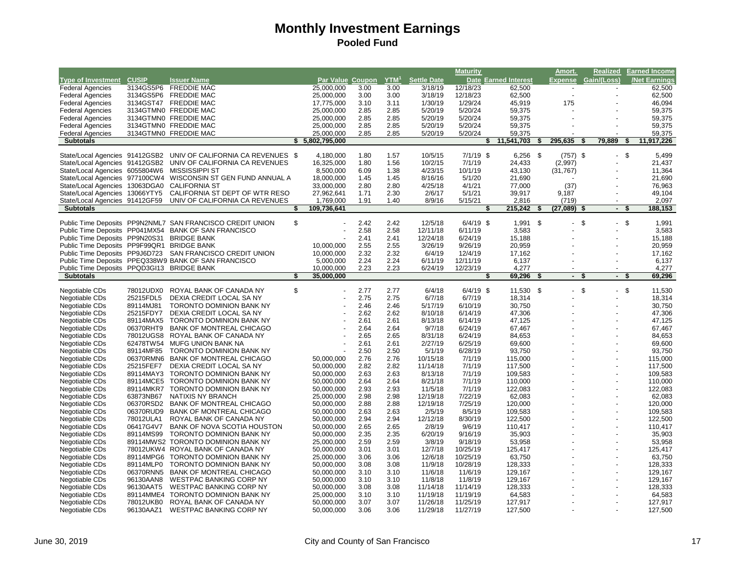# Monthly Investment Earnings

## Pooled Fund

| Type of Investment | CUSIP | Issuer Name | Par Value | Coupon | YTM[1] | Settle Date | Maturity Date | Earned Interest | Amort. Expense | Realized Gain/(Loss) | Earned Income /Net Earnings |
|---|---|---|---|---|---|---|---|---|---|---|---|
| Federal Agencies | 3134GS5P6 | FREDDIE MAC | 25,000,000 | 3.00 | 3.00 | 3/18/19 | 12/18/23 | 62,500 | - | - | 62,500 |
| Federal Agencies | 3134GS5P6 | FREDDIE MAC | 25,000,000 | 3.00 | 3.00 | 3/18/19 | 12/18/23 | 62,500 | - | - | 62,500 |
| Federal Agencies | 3134GST47 | FREDDIE MAC | 17,775,000 | 3.10 | 3.11 | 1/30/19 | 1/29/24 | 45,919 | 175 | - | 46,094 |
| Federal Agencies | 3134GTMN0 | FREDDIE MAC | 25,000,000 | 2.85 | 2.85 | 5/20/19 | 5/20/24 | 59,375 | - | - | 59,375 |
| Federal Agencies | 3134GTMN0 | FREDDIE MAC | 25,000,000 | 2.85 | 2.85 | 5/20/19 | 5/20/24 | 59,375 | - | - | 59,375 |
| Federal Agencies | 3134GTMN0 | FREDDIE MAC | 25,000,000 | 2.85 | 2.85 | 5/20/19 | 5/20/24 | 59,375 | - | - | 59,375 |
| Federal Agencies | 3134GTMN0 | FREDDIE MAC | 25,000,000 | 2.85 | 2.85 | 5/20/19 | 5/20/24 | 59,375 | - | - | 59,375 |
| **Subtotals** | | | **$ 5,802,795,000** | | | | | **$ 11,541,703** | **$ 295,635** | **$ 79,889** | **$ 11,917,226** |
| | | | | | | | | | | | |
| State/Local Agencies | 91412GSB2 | UNIV OF CALIFORNIA CA REVENUES | $ 4,180,000 | 1.80 | 1.57 | 10/5/15 | 7/1/19 | $ 6,256 | $ (757) | $ - | $ 5,499 |
| State/Local Agencies | 91412GSB2 | UNIV OF CALIFORNIA CA REVENUES | 16,325,000 | 1.80 | 1.56 | 10/2/15 | 7/1/19 | 24,433 | (2,997) | - | 21,437 |
| State/Local Agencies | 6055804W6 | MISSISSIPPI ST | 8,500,000 | 6.09 | 1.38 | 4/23/15 | 10/1/19 | 43,130 | (31,767) | - | 11,364 |
| State/Local Agencies | 977100CW4 | WISCONSIN ST GEN FUND ANNUAL A | 18,000,000 | 1.45 | 1.45 | 8/16/16 | 5/1/20 | 21,690 | - | - | 21,690 |
| State/Local Agencies | 13063DGA0 | CALIFORNIA ST | 33,000,000 | 2.80 | 2.80 | 4/25/18 | 4/1/21 | 77,000 | (37) | - | 76,963 |
| State/Local Agencies | 13066YTY5 | CALIFORNIA ST DEPT OF WTR RESO | 27,962,641 | 1.71 | 2.30 | 2/6/17 | 5/1/21 | 39,917 | 9,187 | - | 49,104 |
| State/Local Agencies | 91412GF59 | UNIV OF CALIFORNIA CA REVENUES | 1,769,000 | 1.91 | 1.40 | 8/9/16 | 5/15/21 | 2,816 | (719) | - | 2,097 |
| **Subtotals** | | | **$ 109,736,641** | | | | | **$ 215,242** | **$ (27,089)** | **$ -** | **$ 188,153** |
| | | | | | | | | | | | |
| Public Time Deposits | PP9N2NML7 | SAN FRANCISCO CREDIT UNION | $ - | 2.42 | 2.42 | 12/5/18 | 6/4/19 | $ 1,991 | $ - | $ - | $ 1,991 |
| Public Time Deposits | PP041MX54 | BANK OF SAN FRANCISCO | - | 2.58 | 2.58 | 12/11/18 | 6/11/19 | 3,583 | - | - | 3,583 |
| Public Time Deposits | PP9N20S31 | BRIDGE BANK | - | 2.41 | 2.41 | 12/24/18 | 6/24/19 | 15,188 | - | - | 15,188 |
| Public Time Deposits | PP9F99QR1 | BRIDGE BANK | 10,000,000 | 2.55 | 2.55 | 3/26/19 | 9/26/19 | 20,959 | - | - | 20,959 |
| Public Time Deposits | PP9J6D723 | SAN FRANCISCO CREDIT UNION | 10,000,000 | 2.32 | 2.32 | 6/4/19 | 12/4/19 | 17,162 | - | - | 17,162 |
| Public Time Deposits | PPEQ338W9 | BANK OF SAN FRANCISCO | 5,000,000 | 2.24 | 2.24 | 6/11/19 | 12/11/19 | 6,137 | - | - | 6,137 |
| Public Time Deposits | PPQD3GI13 | BRIDGE BANK | 10,000,000 | 2.23 | 2.23 | 6/24/19 | 12/23/19 | 4,277 | - | - | 4,277 |
| **Subtotals** | | | **$ 35,000,000** | | | | | **$ 69,296** | **$ -** | **$ -** | **$ 69,296** |
| | | | | | | | | | | | |
| Negotiable CDs | 78012UDX0 | ROYAL BANK OF CANADA NY | $ - | 2.77 | 2.77 | 6/4/18 | 6/4/19 | $ 11,530 | $ - | $ - | $ 11,530 |
| Negotiable CDs | 25215FDL5 | DEXIA CREDIT LOCAL SA NY | - | 2.75 | 2.75 | 6/7/18 | 6/7/19 | 18,314 | - | - | 18,314 |
| Negotiable CDs | 89114MJ81 | TORONTO DOMINION BANK NY | - | 2.46 | 2.46 | 5/17/19 | 6/10/19 | 30,750 | - | - | 30,750 |
| Negotiable CDs | 25215FDY7 | DEXIA CREDIT LOCAL SA NY | - | 2.62 | 2.62 | 8/10/18 | 6/14/19 | 47,306 | - | - | 47,306 |
| Negotiable CDs | 89114MAX5 | TORONTO DOMINION BANK NY | - | 2.61 | 2.61 | 8/13/18 | 6/14/19 | 47,125 | - | - | 47,125 |
| Negotiable CDs | 06370RHT9 | BANK OF MONTREAL CHICAGO | - | 2.64 | 2.64 | 9/7/18 | 6/24/19 | 67,467 | - | - | 67,467 |
| Negotiable CDs | 78012UGS8 | ROYAL BANK OF CANADA NY | - | 2.65 | 2.65 | 8/31/18 | 6/24/19 | 84,653 | - | - | 84,653 |
| Negotiable CDs | 62478TW54 | MUFG UNION BANK NA | - | 2.61 | 2.61 | 2/27/19 | 6/25/19 | 69,600 | - | - | 69,600 |
| Negotiable CDs | 89114MF85 | TORONTO DOMINION BANK NY | - | 2.50 | 2.50 | 5/1/19 | 6/28/19 | 93,750 | - | - | 93,750 |
| Negotiable CDs | 06370RMN6 | BANK OF MONTREAL CHICAGO | 50,000,000 | 2.76 | 2.76 | 10/15/18 | 7/1/19 | 115,000 | - | - | 115,000 |
| Negotiable CDs | 25215FEF7 | DEXIA CREDIT LOCAL SA NY | 50,000,000 | 2.82 | 2.82 | 11/14/18 | 7/1/19 | 117,500 | - | - | 117,500 |
| Negotiable CDs | 89114MAY3 | TORONTO DOMINION BANK NY | 50,000,000 | 2.63 | 2.63 | 8/13/18 | 7/1/19 | 109,583 | - | - | 109,583 |
| Negotiable CDs | 89114MCE5 | TORONTO DOMINION BANK NY | 50,000,000 | 2.64 | 2.64 | 8/21/18 | 7/1/19 | 110,000 | - | - | 110,000 |
| Negotiable CDs | 89114MKR7 | TORONTO DOMINION BANK NY | 50,000,000 | 2.93 | 2.93 | 11/5/18 | 7/1/19 | 122,083 | - | - | 122,083 |
| Negotiable CDs | 63873NB67 | NATIXIS NY BRANCH | 25,000,000 | 2.98 | 2.98 | 12/19/18 | 7/22/19 | 62,083 | - | - | 62,083 |
| Negotiable CDs | 06370RSD2 | BANK OF MONTREAL CHICAGO | 50,000,000 | 2.88 | 2.88 | 12/19/18 | 7/25/19 | 120,000 | - | - | 120,000 |
| Negotiable CDs | 06370RUD9 | BANK OF MONTREAL CHICAGO | 50,000,000 | 2.63 | 2.63 | 2/5/19 | 8/5/19 | 109,583 | - | - | 109,583 |
| Negotiable CDs | 78012ULA1 | ROYAL BANK OF CANADA NY | 50,000,000 | 2.94 | 2.94 | 12/12/18 | 8/30/19 | 122,500 | - | - | 122,500 |
| Negotiable CDs | 06417G4V7 | BANK OF NOVA SCOTIA HOUSTON | 50,000,000 | 2.65 | 2.65 | 2/8/19 | 9/6/19 | 110,417 | - | - | 110,417 |
| Negotiable CDs | 89114MS99 | TORONTO DOMINION BANK NY | 50,000,000 | 2.35 | 2.35 | 6/20/19 | 9/16/19 | 35,903 | - | - | 35,903 |
| Negotiable CDs | 89114MWS2 | TORONTO DOMINION BANK NY | 25,000,000 | 2.59 | 2.59 | 3/8/19 | 9/18/19 | 53,958 | - | - | 53,958 |
| Negotiable CDs | 78012UKW4 | ROYAL BANK OF CANADA NY | 50,000,000 | 3.01 | 3.01 | 12/7/18 | 10/25/19 | 125,417 | - | - | 125,417 |
| Negotiable CDs | 89114MPG6 | TORONTO DOMINION BANK NY | 25,000,000 | 3.06 | 3.06 | 12/6/18 | 10/25/19 | 63,750 | - | - | 63,750 |
| Negotiable CDs | 89114MLP0 | TORONTO DOMINION BANK NY | 50,000,000 | 3.08 | 3.08 | 11/9/18 | 10/28/19 | 128,333 | - | - | 128,333 |
| Negotiable CDs | 06370RNN5 | BANK OF MONTREAL CHICAGO | 50,000,000 | 3.10 | 3.10 | 11/6/18 | 11/6/19 | 129,167 | - | - | 129,167 |
| Negotiable CDs | 96130AAN8 | WESTPAC BANKING CORP NY | 50,000,000 | 3.10 | 3.10 | 11/8/18 | 11/8/19 | 129,167 | - | - | 129,167 |
| Negotiable CDs | 96130AAT5 | WESTPAC BANKING CORP NY | 50,000,000 | 3.08 | 3.08 | 11/14/18 | 11/14/19 | 128,333 | - | - | 128,333 |
| Negotiable CDs | 89114MME4 | TORONTO DOMINION BANK NY | 25,000,000 | 3.10 | 3.10 | 11/19/18 | 11/19/19 | 64,583 | - | - | 64,583 |
| Negotiable CDs | 78012UKB0 | ROYAL BANK OF CANADA NY | 50,000,000 | 3.07 | 3.07 | 11/26/18 | 11/25/19 | 127,917 | - | - | 127,917 |
| Negotiable CDs | 96130AAZ1 | WESTPAC BANKING CORP NY | 50,000,000 | 3.06 | 3.06 | 11/29/18 | 11/27/19 | 127,500 | - | - | 127,500 |

June 30, 2019 — City and County of San Francisco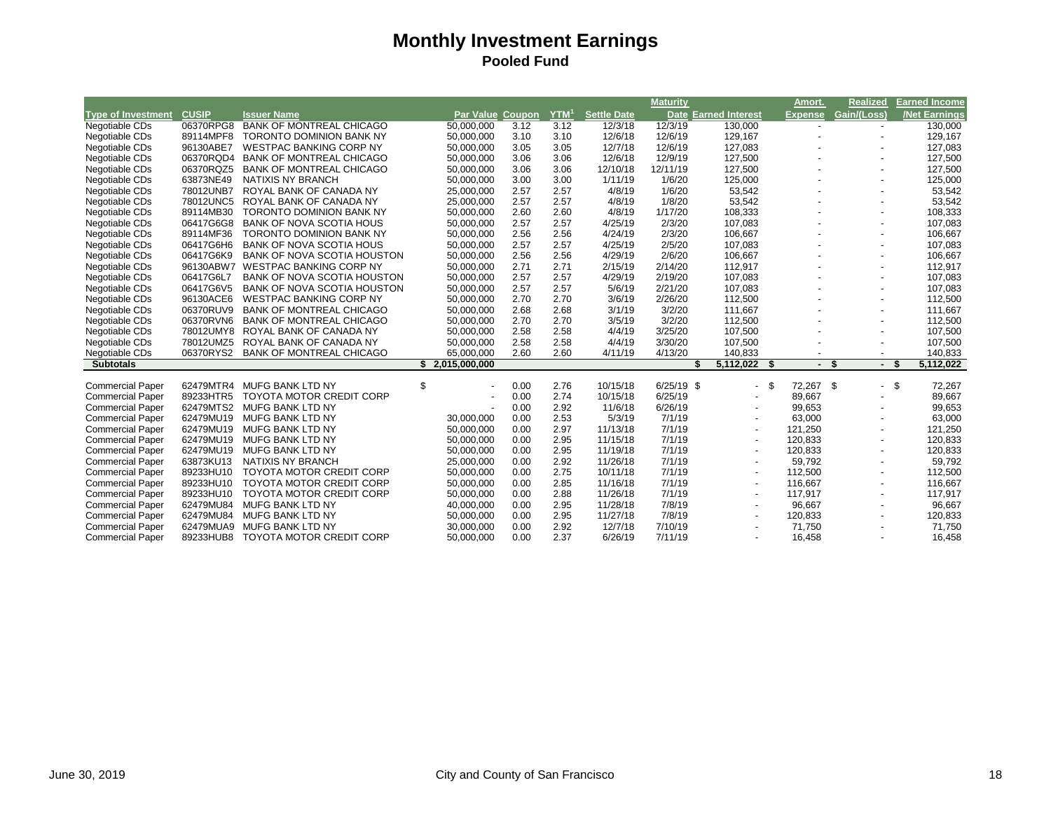# Monthly Investment Earnings

## Pooled Fund

| Type of Investment | CUSIP | Issuer Name | Par Value | Coupon | YTM[1] | Settle Date | Maturity Date | Earned Interest | Amort. Expense | Realized Gain/(Loss) | Earned Income /Net Earnings |
|---|---|---|---|---|---|---|---|---|---|---|---|
| Negotiable CDs | 06370RPG8 | BANK OF MONTREAL CHICAGO | 50,000,000 | 3.12 | 3.12 | 12/3/18 | 12/3/19 | 130,000 | - | - | 130,000 |
| Negotiable CDs | 89114MPF8 | TORONTO DOMINION BANK NY | 50,000,000 | 3.10 | 3.10 | 12/6/18 | 12/6/19 | 129,167 | - | - | 129,167 |
| Negotiable CDs | 96130ABE7 | WESTPAC BANKING CORP NY | 50,000,000 | 3.05 | 3.05 | 12/7/18 | 12/6/19 | 127,083 | - | - | 127,083 |
| Negotiable CDs | 06370RQD4 | BANK OF MONTREAL CHICAGO | 50,000,000 | 3.06 | 3.06 | 12/6/18 | 12/9/19 | 127,500 | - | - | 127,500 |
| Negotiable CDs | 06370RQZ5 | BANK OF MONTREAL CHICAGO | 50,000,000 | 3.06 | 3.06 | 12/10/18 | 12/11/19 | 127,500 | - | - | 127,500 |
| Negotiable CDs | 63873NE49 | NATIXIS NY BRANCH | 50,000,000 | 3.00 | 3.00 | 1/11/19 | 1/6/20 | 125,000 | - | - | 125,000 |
| Negotiable CDs | 78012UNB7 | ROYAL BANK OF CANADA NY | 25,000,000 | 2.57 | 2.57 | 4/8/19 | 1/6/20 | 53,542 | - | - | 53,542 |
| Negotiable CDs | 78012UNC5 | ROYAL BANK OF CANADA NY | 25,000,000 | 2.57 | 2.57 | 4/8/19 | 1/8/20 | 53,542 | - | - | 53,542 |
| Negotiable CDs | 89114MB30 | TORONTO DOMINION BANK NY | 50,000,000 | 2.60 | 2.60 | 4/8/19 | 1/17/20 | 108,333 | - | - | 108,333 |
| Negotiable CDs | 06417G6G8 | BANK OF NOVA SCOTIA HOUS | 50,000,000 | 2.57 | 2.57 | 4/25/19 | 2/3/20 | 107,083 | - | - | 107,083 |
| Negotiable CDs | 89114MF36 | TORONTO DOMINION BANK NY | 50,000,000 | 2.56 | 2.56 | 4/24/19 | 2/3/20 | 106,667 | - | - | 106,667 |
| Negotiable CDs | 06417G6H6 | BANK OF NOVA SCOTIA HOUS | 50,000,000 | 2.57 | 2.57 | 4/25/19 | 2/5/20 | 107,083 | - | - | 107,083 |
| Negotiable CDs | 06417G6K9 | BANK OF NOVA SCOTIA HOUSTON | 50,000,000 | 2.56 | 2.56 | 4/29/19 | 2/6/20 | 106,667 | - | - | 106,667 |
| Negotiable CDs | 96130ABW7 | WESTPAC BANKING CORP NY | 50,000,000 | 2.71 | 2.71 | 2/15/19 | 2/14/20 | 112,917 | - | - | 112,917 |
| Negotiable CDs | 06417G6L7 | BANK OF NOVA SCOTIA HOUSTON | 50,000,000 | 2.57 | 2.57 | 4/29/19 | 2/19/20 | 107,083 | - | - | 107,083 |
| Negotiable CDs | 06417G6V5 | BANK OF NOVA SCOTIA HOUSTON | 50,000,000 | 2.57 | 2.57 | 5/6/19 | 2/21/20 | 107,083 | - | - | 107,083 |
| Negotiable CDs | 96130ACE6 | WESTPAC BANKING CORP NY | 50,000,000 | 2.70 | 2.70 | 3/6/19 | 2/26/20 | 112,500 | - | - | 112,500 |
| Negotiable CDs | 06370RUV9 | BANK OF MONTREAL CHICAGO | 50,000,000 | 2.68 | 2.68 | 3/1/19 | 3/2/20 | 111,667 | - | - | 111,667 |
| Negotiable CDs | 06370RVN6 | BANK OF MONTREAL CHICAGO | 50,000,000 | 2.70 | 2.70 | 3/5/19 | 3/2/20 | 112,500 | - | - | 112,500 |
| Negotiable CDs | 78012UMY8 | ROYAL BANK OF CANADA NY | 50,000,000 | 2.58 | 2.58 | 4/4/19 | 3/25/20 | 107,500 | - | - | 107,500 |
| Negotiable CDs | 78012UMZ5 | ROYAL BANK OF CANADA NY | 50,000,000 | 2.58 | 2.58 | 4/4/19 | 3/30/20 | 107,500 | - | - | 107,500 |
| Negotiable CDs | 06370RYS2 | BANK OF MONTREAL CHICAGO | 65,000,000 | 2.60 | 2.60 | 4/11/19 | 4/13/20 | 140,833 | - | - | 140,833 |
| **Subtotals** | | | **$ 2,015,000,000** | | | | | **$ 5,112,022** | **$ -** | **$ -** | **$ 5,112,022** |
| | | | | | | | | | | | |
| Commercial Paper | 62479MTR4 | MUFG BANK LTD NY | $ - | 0.00 | 2.76 | 10/15/18 | 6/25/19 | $ - | $ 72,267 | $ - | $ 72,267 |
| Commercial Paper | 89233HTR5 | TOYOTA MOTOR CREDIT CORP | - | 0.00 | 2.74 | 10/15/18 | 6/25/19 | - | 89,667 | - | 89,667 |
| Commercial Paper | 62479MTS2 | MUFG BANK LTD NY | - | 0.00 | 2.92 | 11/6/18 | 6/26/19 | - | 99,653 | - | 99,653 |
| Commercial Paper | 62479MU19 | MUFG BANK LTD NY | 30,000,000 | 0.00 | 2.53 | 5/3/19 | 7/1/19 | - | 63,000 | - | 63,000 |
| Commercial Paper | 62479MU19 | MUFG BANK LTD NY | 50,000,000 | 0.00 | 2.97 | 11/13/18 | 7/1/19 | - | 121,250 | - | 121,250 |
| Commercial Paper | 62479MU19 | MUFG BANK LTD NY | 50,000,000 | 0.00 | 2.95 | 11/15/18 | 7/1/19 | - | 120,833 | - | 120,833 |
| Commercial Paper | 62479MU19 | MUFG BANK LTD NY | 50,000,000 | 0.00 | 2.95 | 11/19/18 | 7/1/19 | - | 120,833 | - | 120,833 |
| Commercial Paper | 63873KU13 | NATIXIS NY BRANCH | 25,000,000 | 0.00 | 2.92 | 11/26/18 | 7/1/19 | - | 59,792 | - | 59,792 |
| Commercial Paper | 89233HU10 | TOYOTA MOTOR CREDIT CORP | 50,000,000 | 0.00 | 2.75 | 10/11/18 | 7/1/19 | - | 112,500 | - | 112,500 |
| Commercial Paper | 89233HU10 | TOYOTA MOTOR CREDIT CORP | 50,000,000 | 0.00 | 2.85 | 11/16/18 | 7/1/19 | - | 116,667 | - | 116,667 |
| Commercial Paper | 89233HU10 | TOYOTA MOTOR CREDIT CORP | 50,000,000 | 0.00 | 2.88 | 11/26/18 | 7/1/19 | - | 117,917 | - | 117,917 |
| Commercial Paper | 62479MU84 | MUFG BANK LTD NY | 40,000,000 | 0.00 | 2.95 | 11/28/18 | 7/8/19 | - | 96,667 | - | 96,667 |
| Commercial Paper | 62479MU84 | MUFG BANK LTD NY | 50,000,000 | 0.00 | 2.95 | 11/27/18 | 7/8/19 | - | 120,833 | - | 120,833 |
| Commercial Paper | 62479MUA9 | MUFG BANK LTD NY | 30,000,000 | 0.00 | 2.92 | 12/7/18 | 7/10/19 | - | 71,750 | - | 71,750 |
| Commercial Paper | 89233HUB8 | TOYOTA MOTOR CREDIT CORP | 50,000,000 | 0.00 | 2.37 | 6/26/19 | 7/11/19 | - | 16,458 | - | 16,458 |

June 30, 2019 City and County of San Francisco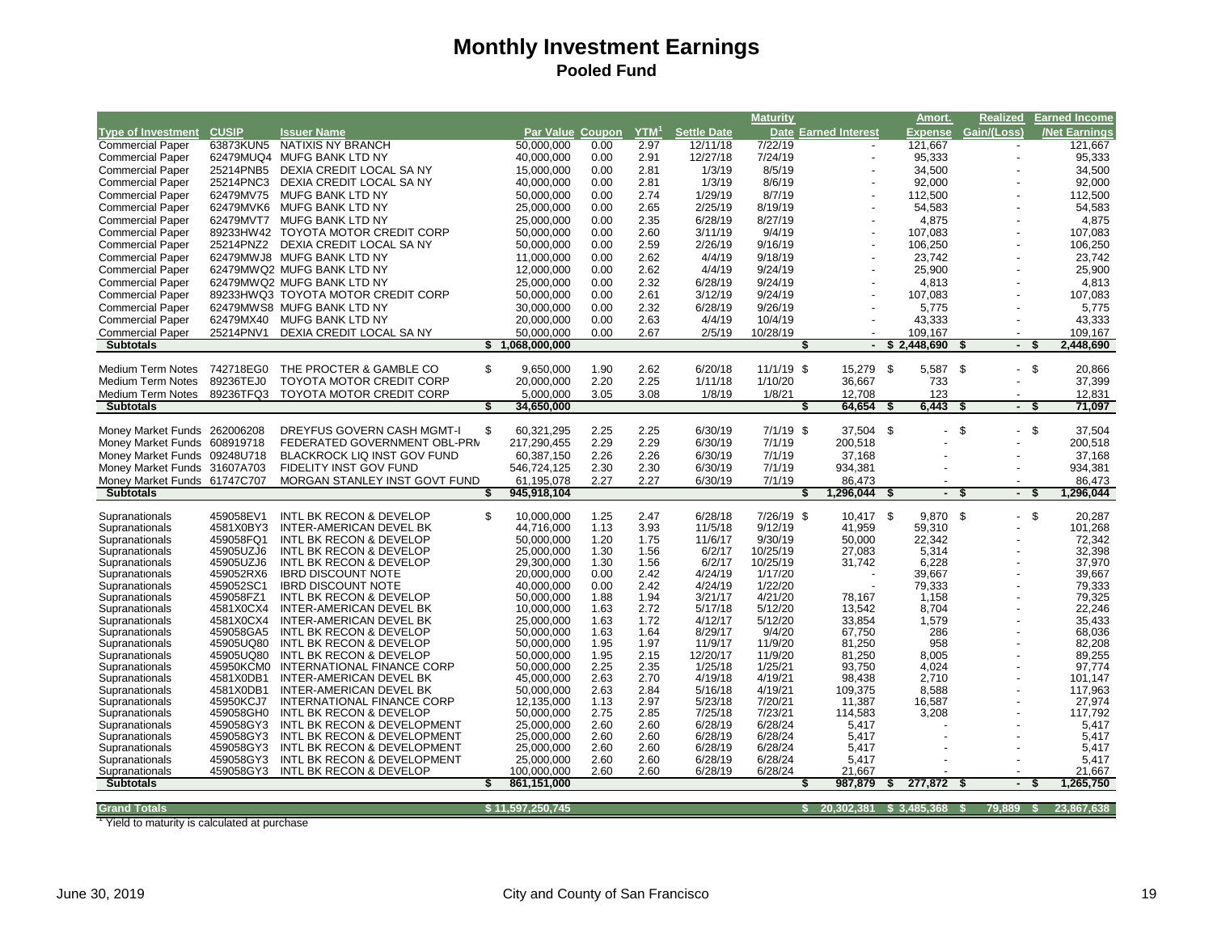# Monthly Investment Earnings

## Pooled Fund

| Type of Investment | CUSIP | Issuer Name | Par Value | Coupon | YTM[1] | Settle Date | Maturity Date | Earned Interest | Amort. Expense | Realized Gain/(Loss) | Earned Income /Net Earnings |
|---|---|---|---|---|---|---|---|---|---|---|---|
| Commercial Paper | 63873KUN5 | NATIXIS NY BRANCH | 50,000,000 | 0.00 | 2.97 | 12/11/18 | 7/22/19 | - | 121,667 | - | 121,667 |
| Commercial Paper | 62479MUQ4 | MUFG BANK LTD NY | 40,000,000 | 0.00 | 2.91 | 12/27/18 | 7/24/19 | - | 95,333 | - | 95,333 |
| Commercial Paper | 25214PNB5 | DEXIA CREDIT LOCAL SA NY | 15,000,000 | 0.00 | 2.81 | 1/3/19 | 8/5/19 | - | 34,500 | - | 34,500 |
| Commercial Paper | 25214PNC3 | DEXIA CREDIT LOCAL SA NY | 40,000,000 | 0.00 | 2.81 | 1/3/19 | 8/6/19 | - | 92,000 | - | 92,000 |
| Commercial Paper | 62479MV75 | MUFG BANK LTD NY | 50,000,000 | 0.00 | 2.74 | 1/29/19 | 8/7/19 | - | 112,500 | - | 112,500 |
| Commercial Paper | 62479MVK6 | MUFG BANK LTD NY | 25,000,000 | 0.00 | 2.65 | 2/25/19 | 8/19/19 | - | 54,583 | - | 54,583 |
| Commercial Paper | 62479MVT7 | MUFG BANK LTD NY | 25,000,000 | 0.00 | 2.35 | 6/28/19 | 8/27/19 | - | 4,875 | - | 4,875 |
| Commercial Paper | 89233HW42 | TOYOTA MOTOR CREDIT CORP | 50,000,000 | 0.00 | 2.60 | 3/11/19 | 9/4/19 | - | 107,083 | - | 107,083 |
| Commercial Paper | 25214PNZ2 | DEXIA CREDIT LOCAL SA NY | 50,000,000 | 0.00 | 2.59 | 2/26/19 | 9/16/19 | - | 106,250 | - | 106,250 |
| Commercial Paper | 62479MWJ8 | MUFG BANK LTD NY | 11,000,000 | 0.00 | 2.62 | 4/4/19 | 9/18/19 | - | 23,742 | - | 23,742 |
| Commercial Paper | 62479MWQ2 | MUFG BANK LTD NY | 12,000,000 | 0.00 | 2.62 | 4/4/19 | 9/24/19 | - | 25,900 | - | 25,900 |
| Commercial Paper | 62479MWQ2 | MUFG BANK LTD NY | 25,000,000 | 0.00 | 2.32 | 6/28/19 | 9/24/19 | - | 4,813 | - | 4,813 |
| Commercial Paper | 89233HWQ3 | TOYOTA MOTOR CREDIT CORP | 50,000,000 | 0.00 | 2.61 | 3/12/19 | 9/24/19 | - | 107,083 | - | 107,083 |
| Commercial Paper | 62479MWS8 | MUFG BANK LTD NY | 30,000,000 | 0.00 | 2.32 | 6/28/19 | 9/26/19 | - | 5,775 | - | 5,775 |
| Commercial Paper | 62479MX40 | MUFG BANK LTD NY | 20,000,000 | 0.00 | 2.63 | 4/4/19 | 10/4/19 | - | 43,333 | - | 43,333 |
| Commercial Paper | 25214PNV1 | DEXIA CREDIT LOCAL SA NY | 50,000,000 | 0.00 | 2.67 | 2/5/19 | 10/28/19 | - | 109,167 | - | 109,167 |
| **Subtotals** | | | **$ 1,068,000,000** | | | | | **$ -** | **$ 2,448,690** | **$ -** | **$ 2,448,690** |
| Medium Term Notes | 742718EG0 | THE PROCTER & GAMBLE CO | $ 9,650,000 | 1.90 | 2.62 | 6/20/18 | 11/1/19 | $ 15,279 | $ 5,587 | $ - | $ 20,866 |
| Medium Term Notes | 89236TEJ0 | TOYOTA MOTOR CREDIT CORP | 20,000,000 | 2.20 | 2.25 | 1/11/18 | 1/10/20 | 36,667 | 733 | - | 37,399 |
| Medium Term Notes | 89236TFQ3 | TOYOTA MOTOR CREDIT CORP | 5,000,000 | 3.05 | 3.08 | 1/8/19 | 1/8/21 | 12,708 | 123 | - | 12,831 |
| **Subtotals** | | | **$ 34,650,000** | | | | | **$ 64,654** | **$ 6,443** | **$ -** | **$ 71,097** |
| Money Market Funds | 262006208 | DREYFUS GOVERN CASH MGMT-I | $ 60,321,295 | 2.25 | 2.25 | 6/30/19 | 7/1/19 | $ 37,504 | $ - | $ - | $ 37,504 |
| Money Market Funds | 608919718 | FEDERATED GOVERNMENT OBL-PRM | 217,290,455 | 2.29 | 2.29 | 6/30/19 | 7/1/19 | 200,518 | - | - | 200,518 |
| Money Market Funds | 09248U718 | BLACKROCK LIQ INST GOV FUND | 60,387,150 | 2.26 | 2.26 | 6/30/19 | 7/1/19 | 37,168 | - | - | 37,168 |
| Money Market Funds | 31607A703 | FIDELITY INST GOV FUND | 546,724,125 | 2.30 | 2.30 | 6/30/19 | 7/1/19 | 934,381 | - | - | 934,381 |
| Money Market Funds | 61747C707 | MORGAN STANLEY INST GOVT FUND | 61,195,078 | 2.27 | 2.27 | 6/30/19 | 7/1/19 | 86,473 | - | - | 86,473 |
| **Subtotals** | | | **$ 945,918,104** | | | | | **$ 1,296,044** | **$ -** | **$ -** | **$ 1,296,044** |
| Supranationals | 459058EV1 | INTL BK RECON & DEVELOP | $ 10,000,000 | 1.25 | 2.47 | 6/28/18 | 7/26/19 | $ 10,417 | $ 9,870 | $ - | $ 20,287 |
| Supranationals | 4581X0BY3 | INTER-AMERICAN DEVEL BK | 44,716,000 | 1.13 | 3.93 | 11/5/18 | 9/12/19 | 41,959 | 59,310 | - | 101,268 |
| Supranationals | 459058FQ1 | INTL BK RECON & DEVELOP | 50,000,000 | 1.20 | 1.75 | 11/6/17 | 9/30/19 | 50,000 | 22,342 | - | 72,342 |
| Supranationals | 45905UZJ6 | INTL BK RECON & DEVELOP | 25,000,000 | 1.30 | 1.56 | 6/2/17 | 10/25/19 | 27,083 | 5,314 | - | 32,398 |
| Supranationals | 45905UZJ6 | INTL BK RECON & DEVELOP | 29,300,000 | 1.30 | 1.56 | 6/2/17 | 10/25/19 | 31,742 | 6,228 | - | 37,970 |
| Supranationals | 459052RX6 | IBRD DISCOUNT NOTE | 20,000,000 | 0.00 | 2.42 | 4/24/19 | 1/17/20 | - | 39,667 | - | 39,667 |
| Supranationals | 459052SC1 | IBRD DISCOUNT NOTE | 40,000,000 | 0.00 | 2.42 | 4/24/19 | 1/22/20 | - | 79,333 | - | 79,333 |
| Supranationals | 459058FZ1 | INTL BK RECON & DEVELOP | 50,000,000 | 1.88 | 1.94 | 3/21/17 | 4/21/20 | 78,167 | 1,158 | - | 79,325 |
| Supranationals | 4581X0CX4 | INTER-AMERICAN DEVEL BK | 10,000,000 | 1.63 | 2.72 | 5/17/18 | 5/12/20 | 13,542 | 8,704 | - | 22,246 |
| Supranationals | 4581X0CX4 | INTER-AMERICAN DEVEL BK | 25,000,000 | 1.63 | 1.72 | 4/12/17 | 5/12/20 | 33,854 | 1,579 | - | 35,433 |
| Supranationals | 459058GA5 | INTL BK RECON & DEVELOP | 50,000,000 | 1.63 | 1.64 | 8/29/17 | 9/4/20 | 67,750 | 286 | - | 68,036 |
| Supranationals | 45905UQ80 | INTL BK RECON & DEVELOP | 50,000,000 | 1.95 | 1.97 | 11/9/17 | 11/9/20 | 81,250 | 958 | - | 82,208 |
| Supranationals | 45905UQ80 | INTL BK RECON & DEVELOP | 50,000,000 | 1.95 | 2.15 | 12/20/17 | 11/9/20 | 81,250 | 8,005 | - | 89,255 |
| Supranationals | 45950KCM0 | INTERNATIONAL FINANCE CORP | 50,000,000 | 2.25 | 2.35 | 1/25/18 | 1/25/21 | 93,750 | 4,024 | - | 97,774 |
| Supranationals | 4581X0DB1 | INTER-AMERICAN DEVEL BK | 45,000,000 | 2.63 | 2.70 | 4/19/18 | 4/19/21 | 98,438 | 2,710 | - | 101,147 |
| Supranationals | 4581X0DB1 | INTER-AMERICAN DEVEL BK | 50,000,000 | 2.63 | 2.84 | 5/16/18 | 4/19/21 | 109,375 | 8,588 | - | 117,963 |
| Supranationals | 45950KCJ7 | INTERNATIONAL FINANCE CORP | 12,135,000 | 1.13 | 2.97 | 5/23/18 | 7/20/21 | 11,387 | 16,587 | - | 27,974 |
| Supranationals | 459058GH0 | INTL BK RECON & DEVELOP | 50,000,000 | 2.75 | 2.85 | 7/25/18 | 7/23/21 | 114,583 | 3,208 | - | 117,792 |
| Supranationals | 459058GY3 | INTL BK RECON & DEVELOPMENT | 25,000,000 | 2.60 | 2.60 | 6/28/19 | 6/28/24 | 5,417 | - | - | 5,417 |
| Supranationals | 459058GY3 | INTL BK RECON & DEVELOPMENT | 25,000,000 | 2.60 | 2.60 | 6/28/19 | 6/28/24 | 5,417 | - | - | 5,417 |
| Supranationals | 459058GY3 | INTL BK RECON & DEVELOPMENT | 25,000,000 | 2.60 | 2.60 | 6/28/19 | 6/28/24 | 5,417 | - | - | 5,417 |
| Supranationals | 459058GY3 | INTL BK RECON & DEVELOPMENT | 25,000,000 | 2.60 | 2.60 | 6/28/19 | 6/28/24 | 5,417 | - | - | 5,417 |
| Supranationals | 459058GY3 | INTL BK RECON & DEVELOP | 100,000,000 | 2.60 | 2.60 | 6/28/19 | 6/28/24 | 21,667 | - | - | 21,667 |
| **Subtotals** | | | **$ 861,151,000** | | | | | **$ 987,879** | **$ 277,872** | **$ -** | **$ 1,265,750** |
| **Grand Totals** | | | **$ 11,597,250,745** | | | | | **$ 20,302,381** | **$ 3,485,368** | **$ 79,889** | **$ 23,867,638** |

[1] Yield to maturity is calculated at purchase

June 30, 2019 — City and County of San Francisco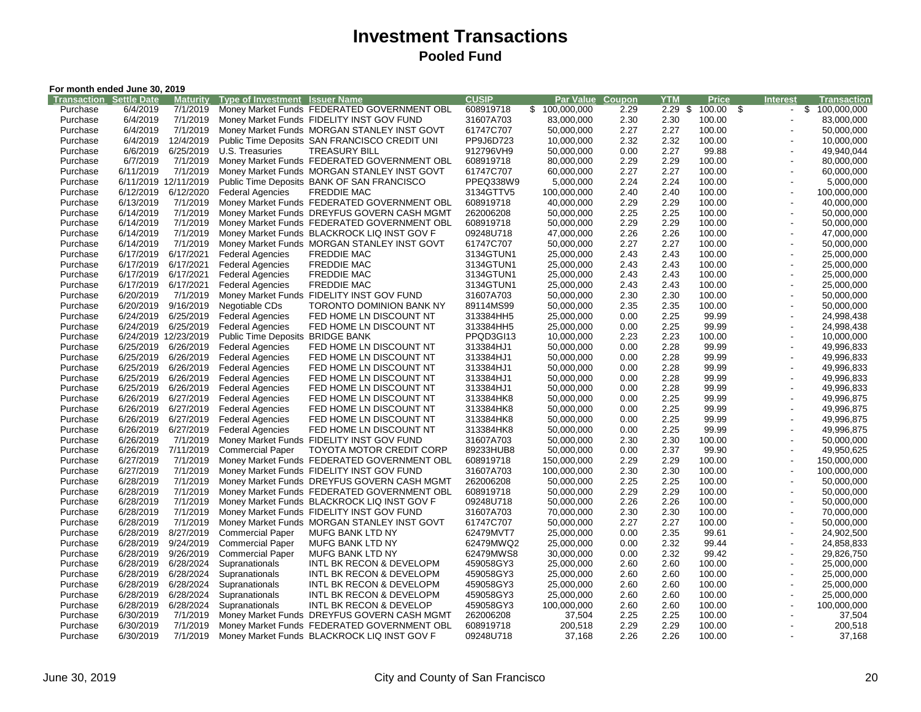# Investment Transactions

## Pooled Fund

**For month ended June 30, 2019**

| Transaction | Settle Date | Maturity | Type of Investment | Issuer Name | CUSIP | Par Value | Coupon | YTM | Price | Interest | Transaction |
|---|---|---|---|---|---|---|---|---|---|---|---|
| Purchase | 6/4/2019 | 7/1/2019 | Money Market Funds | FEDERATED GOVERNMENT OBL | 608919718 | $ 100,000,000 | 2.29 | 2.29 | $ 100.00 | $ - | $ 100,000,000 |
| Purchase | 6/4/2019 | 7/1/2019 | Money Market Funds | FIDELITY INST GOV FUND | 31607A703 | 83,000,000 | 2.30 | 2.30 | 100.00 | - | 83,000,000 |
| Purchase | 6/4/2019 | 7/1/2019 | Money Market Funds | MORGAN STANLEY INST GOVT | 61747C707 | 50,000,000 | 2.27 | 2.27 | 100.00 | - | 50,000,000 |
| Purchase | 6/4/2019 | 12/4/2019 | Public Time Deposits | SAN FRANCISCO CREDIT UNI | PP9J6D723 | 10,000,000 | 2.32 | 2.32 | 100.00 | - | 10,000,000 |
| Purchase | 6/6/2019 | 6/25/2019 | U.S. Treasuries | TREASURY BILL | 912796VH9 | 50,000,000 | 0.00 | 2.27 | 99.88 | - | 49,940,044 |
| Purchase | 6/7/2019 | 7/1/2019 | Money Market Funds | FEDERATED GOVERNMENT OBL | 608919718 | 80,000,000 | 2.29 | 2.29 | 100.00 | - | 80,000,000 |
| Purchase | 6/11/2019 | 7/1/2019 | Money Market Funds | MORGAN STANLEY INST GOVT | 61747C707 | 60,000,000 | 2.27 | 2.27 | 100.00 | - | 60,000,000 |
| Purchase | 6/11/2019 | 12/11/2019 | Public Time Deposits | BANK OF SAN FRANCISCO | PPEQ338W9 | 5,000,000 | 2.24 | 2.24 | 100.00 | - | 5,000,000 |
| Purchase | 6/12/2019 | 6/12/2020 | Federal Agencies | FREDDIE MAC | 3134GTTV5 | 100,000,000 | 2.40 | 2.40 | 100.00 | - | 100,000,000 |
| Purchase | 6/13/2019 | 7/1/2019 | Money Market Funds | FEDERATED GOVERNMENT OBL | 608919718 | 40,000,000 | 2.29 | 2.29 | 100.00 | - | 40,000,000 |
| Purchase | 6/14/2019 | 7/1/2019 | Money Market Funds | DREYFUS GOVERN CASH MGMT | 262006208 | 50,000,000 | 2.25 | 2.25 | 100.00 | - | 50,000,000 |
| Purchase | 6/14/2019 | 7/1/2019 | Money Market Funds | FEDERATED GOVERNMENT OBL | 608919718 | 50,000,000 | 2.29 | 2.29 | 100.00 | - | 50,000,000 |
| Purchase | 6/14/2019 | 7/1/2019 | Money Market Funds | BLACKROCK LIQ INST GOV F | 09248U718 | 47,000,000 | 2.26 | 2.26 | 100.00 | - | 47,000,000 |
| Purchase | 6/14/2019 | 7/1/2019 | Money Market Funds | MORGAN STANLEY INST GOVT | 61747C707 | 50,000,000 | 2.27 | 2.27 | 100.00 | - | 50,000,000 |
| Purchase | 6/17/2019 | 6/17/2021 | Federal Agencies | FREDDIE MAC | 3134GTUN1 | 25,000,000 | 2.43 | 2.43 | 100.00 | - | 25,000,000 |
| Purchase | 6/17/2019 | 6/17/2021 | Federal Agencies | FREDDIE MAC | 3134GTUN1 | 25,000,000 | 2.43 | 2.43 | 100.00 | - | 25,000,000 |
| Purchase | 6/17/2019 | 6/17/2021 | Federal Agencies | FREDDIE MAC | 3134GTUN1 | 25,000,000 | 2.43 | 2.43 | 100.00 | - | 25,000,000 |
| Purchase | 6/17/2019 | 6/17/2021 | Federal Agencies | FREDDIE MAC | 3134GTUN1 | 25,000,000 | 2.43 | 2.43 | 100.00 | - | 25,000,000 |
| Purchase | 6/20/2019 | 7/1/2019 | Money Market Funds | FIDELITY INST GOV FUND | 31607A703 | 50,000,000 | 2.30 | 2.30 | 100.00 | - | 50,000,000 |
| Purchase | 6/20/2019 | 9/16/2019 | Negotiable CDs | TORONTO DOMINION BANK NY | 89114MS99 | 50,000,000 | 2.35 | 2.35 | 100.00 | - | 50,000,000 |
| Purchase | 6/24/2019 | 6/25/2019 | Federal Agencies | FED HOME LN DISCOUNT NT | 313384HH5 | 25,000,000 | 0.00 | 2.25 | 99.99 | - | 24,998,438 |
| Purchase | 6/24/2019 | 6/25/2019 | Federal Agencies | FED HOME LN DISCOUNT NT | 313384HH5 | 25,000,000 | 0.00 | 2.25 | 99.99 | - | 24,998,438 |
| Purchase | 6/24/2019 | 12/23/2019 | Public Time Deposits | BRIDGE BANK | PPQD3GI13 | 10,000,000 | 2.23 | 2.23 | 100.00 | - | 10,000,000 |
| Purchase | 6/25/2019 | 6/26/2019 | Federal Agencies | FED HOME LN DISCOUNT NT | 313384HJ1 | 50,000,000 | 0.00 | 2.28 | 99.99 | - | 49,996,833 |
| Purchase | 6/25/2019 | 6/26/2019 | Federal Agencies | FED HOME LN DISCOUNT NT | 313384HJ1 | 50,000,000 | 0.00 | 2.28 | 99.99 | - | 49,996,833 |
| Purchase | 6/25/2019 | 6/26/2019 | Federal Agencies | FED HOME LN DISCOUNT NT | 313384HJ1 | 50,000,000 | 0.00 | 2.28 | 99.99 | - | 49,996,833 |
| Purchase | 6/25/2019 | 6/26/2019 | Federal Agencies | FED HOME LN DISCOUNT NT | 313384HJ1 | 50,000,000 | 0.00 | 2.28 | 99.99 | - | 49,996,833 |
| Purchase | 6/25/2019 | 6/26/2019 | Federal Agencies | FED HOME LN DISCOUNT NT | 313384HJ1 | 50,000,000 | 0.00 | 2.28 | 99.99 | - | 49,996,833 |
| Purchase | 6/26/2019 | 6/27/2019 | Federal Agencies | FED HOME LN DISCOUNT NT | 313384HK8 | 50,000,000 | 0.00 | 2.25 | 99.99 | - | 49,996,875 |
| Purchase | 6/26/2019 | 6/27/2019 | Federal Agencies | FED HOME LN DISCOUNT NT | 313384HK8 | 50,000,000 | 0.00 | 2.25 | 99.99 | - | 49,996,875 |
| Purchase | 6/26/2019 | 6/27/2019 | Federal Agencies | FED HOME LN DISCOUNT NT | 313384HK8 | 50,000,000 | 0.00 | 2.25 | 99.99 | - | 49,996,875 |
| Purchase | 6/26/2019 | 6/27/2019 | Federal Agencies | FED HOME LN DISCOUNT NT | 313384HK8 | 50,000,000 | 0.00 | 2.25 | 99.99 | - | 49,996,875 |
| Purchase | 6/26/2019 | 7/1/2019 | Money Market Funds | FIDELITY INST GOV FUND | 31607A703 | 50,000,000 | 2.30 | 2.30 | 100.00 | - | 50,000,000 |
| Purchase | 6/26/2019 | 7/11/2019 | Commercial Paper | TOYOTA MOTOR CREDIT CORP | 89233HUB8 | 50,000,000 | 0.00 | 2.37 | 99.90 | - | 49,950,625 |
| Purchase | 6/27/2019 | 7/1/2019 | Money Market Funds | FEDERATED GOVERNMENT OBL | 608919718 | 150,000,000 | 2.29 | 2.29 | 100.00 | - | 150,000,000 |
| Purchase | 6/27/2019 | 7/1/2019 | Money Market Funds | FIDELITY INST GOV FUND | 31607A703 | 100,000,000 | 2.30 | 2.30 | 100.00 | - | 100,000,000 |
| Purchase | 6/28/2019 | 7/1/2019 | Money Market Funds | DREYFUS GOVERN CASH MGMT | 262006208 | 50,000,000 | 2.25 | 2.25 | 100.00 | - | 50,000,000 |
| Purchase | 6/28/2019 | 7/1/2019 | Money Market Funds | FEDERATED GOVERNMENT OBL | 608919718 | 50,000,000 | 2.29 | 2.29 | 100.00 | - | 50,000,000 |
| Purchase | 6/28/2019 | 7/1/2019 | Money Market Funds | BLACKROCK LIQ INST GOV F | 09248U718 | 50,000,000 | 2.26 | 2.26 | 100.00 | - | 50,000,000 |
| Purchase | 6/28/2019 | 7/1/2019 | Money Market Funds | FIDELITY INST GOV FUND | 31607A703 | 70,000,000 | 2.30 | 2.30 | 100.00 | - | 70,000,000 |
| Purchase | 6/28/2019 | 7/1/2019 | Money Market Funds | MORGAN STANLEY INST GOVT | 61747C707 | 50,000,000 | 2.27 | 2.27 | 100.00 | - | 50,000,000 |
| Purchase | 6/28/2019 | 8/27/2019 | Commercial Paper | MUFG BANK LTD NY | 62479MVT7 | 25,000,000 | 0.00 | 2.35 | 99.61 | - | 24,902,500 |
| Purchase | 6/28/2019 | 9/24/2019 | Commercial Paper | MUFG BANK LTD NY | 62479MWQ2 | 25,000,000 | 0.00 | 2.32 | 99.44 | - | 24,858,833 |
| Purchase | 6/28/2019 | 9/26/2019 | Commercial Paper | MUFG BANK LTD NY | 62479MWS8 | 30,000,000 | 0.00 | 2.32 | 99.42 | - | 29,826,750 |
| Purchase | 6/28/2019 | 6/28/2024 | Supranationals | INTL BK RECON & DEVELOPM | 459058GY3 | 25,000,000 | 2.60 | 2.60 | 100.00 | - | 25,000,000 |
| Purchase | 6/28/2019 | 6/28/2024 | Supranationals | INTL BK RECON & DEVELOPM | 459058GY3 | 25,000,000 | 2.60 | 2.60 | 100.00 | - | 25,000,000 |
| Purchase | 6/28/2019 | 6/28/2024 | Supranationals | INTL BK RECON & DEVELOPM | 459058GY3 | 25,000,000 | 2.60 | 2.60 | 100.00 | - | 25,000,000 |
| Purchase | 6/28/2019 | 6/28/2024 | Supranationals | INTL BK RECON & DEVELOPM | 459058GY3 | 25,000,000 | 2.60 | 2.60 | 100.00 | - | 25,000,000 |
| Purchase | 6/28/2019 | 6/28/2024 | Supranationals | INTL BK RECON & DEVELOP | 459058GY3 | 100,000,000 | 2.60 | 2.60 | 100.00 | - | 100,000,000 |
| Purchase | 6/30/2019 | 7/1/2019 | Money Market Funds | DREYFUS GOVERN CASH MGMT | 262006208 | 37,504 | 2.25 | 2.25 | 100.00 | - | 37,504 |
| Purchase | 6/30/2019 | 7/1/2019 | Money Market Funds | FEDERATED GOVERNMENT OBL | 608919718 | 200,518 | 2.29 | 2.29 | 100.00 | - | 200,518 |
| Purchase | 6/30/2019 | 7/1/2019 | Money Market Funds | BLACKROCK LIQ INST GOV F | 09248U718 | 37,168 | 2.26 | 2.26 | 100.00 | - | 37,168 |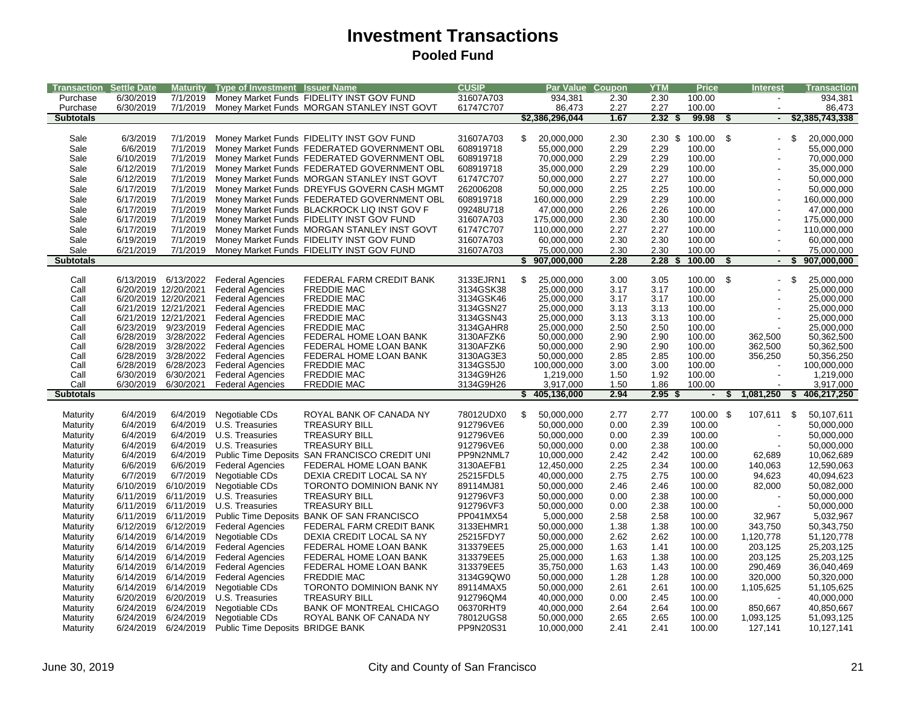# Investment Transactions

## Pooled Fund

| Transaction | Settle Date | Maturity | Type of Investment | Issuer Name | CUSIP | Par Value | Coupon | YTM | Price | Interest | Transaction |
|---|---|---|---|---|---|---|---|---|---|---|---|
| Purchase | 6/30/2019 | 7/1/2019 | Money Market Funds | FIDELITY INST GOV FUND | 31607A703 | 934,381 | 2.30 | 2.30 | 100.00 | - | 934,381 |
| Purchase | 6/30/2019 | 7/1/2019 | Money Market Funds | MORGAN STANLEY INST GOVT | 61747C707 | 86,473 | 2.27 | 2.27 | 100.00 | - | 86,473 |
| **Subtotals** | | | | | | **$2,386,296,044** | **1.67** | **2.32** | **$ 99.98** | **$ -** | **$2,385,743,338** |
| | | | | | | | | | | | |
| Sale | 6/3/2019 | 7/1/2019 | Money Market Funds | FIDELITY INST GOV FUND | 31607A703 | $ 20,000,000 | 2.30 | 2.30 | $ 100.00 | $ - | $ 20,000,000 |
| Sale | 6/6/2019 | 7/1/2019 | Money Market Funds | FEDERATED GOVERNMENT OBL | 608919718 | 55,000,000 | 2.29 | 2.29 | 100.00 | - | 55,000,000 |
| Sale | 6/10/2019 | 7/1/2019 | Money Market Funds | FEDERATED GOVERNMENT OBL | 608919718 | 70,000,000 | 2.29 | 2.29 | 100.00 | - | 70,000,000 |
| Sale | 6/12/2019 | 7/1/2019 | Money Market Funds | FEDERATED GOVERNMENT OBL | 608919718 | 35,000,000 | 2.29 | 2.29 | 100.00 | - | 35,000,000 |
| Sale | 6/12/2019 | 7/1/2019 | Money Market Funds | MORGAN STANLEY INST GOVT | 61747C707 | 50,000,000 | 2.27 | 2.27 | 100.00 | - | 50,000,000 |
| Sale | 6/17/2019 | 7/1/2019 | Money Market Funds | DREYFUS GOVERN CASH MGMT | 262006208 | 50,000,000 | 2.25 | 2.25 | 100.00 | - | 50,000,000 |
| Sale | 6/17/2019 | 7/1/2019 | Money Market Funds | FEDERATED GOVERNMENT OBL | 608919718 | 160,000,000 | 2.29 | 2.29 | 100.00 | - | 160,000,000 |
| Sale | 6/17/2019 | 7/1/2019 | Money Market Funds | BLACKROCK LIQ INST GOV F | 09248U718 | 47,000,000 | 2.26 | 2.26 | 100.00 | - | 47,000,000 |
| Sale | 6/17/2019 | 7/1/2019 | Money Market Funds | FIDELITY INST GOV FUND | 31607A703 | 175,000,000 | 2.30 | 2.30 | 100.00 | - | 175,000,000 |
| Sale | 6/17/2019 | 7/1/2019 | Money Market Funds | MORGAN STANLEY INST GOVT | 61747C707 | 110,000,000 | 2.27 | 2.27 | 100.00 | - | 110,000,000 |
| Sale | 6/19/2019 | 7/1/2019 | Money Market Funds | FIDELITY INST GOV FUND | 31607A703 | 60,000,000 | 2.30 | 2.30 | 100.00 | - | 60,000,000 |
| Sale | 6/21/2019 | 7/1/2019 | Money Market Funds | FIDELITY INST GOV FUND | 31607A703 | 75,000,000 | 2.30 | 2.30 | 100.00 | - | 75,000,000 |
| **Subtotals** | | | | | | **$ 907,000,000** | **2.28** | **2.28** | **$ 100.00** | **$ -** | **$ 907,000,000** |
| | | | | | | | | | | | |
| Call | 6/13/2019 | 6/13/2022 | Federal Agencies | FEDERAL FARM CREDIT BANK | 3133EJRN1 | $ 25,000,000 | 3.00 | 3.05 | 100.00 | $ - | $ 25,000,000 |
| Call | 6/20/2019 | 12/20/2021 | Federal Agencies | FREDDIE MAC | 3134GSK38 | 25,000,000 | 3.17 | 3.17 | 100.00 | - | 25,000,000 |
| Call | 6/20/2019 | 12/20/2021 | Federal Agencies | FREDDIE MAC | 3134GSK46 | 25,000,000 | 3.17 | 3.17 | 100.00 | - | 25,000,000 |
| Call | 6/21/2019 | 12/21/2021 | Federal Agencies | FREDDIE MAC | 3134GSN27 | 25,000,000 | 3.13 | 3.13 | 100.00 | - | 25,000,000 |
| Call | 6/21/2019 | 12/21/2021 | Federal Agencies | FREDDIE MAC | 3134GSN43 | 25,000,000 | 3.13 | 3.13 | 100.00 | - | 25,000,000 |
| Call | 6/23/2019 | 9/23/2019 | Federal Agencies | FREDDIE MAC | 3134GAHR8 | 25,000,000 | 2.50 | 2.50 | 100.00 | - | 25,000,000 |
| Call | 6/28/2019 | 3/28/2022 | Federal Agencies | FEDERAL HOME LOAN BANK | 3130AFZK6 | 50,000,000 | 2.90 | 2.90 | 100.00 | 362,500 | 50,362,500 |
| Call | 6/28/2019 | 3/28/2022 | Federal Agencies | FEDERAL HOME LOAN BANK | 3130AFZK6 | 50,000,000 | 2.90 | 2.90 | 100.00 | 362,500 | 50,362,500 |
| Call | 6/28/2019 | 3/28/2022 | Federal Agencies | FEDERAL HOME LOAN BANK | 3130AG3E3 | 50,000,000 | 2.85 | 2.85 | 100.00 | 356,250 | 50,356,250 |
| Call | 6/28/2019 | 6/28/2023 | Federal Agencies | FREDDIE MAC | 3134GS5J0 | 100,000,000 | 3.00 | 3.00 | 100.00 | - | 100,000,000 |
| Call | 6/30/2019 | 6/30/2021 | Federal Agencies | FREDDIE MAC | 3134G9H26 | 1,219,000 | 1.50 | 1.92 | 100.00 | - | 1,219,000 |
| Call | 6/30/2019 | 6/30/2021 | Federal Agencies | FREDDIE MAC | 3134G9H26 | 3,917,000 | 1.50 | 1.86 | 100.00 | - | 3,917,000 |
| **Subtotals** | | | | | | **$ 405,136,000** | **2.94** | **2.95** | **$ -** | **$ 1,081,250** | **$ 406,217,250** |
| | | | | | | | | | | | |
| Maturity | 6/4/2019 | 6/4/2019 | Negotiable CDs | ROYAL BANK OF CANADA NY | 78012UDX0 | $ 50,000,000 | 2.77 | 2.77 | 100.00 | $ 107,611 | $ 50,107,611 |
| Maturity | 6/4/2019 | 6/4/2019 | U.S. Treasuries | TREASURY BILL | 912796VE6 | 50,000,000 | 0.00 | 2.39 | 100.00 | - | 50,000,000 |
| Maturity | 6/4/2019 | 6/4/2019 | U.S. Treasuries | TREASURY BILL | 912796VE6 | 50,000,000 | 0.00 | 2.39 | 100.00 | - | 50,000,000 |
| Maturity | 6/4/2019 | 6/4/2019 | U.S. Treasuries | TREASURY BILL | 912796VE6 | 50,000,000 | 0.00 | 2.38 | 100.00 | - | 50,000,000 |
| Maturity | 6/4/2019 | 6/4/2019 | Public Time Deposits | SAN FRANCISCO CREDIT UNI | PP9N2NML7 | 10,000,000 | 2.42 | 2.42 | 100.00 | 62,689 | 10,062,689 |
| Maturity | 6/6/2019 | 6/6/2019 | Federal Agencies | FEDERAL HOME LOAN BANK | 3130AEFB1 | 12,450,000 | 2.25 | 2.34 | 100.00 | 140,063 | 12,590,063 |
| Maturity | 6/7/2019 | 6/7/2019 | Negotiable CDs | DEXIA CREDIT LOCAL SA NY | 25215FDL5 | 40,000,000 | 2.75 | 2.75 | 100.00 | 94,623 | 40,094,623 |
| Maturity | 6/10/2019 | 6/10/2019 | Negotiable CDs | TORONTO DOMINION BANK NY | 89114MJ81 | 50,000,000 | 2.46 | 2.46 | 100.00 | 82,000 | 50,082,000 |
| Maturity | 6/11/2019 | 6/11/2019 | U.S. Treasuries | TREASURY BILL | 912796VF3 | 50,000,000 | 0.00 | 2.38 | 100.00 | - | 50,000,000 |
| Maturity | 6/11/2019 | 6/11/2019 | U.S. Treasuries | TREASURY BILL | 912796VF3 | 50,000,000 | 0.00 | 2.38 | 100.00 | - | 50,000,000 |
| Maturity | 6/11/2019 | 6/11/2019 | Public Time Deposits | BANK OF SAN FRANCISCO | PP041MX54 | 5,000,000 | 2.58 | 2.58 | 100.00 | 32,967 | 5,032,967 |
| Maturity | 6/12/2019 | 6/12/2019 | Federal Agencies | FEDERAL FARM CREDIT BANK | 3133EHMR1 | 50,000,000 | 1.38 | 1.38 | 100.00 | 343,750 | 50,343,750 |
| Maturity | 6/14/2019 | 6/14/2019 | Negotiable CDs | DEXIA CREDIT LOCAL SA NY | 25215FDY7 | 50,000,000 | 2.62 | 2.62 | 100.00 | 1,120,778 | 51,120,778 |
| Maturity | 6/14/2019 | 6/14/2019 | Federal Agencies | FEDERAL HOME LOAN BANK | 313379EE5 | 25,000,000 | 1.63 | 1.41 | 100.00 | 203,125 | 25,203,125 |
| Maturity | 6/14/2019 | 6/14/2019 | Federal Agencies | FEDERAL HOME LOAN BANK | 313379EE5 | 25,000,000 | 1.63 | 1.38 | 100.00 | 203,125 | 25,203,125 |
| Maturity | 6/14/2019 | 6/14/2019 | Federal Agencies | FEDERAL HOME LOAN BANK | 313379EE5 | 35,750,000 | 1.63 | 1.43 | 100.00 | 290,469 | 36,040,469 |
| Maturity | 6/14/2019 | 6/14/2019 | Federal Agencies | FREDDIE MAC | 3134G9QW0 | 50,000,000 | 1.28 | 1.28 | 100.00 | 320,000 | 50,320,000 |
| Maturity | 6/14/2019 | 6/14/2019 | Negotiable CDs | TORONTO DOMINION BANK NY | 89114MAX5 | 50,000,000 | 2.61 | 2.61 | 100.00 | 1,105,625 | 51,105,625 |
| Maturity | 6/20/2019 | 6/20/2019 | U.S. Treasuries | TREASURY BILL | 912796QM4 | 40,000,000 | 0.00 | 2.45 | 100.00 | - | 40,000,000 |
| Maturity | 6/24/2019 | 6/24/2019 | Negotiable CDs | BANK OF MONTREAL CHICAGO | 06370RHT9 | 40,000,000 | 2.64 | 2.64 | 100.00 | 850,667 | 40,850,667 |
| Maturity | 6/24/2019 | 6/24/2019 | Negotiable CDs | ROYAL BANK OF CANADA NY | 78012UGS8 | 50,000,000 | 2.65 | 2.65 | 100.00 | 1,093,125 | 51,093,125 |
| Maturity | 6/24/2019 | 6/24/2019 | Public Time Deposits | BRIDGE BANK | PP9N20S31 | 10,000,000 | 2.41 | 2.41 | 100.00 | 127,141 | 10,127,141 |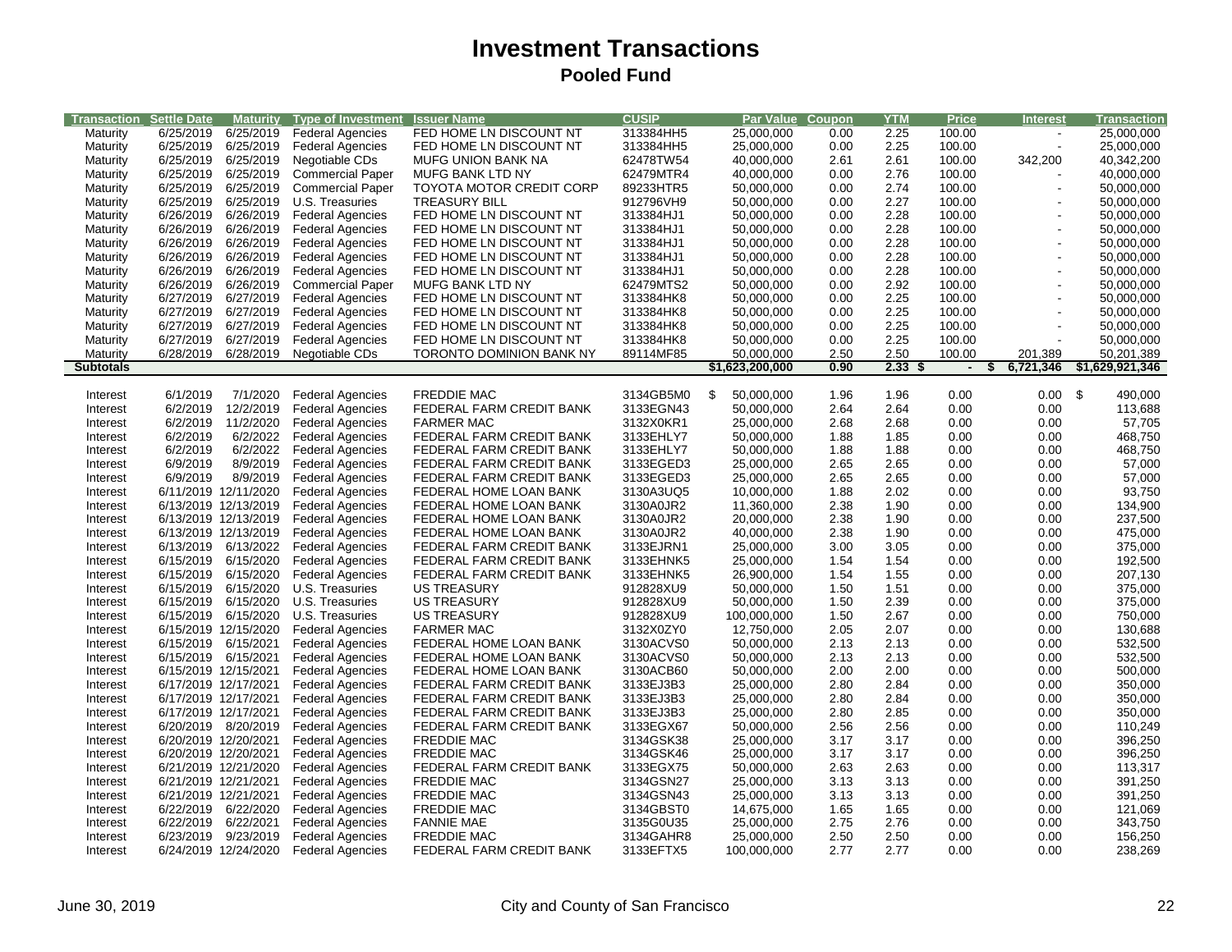# Investment Transactions

## Pooled Fund

| Transaction | Settle Date | Maturity | Type of Investment | Issuer Name | CUSIP | Par Value | Coupon | YTM | Price | Interest | Transaction |
|---|---|---|---|---|---|---|---|---|---|---|---|
| Maturity | 6/25/2019 | 6/25/2019 | Federal Agencies | FED HOME LN DISCOUNT NT | 313384HH5 | 25,000,000 | 0.00 | 2.25 | 100.00 | - | 25,000,000 |
| Maturity | 6/25/2019 | 6/25/2019 | Federal Agencies | FED HOME LN DISCOUNT NT | 313384HH5 | 25,000,000 | 0.00 | 2.25 | 100.00 | - | 25,000,000 |
| Maturity | 6/25/2019 | 6/25/2019 | Negotiable CDs | MUFG UNION BANK NA | 62478TW54 | 40,000,000 | 2.61 | 2.61 | 100.00 | 342,200 | 40,342,200 |
| Maturity | 6/25/2019 | 6/25/2019 | Commercial Paper | MUFG BANK LTD NY | 62479MTR4 | 40,000,000 | 0.00 | 2.76 | 100.00 | - | 40,000,000 |
| Maturity | 6/25/2019 | 6/25/2019 | Commercial Paper | TOYOTA MOTOR CREDIT CORP | 89233HTR5 | 50,000,000 | 0.00 | 2.74 | 100.00 | - | 50,000,000 |
| Maturity | 6/25/2019 | 6/25/2019 | U.S. Treasuries | TREASURY BILL | 912796VH9 | 50,000,000 | 0.00 | 2.27 | 100.00 | - | 50,000,000 |
| Maturity | 6/26/2019 | 6/26/2019 | Federal Agencies | FED HOME LN DISCOUNT NT | 313384HJ1 | 50,000,000 | 0.00 | 2.28 | 100.00 | - | 50,000,000 |
| Maturity | 6/26/2019 | 6/26/2019 | Federal Agencies | FED HOME LN DISCOUNT NT | 313384HJ1 | 50,000,000 | 0.00 | 2.28 | 100.00 | - | 50,000,000 |
| Maturity | 6/26/2019 | 6/26/2019 | Federal Agencies | FED HOME LN DISCOUNT NT | 313384HJ1 | 50,000,000 | 0.00 | 2.28 | 100.00 | - | 50,000,000 |
| Maturity | 6/26/2019 | 6/26/2019 | Federal Agencies | FED HOME LN DISCOUNT NT | 313384HJ1 | 50,000,000 | 0.00 | 2.28 | 100.00 | - | 50,000,000 |
| Maturity | 6/26/2019 | 6/26/2019 | Federal Agencies | FED HOME LN DISCOUNT NT | 313384HJ1 | 50,000,000 | 0.00 | 2.28 | 100.00 | - | 50,000,000 |
| Maturity | 6/26/2019 | 6/26/2019 | Commercial Paper | MUFG BANK LTD NY | 62479MTS2 | 50,000,000 | 0.00 | 2.92 | 100.00 | - | 50,000,000 |
| Maturity | 6/27/2019 | 6/27/2019 | Federal Agencies | FED HOME LN DISCOUNT NT | 313384HK8 | 50,000,000 | 0.00 | 2.25 | 100.00 | - | 50,000,000 |
| Maturity | 6/27/2019 | 6/27/2019 | Federal Agencies | FED HOME LN DISCOUNT NT | 313384HK8 | 50,000,000 | 0.00 | 2.25 | 100.00 | - | 50,000,000 |
| Maturity | 6/27/2019 | 6/27/2019 | Federal Agencies | FED HOME LN DISCOUNT NT | 313384HK8 | 50,000,000 | 0.00 | 2.25 | 100.00 | - | 50,000,000 |
| Maturity | 6/27/2019 | 6/27/2019 | Federal Agencies | FED HOME LN DISCOUNT NT | 313384HK8 | 50,000,000 | 0.00 | 2.25 | 100.00 | - | 50,000,000 |
| Maturity | 6/28/2019 | 6/28/2019 | Negotiable CDs | TORONTO DOMINION BANK NY | 89114MF85 | 50,000,000 | 2.50 | 2.50 | 100.00 | 201,389 | 50,201,389 |
| **Subtotals** | | | | | | **$1,623,200,000** | **0.90** | **2.33** | **$ -** | **$ 6,721,346** | **$1,629,921,346** |
| | | | | | | | | | | | |
| Interest | 6/1/2019 | 7/1/2020 | Federal Agencies | FREDDIE MAC | 3134GB5M0 | $ 50,000,000 | 1.96 | 1.96 | 0.00 | 0.00 | $ 490,000 |
| Interest | 6/2/2019 | 12/2/2019 | Federal Agencies | FEDERAL FARM CREDIT BANK | 3133EGN43 | 50,000,000 | 2.64 | 2.64 | 0.00 | 0.00 | 113,688 |
| Interest | 6/2/2019 | 11/2/2020 | Federal Agencies | FARMER MAC | 3132X0KR1 | 25,000,000 | 2.68 | 2.68 | 0.00 | 0.00 | 57,705 |
| Interest | 6/2/2019 | 6/2/2022 | Federal Agencies | FEDERAL FARM CREDIT BANK | 3133EHLY7 | 50,000,000 | 1.88 | 1.85 | 0.00 | 0.00 | 468,750 |
| Interest | 6/2/2019 | 6/2/2022 | Federal Agencies | FEDERAL FARM CREDIT BANK | 3133EHLY7 | 50,000,000 | 1.88 | 1.88 | 0.00 | 0.00 | 468,750 |
| Interest | 6/9/2019 | 8/9/2019 | Federal Agencies | FEDERAL FARM CREDIT BANK | 3133EGED3 | 25,000,000 | 2.65 | 2.65 | 0.00 | 0.00 | 57,000 |
| Interest | 6/9/2019 | 8/9/2019 | Federal Agencies | FEDERAL FARM CREDIT BANK | 3133EGED3 | 25,000,000 | 2.65 | 2.65 | 0.00 | 0.00 | 57,000 |
| Interest | 6/11/2019 | 12/11/2020 | Federal Agencies | FEDERAL HOME LOAN BANK | 3130A3UQ5 | 10,000,000 | 1.88 | 2.02 | 0.00 | 0.00 | 93,750 |
| Interest | 6/13/2019 | 12/13/2019 | Federal Agencies | FEDERAL HOME LOAN BANK | 3130A0JR2 | 11,360,000 | 2.38 | 1.90 | 0.00 | 0.00 | 134,900 |
| Interest | 6/13/2019 | 12/13/2019 | Federal Agencies | FEDERAL HOME LOAN BANK | 3130A0JR2 | 20,000,000 | 2.38 | 1.90 | 0.00 | 0.00 | 237,500 |
| Interest | 6/13/2019 | 12/13/2019 | Federal Agencies | FEDERAL HOME LOAN BANK | 3130A0JR2 | 40,000,000 | 2.38 | 1.90 | 0.00 | 0.00 | 475,000 |
| Interest | 6/13/2019 | 6/13/2022 | Federal Agencies | FEDERAL FARM CREDIT BANK | 3133EJRN1 | 25,000,000 | 3.00 | 3.05 | 0.00 | 0.00 | 375,000 |
| Interest | 6/15/2019 | 6/15/2020 | Federal Agencies | FEDERAL FARM CREDIT BANK | 3133EHNK5 | 25,000,000 | 1.54 | 1.54 | 0.00 | 0.00 | 192,500 |
| Interest | 6/15/2019 | 6/15/2020 | Federal Agencies | FEDERAL FARM CREDIT BANK | 3133EHNK5 | 26,900,000 | 1.54 | 1.55 | 0.00 | 0.00 | 207,130 |
| Interest | 6/15/2019 | 6/15/2020 | U.S. Treasuries | US TREASURY | 912828XU9 | 50,000,000 | 1.50 | 1.51 | 0.00 | 0.00 | 375,000 |
| Interest | 6/15/2019 | 6/15/2020 | U.S. Treasuries | US TREASURY | 912828XU9 | 50,000,000 | 1.50 | 2.39 | 0.00 | 0.00 | 375,000 |
| Interest | 6/15/2019 | 6/15/2020 | U.S. Treasuries | US TREASURY | 912828XU9 | 100,000,000 | 1.50 | 2.67 | 0.00 | 0.00 | 750,000 |
| Interest | 6/15/2019 | 12/15/2020 | Federal Agencies | FARMER MAC | 3132X0ZY0 | 12,750,000 | 2.05 | 2.07 | 0.00 | 0.00 | 130,688 |
| Interest | 6/15/2019 | 6/15/2021 | Federal Agencies | FEDERAL HOME LOAN BANK | 3130ACVS0 | 50,000,000 | 2.13 | 2.13 | 0.00 | 0.00 | 532,500 |
| Interest | 6/15/2019 | 6/15/2021 | Federal Agencies | FEDERAL HOME LOAN BANK | 3130ACVS0 | 50,000,000 | 2.13 | 2.13 | 0.00 | 0.00 | 532,500 |
| Interest | 6/15/2019 | 12/15/2021 | Federal Agencies | FEDERAL HOME LOAN BANK | 3130ACB60 | 50,000,000 | 2.00 | 2.00 | 0.00 | 0.00 | 500,000 |
| Interest | 6/17/2019 | 12/17/2021 | Federal Agencies | FEDERAL FARM CREDIT BANK | 3133EJ3B3 | 25,000,000 | 2.80 | 2.84 | 0.00 | 0.00 | 350,000 |
| Interest | 6/17/2019 | 12/17/2021 | Federal Agencies | FEDERAL FARM CREDIT BANK | 3133EJ3B3 | 25,000,000 | 2.80 | 2.84 | 0.00 | 0.00 | 350,000 |
| Interest | 6/17/2019 | 12/17/2021 | Federal Agencies | FEDERAL FARM CREDIT BANK | 3133EJ3B3 | 25,000,000 | 2.80 | 2.85 | 0.00 | 0.00 | 350,000 |
| Interest | 6/20/2019 | 8/20/2019 | Federal Agencies | FEDERAL FARM CREDIT BANK | 3133EGX67 | 50,000,000 | 2.56 | 2.56 | 0.00 | 0.00 | 110,249 |
| Interest | 6/20/2019 | 12/20/2021 | Federal Agencies | FREDDIE MAC | 3134GSK38 | 25,000,000 | 3.17 | 3.17 | 0.00 | 0.00 | 396,250 |
| Interest | 6/20/2019 | 12/20/2021 | Federal Agencies | FREDDIE MAC | 3134GSK46 | 25,000,000 | 3.17 | 3.17 | 0.00 | 0.00 | 396,250 |
| Interest | 6/21/2019 | 12/21/2020 | Federal Agencies | FEDERAL FARM CREDIT BANK | 3133EGX75 | 50,000,000 | 2.63 | 2.63 | 0.00 | 0.00 | 113,317 |
| Interest | 6/21/2019 | 12/21/2021 | Federal Agencies | FREDDIE MAC | 3134GSN27 | 25,000,000 | 3.13 | 3.13 | 0.00 | 0.00 | 391,250 |
| Interest | 6/21/2019 | 12/21/2021 | Federal Agencies | FREDDIE MAC | 3134GSN43 | 25,000,000 | 3.13 | 3.13 | 0.00 | 0.00 | 391,250 |
| Interest | 6/22/2019 | 6/22/2020 | Federal Agencies | FREDDIE MAC | 3134GBST0 | 14,675,000 | 1.65 | 1.65 | 0.00 | 0.00 | 121,069 |
| Interest | 6/22/2019 | 6/22/2021 | Federal Agencies | FANNIE MAE | 3135G0U35 | 25,000,000 | 2.75 | 2.76 | 0.00 | 0.00 | 343,750 |
| Interest | 6/23/2019 | 9/23/2019 | Federal Agencies | FREDDIE MAC | 3134GAHR8 | 25,000,000 | 2.50 | 2.50 | 0.00 | 0.00 | 156,250 |
| Interest | 6/24/2019 | 12/24/2020 | Federal Agencies | FEDERAL FARM CREDIT BANK | 3133EFTX5 | 100,000,000 | 2.77 | 2.77 | 0.00 | 0.00 | 238,269 |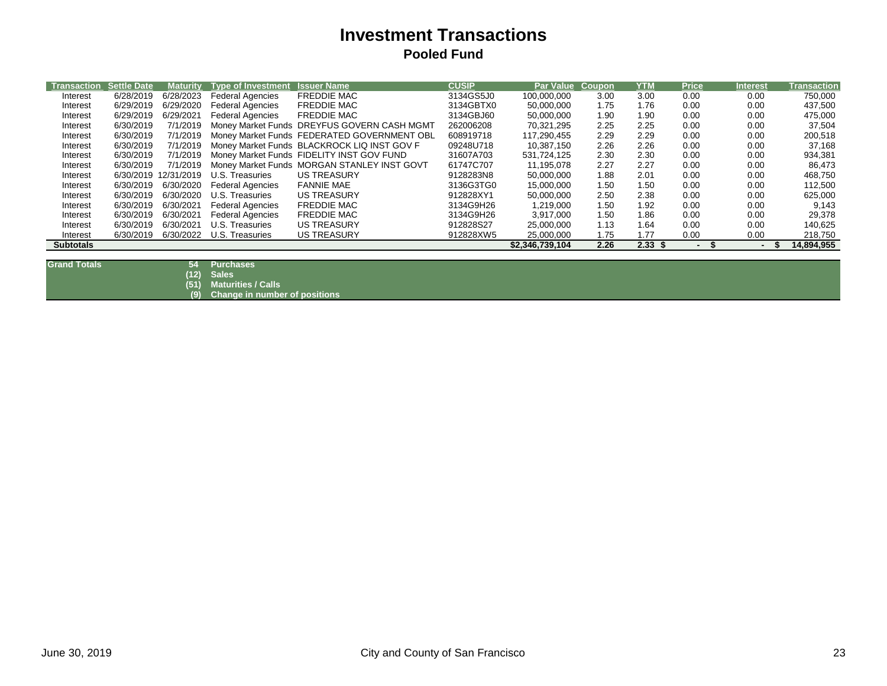# Investment Transactions

## Pooled Fund

| Transaction | Settle Date | Maturity | Type of Investment | Issuer Name | CUSIP | Par Value | Coupon | YTM | Price | Interest | Transaction |
|---|---|---|---|---|---|---|---|---|---|---|---|
| Interest | 6/28/2019 | 6/28/2023 | Federal Agencies | FREDDIE MAC | 3134GS5J0 | 100,000,000 | 3.00 | 3.00 | 0.00 | 0.00 | 750,000 |
| Interest | 6/29/2019 | 6/29/2020 | Federal Agencies | FREDDIE MAC | 3134GBTX0 | 50,000,000 | 1.75 | 1.76 | 0.00 | 0.00 | 437,500 |
| Interest | 6/29/2019 | 6/29/2021 | Federal Agencies | FREDDIE MAC | 3134GBJ60 | 50,000,000 | 1.90 | 1.90 | 0.00 | 0.00 | 475,000 |
| Interest | 6/30/2019 | 7/1/2019 | Money Market Funds | DREYFUS GOVERN CASH MGMT | 262006208 | 70,321,295 | 2.25 | 2.25 | 0.00 | 0.00 | 37,504 |
| Interest | 6/30/2019 | 7/1/2019 | Money Market Funds | FEDERATED GOVERNMENT OBL | 608919718 | 117,290,455 | 2.29 | 2.29 | 0.00 | 0.00 | 200,518 |
| Interest | 6/30/2019 | 7/1/2019 | Money Market Funds | BLACKROCK LIQ INST GOV F | 09248U718 | 10,387,150 | 2.26 | 2.26 | 0.00 | 0.00 | 37,168 |
| Interest | 6/30/2019 | 7/1/2019 | Money Market Funds | FIDELITY INST GOV FUND | 31607A703 | 531,724,125 | 2.30 | 2.30 | 0.00 | 0.00 | 934,381 |
| Interest | 6/30/2019 | 7/1/2019 | Money Market Funds | MORGAN STANLEY INST GOVT | 61747C707 | 11,195,078 | 2.27 | 2.27 | 0.00 | 0.00 | 86,473 |
| Interest | 6/30/2019 | 12/31/2019 | U.S. Treasuries | US TREASURY | 9128283N8 | 50,000,000 | 1.88 | 2.01 | 0.00 | 0.00 | 468,750 |
| Interest | 6/30/2019 | 6/30/2020 | Federal Agencies | FANNIE MAE | 3136G3TG0 | 15,000,000 | 1.50 | 1.50 | 0.00 | 0.00 | 112,500 |
| Interest | 6/30/2019 | 6/30/2020 | U.S. Treasuries | US TREASURY | 912828XY1 | 50,000,000 | 2.50 | 2.38 | 0.00 | 0.00 | 625,000 |
| Interest | 6/30/2019 | 6/30/2021 | Federal Agencies | FREDDIE MAC | 3134G9H26 | 1,219,000 | 1.50 | 1.92 | 0.00 | 0.00 | 9,143 |
| Interest | 6/30/2019 | 6/30/2021 | Federal Agencies | FREDDIE MAC | 3134G9H26 | 3,917,000 | 1.50 | 1.86 | 0.00 | 0.00 | 29,378 |
| Interest | 6/30/2019 | 6/30/2021 | U.S. Treasuries | US TREASURY | 912828S27 | 25,000,000 | 1.13 | 1.64 | 0.00 | 0.00 | 140,625 |
| Interest | 6/30/2019 | 6/30/2022 | U.S. Treasuries | US TREASURY | 912828XW5 | 25,000,000 | 1.75 | 1.77 | 0.00 | 0.00 | 218,750 |
| **Subtotals** | | | | | | **$2,346,739,104** | **2.26** | **2.33** | **$ -** | **$ -** | **$ 14,894,955** |

| | | |
|---|---|---|
| **Grand Totals** | **54** | **Purchases** |
| | **(12)** | **Sales** |
| | **(51)** | **Maturities / Calls** |
| | **(9)** | **Change in number of positions** |